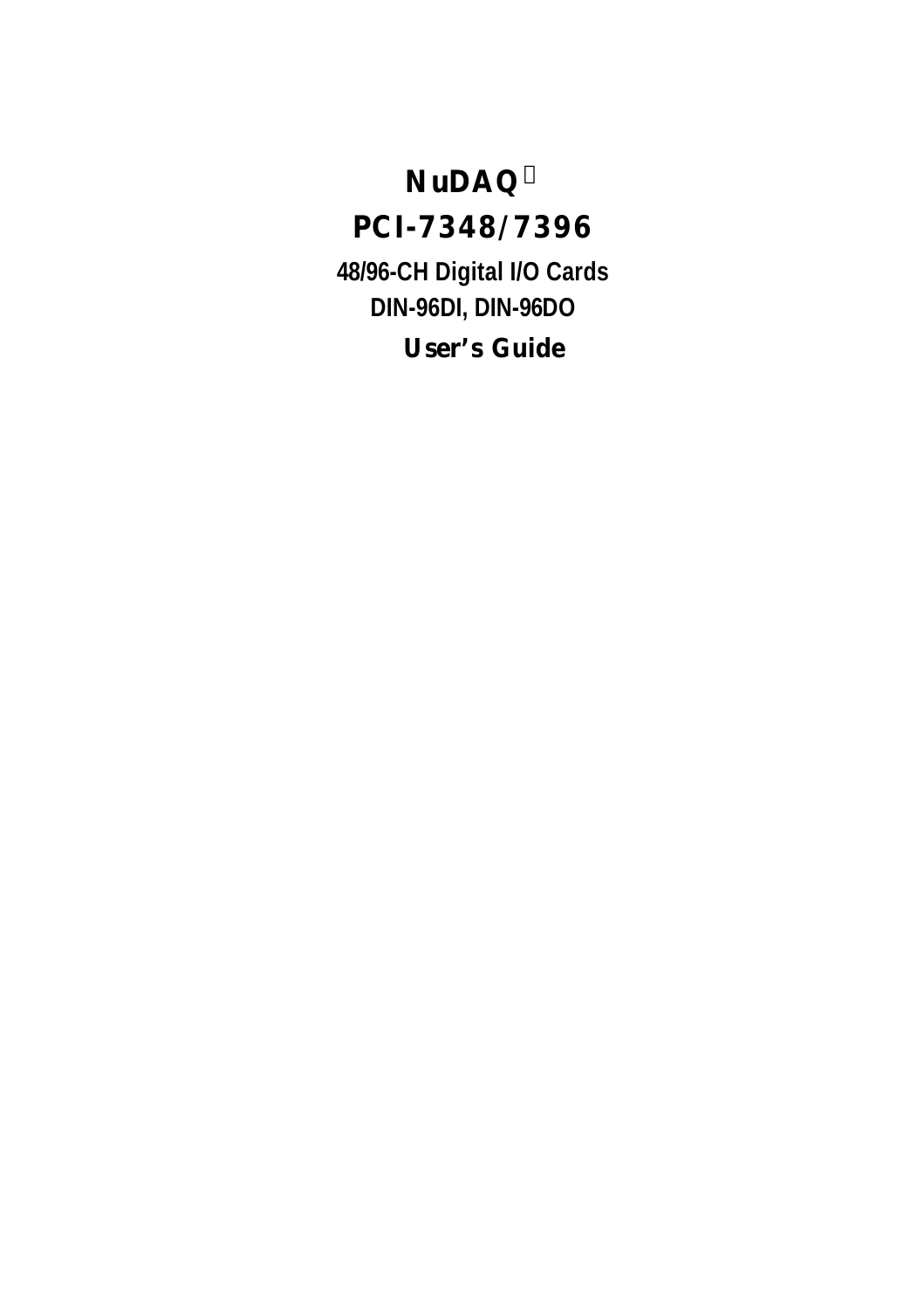# NuDAQ®

# PCI-7348/7396

**48/96-CH Digital I/O Cards**

**DIN-96DI, DIN-96DO**

## User's Guide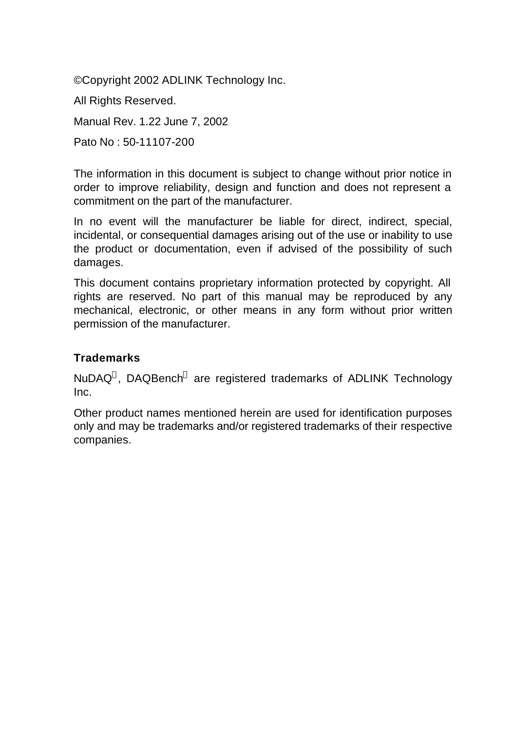©Copyright 2002 ADLINK Technology Inc.

All Rights Reserved.

Manual Rev. 1.22 June 7, 2002

Pato No : 50-11107-200

The information in this document is subject to change without prior notice in order to improve reliability, design and function and does not represent a commitment on the part of the manufacturer.

In no event will the manufacturer be liable for direct, indirect, special, incidental, or consequential damages arising out of the use or inability to use the product or documentation, even if advised of the possibility of such damages.

This document contains proprietary information protected by copyright. All rights are reserved. No part of this manual may be reproduced by any mechanical, electronic, or other means in any form without prior written permission of the manufacturer.

### Trademarks

NuDAQ®, DAQBench® are registered trademarks of ADLINK Technology Inc.

Other product names mentioned herein are used for identification purposes only and may be trademarks and/or registered trademarks of their respective companies.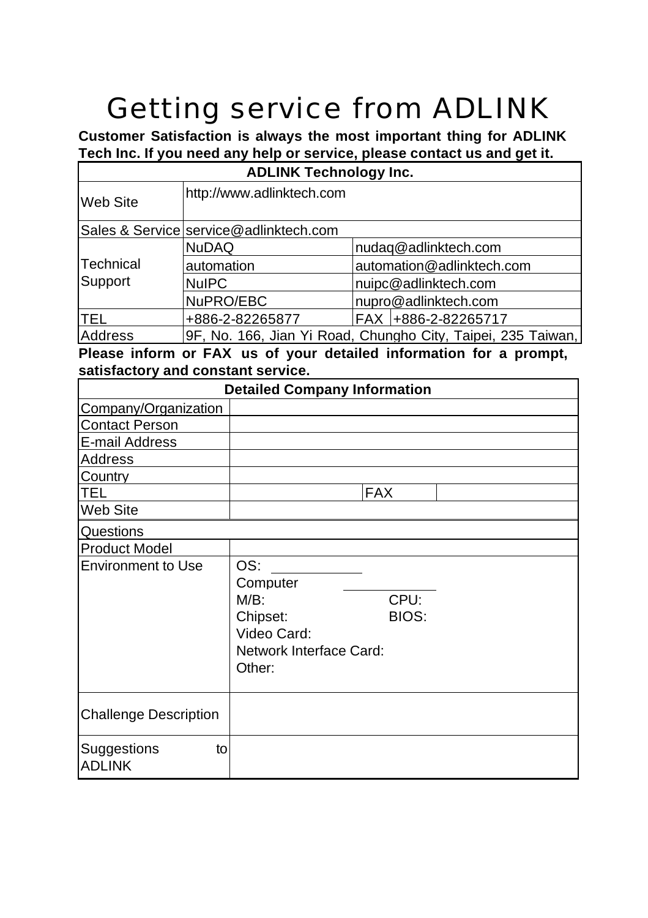# Getting service from ADLINK

**Customer Satisfaction is always the most important thing for ADLINK Tech Inc. If you need any help or service, please contact us and get it.**

| ADLINK Technology Inc. | | | |
|---|---|---|---|
| Web Site | http://www.adlinktech.com | | |
| Sales & Service | service@adlinktech.com | | |
| Technical Support | NuDAQ | nudaq@adlinktech.com | |
| | automation | automation@adlinktech.com | |
| | NuIPC | nuipc@adlinktech.com | |
| | NuPRO/EBC | nupro@adlinktech.com | |
| TEL | +886-2-82265877 | FAX | +886-2-82265717 |
| Address | 9F, No. 166, Jian Yi Road, Chungho City, Taipei, 235 Taiwan, | | |

**Please inform or FAX us of your detailed information for a prompt, satisfactory and constant service.**

| Detailed Company Information | | | |
|---|---|---|---|
| Company/Organization | | | |
| Contact Person | | | |
| E-mail Address | | | |
| Address | | | |
| Country | | | |
| TEL | | FAX | |
| Web Site | | | |
| Questions | | | |
| Product Model | | | |
| Environment to Use | OS: \_\_\_\_\_\_\_\_\_\_ Computer \_\_\_\_\_\_\_\_\_\_ M/B: CPU: Chipset: BIOS: Video Card: Network Interface Card: Other: | | |
| Challenge Description | | | |
| Suggestions to ADLINK | | | |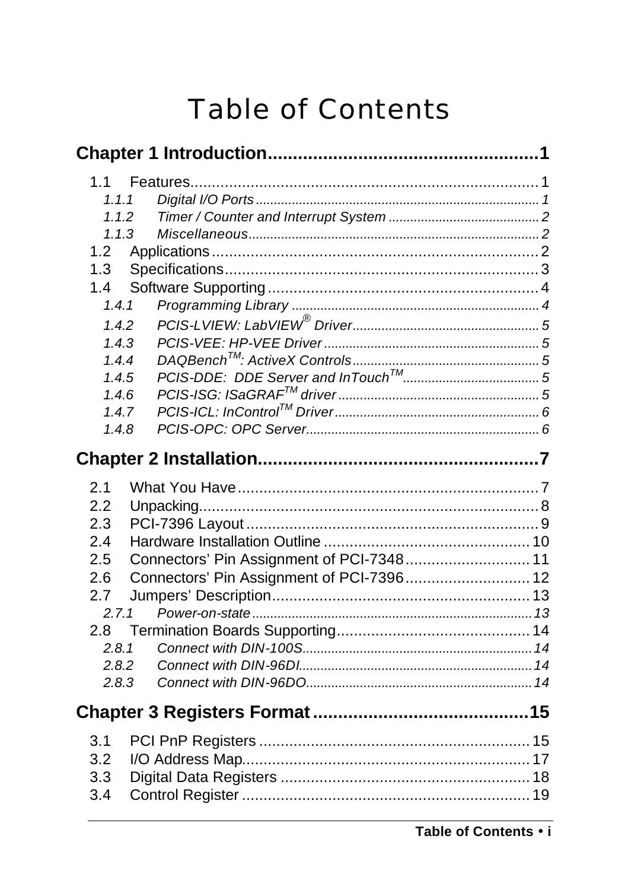# Table of Contents

**Chapter 1 Introduction......................................................1**

1.1 Features.................................................................................1

*1.1.1 Digital I/O Ports ...............................................................................1*

*1.1.2 Timer / Counter and Interrupt System .........................................2*

*1.1.3 Miscellaneous.................................................................................2*

1.2 Applications............................................................................2

1.3 Specifications..........................................................................3

1.4 Software Supporting...............................................................4

*1.4.1 Programming Library .....................................................................4*

*1.4.2 PCIS-LVIEW: LabVIEW® Driver....................................................5*

*1.4.3 PCIS-VEE: HP-VEE Driver ............................................................5*

*1.4.4 DAQBench™: ActiveX Controls....................................................5*

*1.4.5 PCIS-DDE: DDE Server and InTouch™......................................5*

*1.4.6 PCIS-ISG: ISaGRAF™ driver........................................................5*

*1.4.7 PCIS-ICL: InControl™ Driver.........................................................6*

*1.4.8 PCIS-OPC: OPC Server.................................................................6*

**Chapter 2 Installation........................................................7**

2.1 What You Have......................................................................7

2.2 Unpacking...............................................................................8

2.3 PCI-7396 Layout....................................................................9

2.4 Hardware Installation Outline ................................................10

2.5 Connectors' Pin Assignment of PCI-7348.............................11

2.6 Connectors' Pin Assignment of PCI-7396.............................12

2.7 Jumpers' Description............................................................13

*2.7.1 Power-on-state...............................................................................13*

2.8 Termination Boards Supporting.............................................14

*2.8.1 Connect with DIN-100S................................................................14*

*2.8.2 Connect with DIN-96DI.................................................................14*

*2.8.3 Connect with DIN-96DO...............................................................14*

**Chapter 3 Registers Format ...........................................15**

3.1 PCI PnP Registers ...............................................................15

3.2 I/O Address Map...................................................................17

3.3 Digital Data Registers ..........................................................18

3.4 Control Register ...................................................................19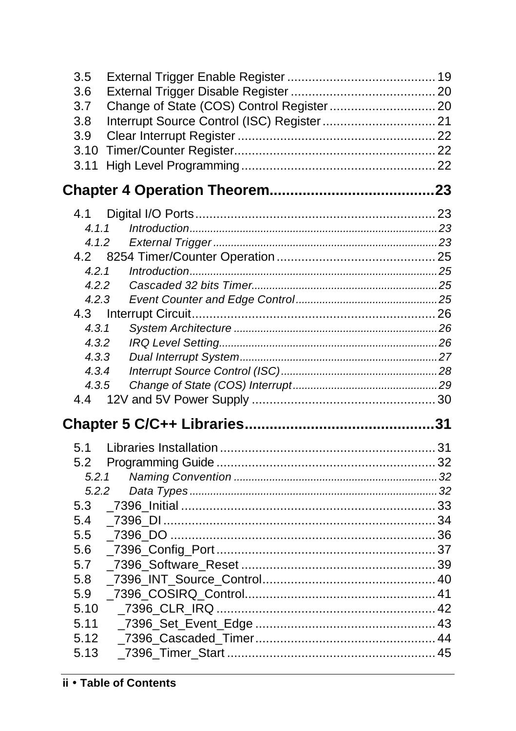3.5 External Trigger Enable Register .......................................... 19
3.6 External Trigger Disable Register ......................................... 20
3.7 Change of State (COS) Control Register .............................. 20
3.8 Interrupt Source Control (ISC) Register ................................ 21
3.9 Clear Interrupt Register ........................................................ 22
3.10 Timer/Counter Register......................................................... 22
3.11 High Level Programming ....................................................... 22

**Chapter 4 Operation Theorem.......................................23**

4.1 Digital I/O Ports .................................................................... 23
*4.1.1 Introduction.................................................................................... 23*
*4.1.2 External Trigger ............................................................................ 23*
4.2 8254 Timer/Counter Operation ............................................. 25
*4.2.1 Introduction.................................................................................... 25*
*4.2.2 Cascaded 32 bits Timer................................................................ 25*
*4.2.3 Event Counter and Edge Control ................................................ 25*
4.3 Interrupt Circuit..................................................................... 26
*4.3.1 System Architecture ..................................................................... 26*
*4.3.2 IRQ Level Setting.......................................................................... 26*
*4.3.3 Dual Interrupt System................................................................... 27*
*4.3.4 Interrupt Source Control (ISC) ..................................................... 28*
*4.3.5 Change of State (COS) Interrupt ................................................. 29*
4.4 12V and 5V Power Supply .................................................... 30

**Chapter 5 C/C++ Libraries.............................................31**

5.1 Libraries Installation ............................................................. 31
5.2 Programming Guide .............................................................. 32
*5.2.1 Naming Convention ...................................................................... 32*
*5.2.2 Data Types .................................................................................... 32*
5.3 _7396_Initial ........................................................................ 33
5.4 _7396_DI ............................................................................. 34
5.5 _7396_DO ........................................................................... 36
5.6 _7396_Config_Port .............................................................. 37
5.7 _7396_Software_Reset ........................................................ 39
5.8 _7396_INT_Source_Control.................................................. 40
5.9 _7396_COSIRQ_Control...................................................... 41
5.10 _7396_CLR_IRQ .............................................................. 42
5.11 _7396_Set_Event_Edge .................................................... 43
5.12 _7396_Cascaded_Timer.................................................... 44
5.13 _7396_Timer_Start ............................................................ 45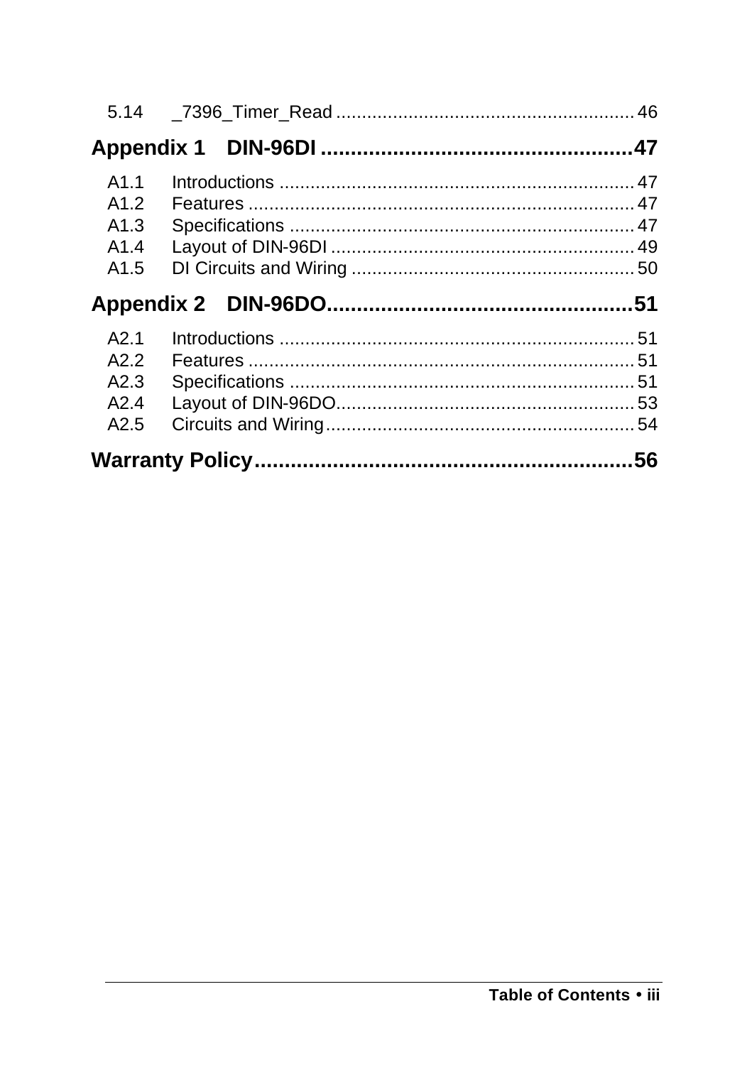5.14 _7396_Timer_Read ........................................................ 46

**Appendix 1 DIN-96DI .................................................. 47**

A1.1 Introductions ................................................................... 47
A1.2 Features ........................................................................... 47
A1.3 Specifications .................................................................. 47
A1.4 Layout of DIN-96DI .......................................................... 49
A1.5 DI Circuits and Wiring ...................................................... 50

**Appendix 2 DIN-96DO.................................................. 51**

A2.1 Introductions ................................................................... 51
A2.2 Features ........................................................................... 51
A2.3 Specifications .................................................................. 51
A2.4 Layout of DIN-96DO.......................................................... 53
A2.5 Circuits and Wiring............................................................ 54

**Warranty Policy............................................................ 56**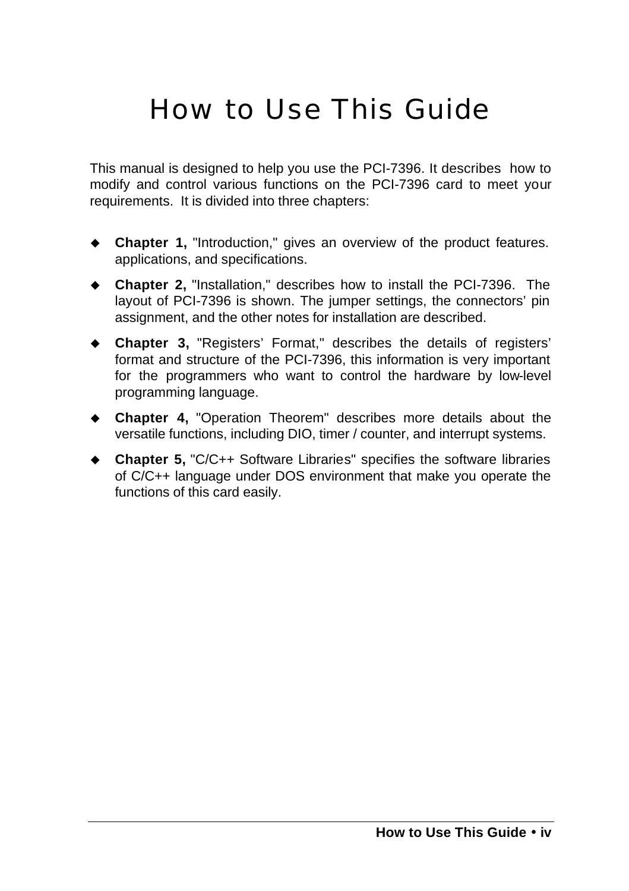# How to Use This Guide

This manual is designed to help you use the PCI-7396. It describes how to modify and control various functions on the PCI-7396 card to meet your requirements. It is divided into three chapters:

- **Chapter 1,** "Introduction," gives an overview of the product features. applications, and specifications.
- **Chapter 2,** "Installation," describes how to install the PCI-7396. The layout of PCI-7396 is shown. The jumper settings, the connectors' pin assignment, and the other notes for installation are described.
- **Chapter 3,** "Registers' Format," describes the details of registers' format and structure of the PCI-7396, this information is very important for the programmers who want to control the hardware by low-level programming language.
- **Chapter 4,** "Operation Theorem" describes more details about the versatile functions, including DIO, timer / counter, and interrupt systems.
- **Chapter 5,** "C/C++ Software Libraries" specifies the software libraries of C/C++ language under DOS environment that make you operate the functions of this card easily.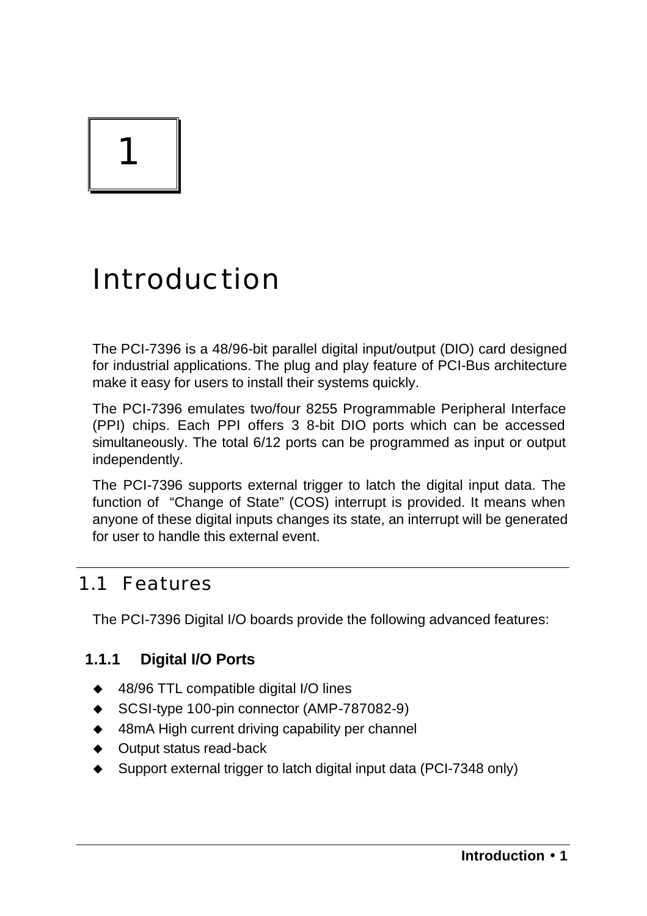# 1

# Introduction

The PCI-7396 is a 48/96-bit parallel digital input/output (DIO) card designed for industrial applications. The plug and play feature of PCI-Bus architecture make it easy for users to install their systems quickly.

The PCI-7396 emulates two/four 8255 Programmable Peripheral Interface (PPI) chips. Each PPI offers 3 8-bit DIO ports which can be accessed simultaneously. The total 6/12 ports can be programmed as input or output independently.

The PCI-7396 supports external trigger to latch the digital input data. The function of "Change of State" (COS) interrupt is provided. It means when anyone of these digital inputs changes its state, an interrupt will be generated for user to handle this external event.

## 1.1 Features

The PCI-7396 Digital I/O boards provide the following advanced features:

### 1.1.1 Digital I/O Ports

- 48/96 TTL compatible digital I/O lines
- SCSI-type 100-pin connector (AMP-787082-9)
- 48mA High current driving capability per channel
- Output status read-back
- Support external trigger to latch digital input data (PCI-7348 only)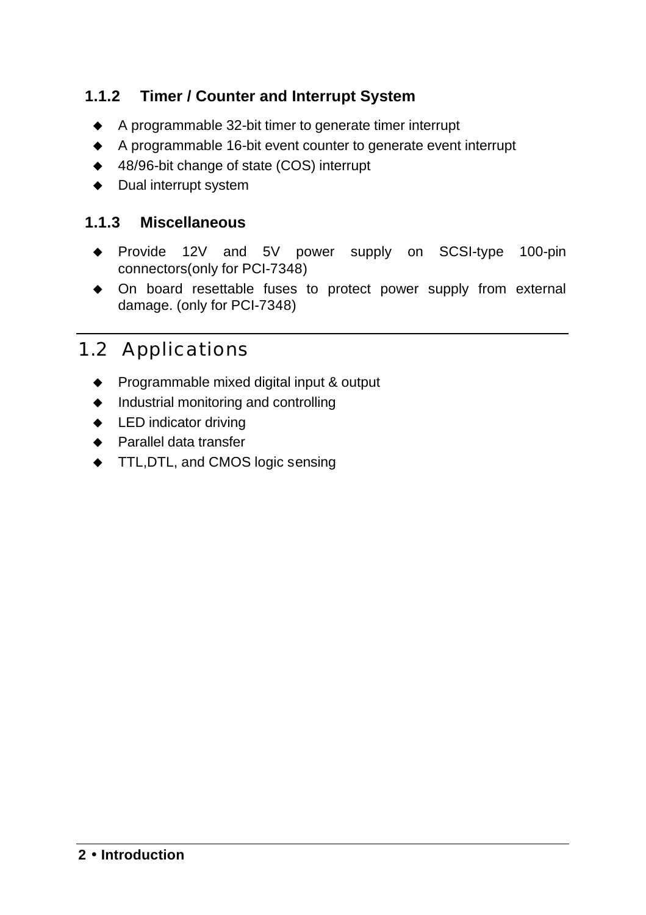### 1.1.2 Timer / Counter and Interrupt System

- A programmable 32-bit timer to generate timer interrupt
- A programmable 16-bit event counter to generate event interrupt
- 48/96-bit change of state (COS) interrupt
- Dual interrupt system

### 1.1.3 Miscellaneous

- Provide 12V and 5V power supply on SCSI-type 100-pin connectors(only for PCI-7348)
- On board resettable fuses to protect power supply from external damage. (only for PCI-7348)

## 1.2 Applications

- Programmable mixed digital input & output
- Industrial monitoring and controlling
- LED indicator driving
- Parallel data transfer
- TTL,DTL, and CMOS logic sensing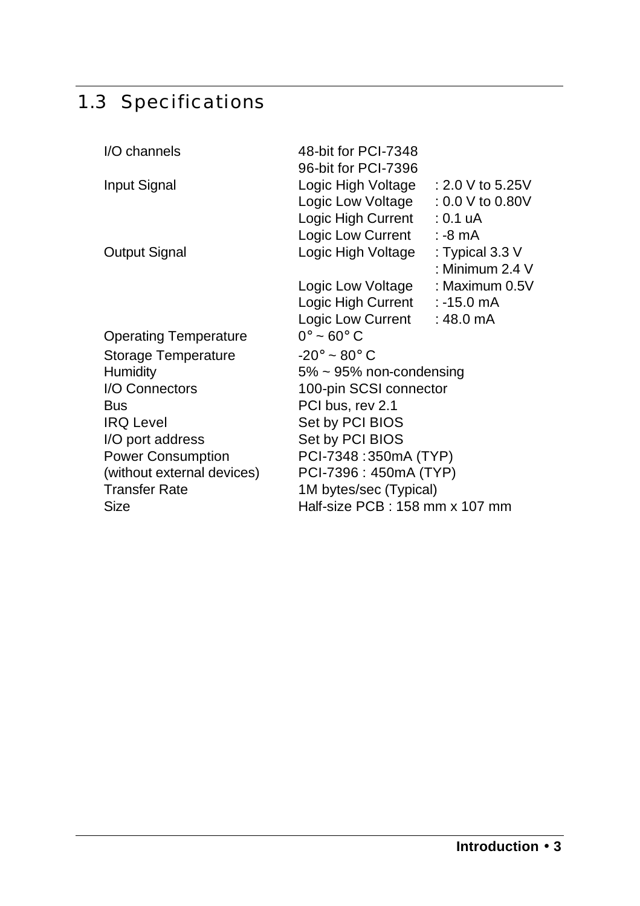## 1.3 Specifications

| | | |
|---|---|---|
| I/O channels | 48-bit for PCI-7348 | |
| | 96-bit for PCI-7396 | |
| Input Signal | Logic High Voltage | : 2.0 V to 5.25V |
| | Logic Low Voltage | : 0.0 V to 0.80V |
| | Logic High Current | : 0.1 uA |
| | Logic Low Current | : -8 mA |
| Output Signal | Logic High Voltage | : Typical 3.3 V |
| | | : Minimum 2.4 V |
| | Logic Low Voltage | : Maximum 0.5V |
| | Logic High Current | : -15.0 mA |
| | Logic Low Current | : 48.0 mA |
| Operating Temperature | 0° ~ 60° C | |
| Storage Temperature | -20° ~ 80° C | |
| Humidity | 5% ~ 95% non-condensing | |
| I/O Connectors | 100-pin SCSI connector | |
| Bus | PCI bus, rev 2.1 | |
| IRQ Level | Set by PCI BIOS | |
| I/O port address | Set by PCI BIOS | |
| Power Consumption (without external devices) | PCI-7348 :350mA (TYP)<br>PCI-7396 : 450mA (TYP) | |
| Transfer Rate | 1M bytes/sec (Typical) | |
| Size | Half-size PCB : 158 mm x 107 mm | |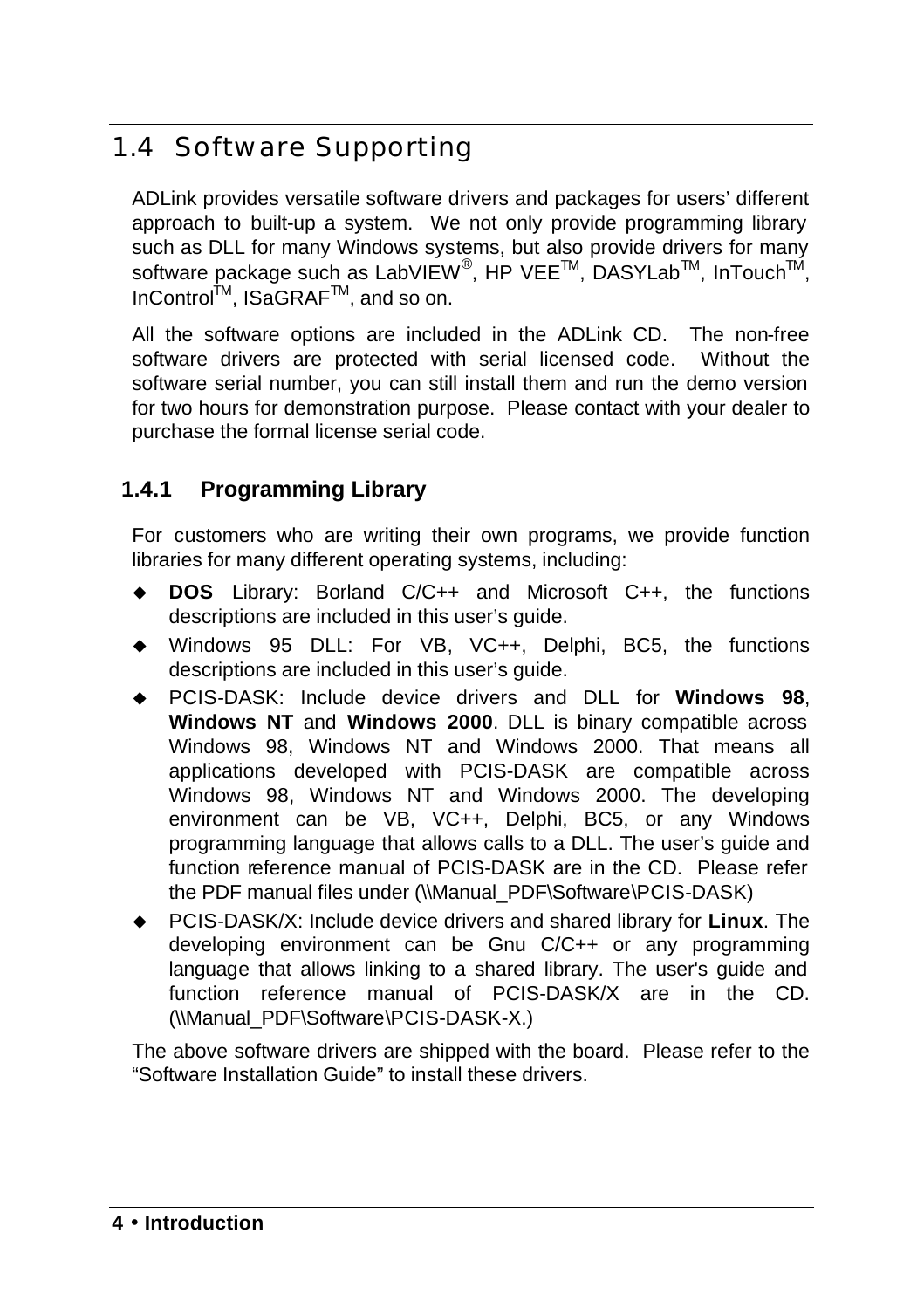## 1.4 Software Supporting

ADLink provides versatile software drivers and packages for users' different approach to built-up a system. We not only provide programming library such as DLL for many Windows systems, but also provide drivers for many software package such as LabVIEW®, HP VEE™, DASYLab™, InTouch™, InControl™, ISaGRAF™, and so on.

All the software options are included in the ADLink CD. The non-free software drivers are protected with serial licensed code. Without the software serial number, you can still install them and run the demo version for two hours for demonstration purpose. Please contact with your dealer to purchase the formal license serial code.

### 1.4.1 Programming Library

For customers who are writing their own programs, we provide function libraries for many different operating systems, including:

- **DOS** Library: Borland C/C++ and Microsoft C++, the functions descriptions are included in this user's guide.
- Windows 95 DLL: For VB, VC++, Delphi, BC5, the functions descriptions are included in this user's guide.
- PCIS-DASK: Include device drivers and DLL for **Windows 98**, **Windows NT** and **Windows 2000**. DLL is binary compatible across Windows 98, Windows NT and Windows 2000. That means all applications developed with PCIS-DASK are compatible across Windows 98, Windows NT and Windows 2000. The developing environment can be VB, VC++, Delphi, BC5, or any Windows programming language that allows calls to a DLL. The user's guide and function reference manual of PCIS-DASK are in the CD. Please refer the PDF manual files under (\\Manual_PDF\Software\PCIS-DASK)
- PCIS-DASK/X: Include device drivers and shared library for **Linux**. The developing environment can be Gnu C/C++ or any programming language that allows linking to a shared library. The user's guide and function reference manual of PCIS-DASK/X are in the CD. (\\Manual_PDF\Software\PCIS-DASK-X.)

The above software drivers are shipped with the board. Please refer to the "Software Installation Guide" to install these drivers.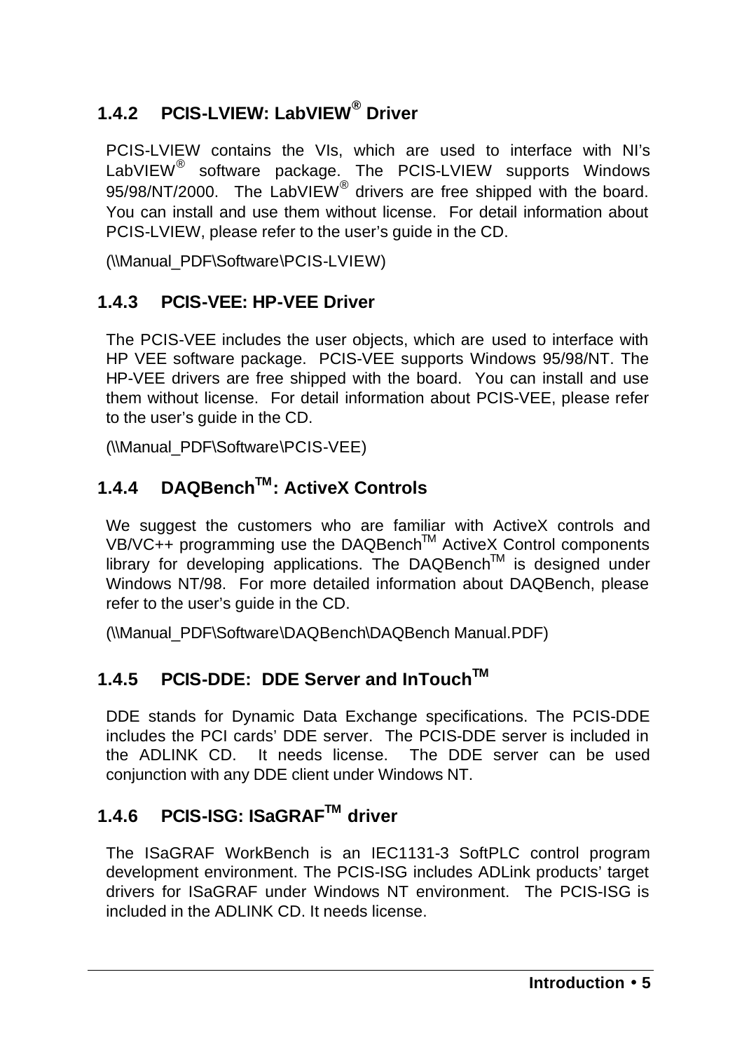### 1.4.2 PCIS-LVIEW: LabVIEW® Driver

PCIS-LVIEW contains the VIs, which are used to interface with NI's LabVIEW® software package. The PCIS-LVIEW supports Windows 95/98/NT/2000. The LabVIEW® drivers are free shipped with the board. You can install and use them without license. For detail information about PCIS-LVIEW, please refer to the user's guide in the CD.

(\\Manual_PDF\Software\PCIS-LVIEW)

### 1.4.3 PCIS-VEE: HP-VEE Driver

The PCIS-VEE includes the user objects, which are used to interface with HP VEE software package. PCIS-VEE supports Windows 95/98/NT. The HP-VEE drivers are free shipped with the board. You can install and use them without license. For detail information about PCIS-VEE, please refer to the user's guide in the CD.

(\\Manual_PDF\Software\PCIS-VEE)

### 1.4.4 DAQBench™: ActiveX Controls

We suggest the customers who are familiar with ActiveX controls and VB/VC++ programming use the DAQBench™ ActiveX Control components library for developing applications. The DAQBench™ is designed under Windows NT/98. For more detailed information about DAQBench, please refer to the user's guide in the CD.

(\\Manual_PDF\Software\DAQBench\DAQBench Manual.PDF)

### 1.4.5 PCIS-DDE: DDE Server and InTouch™

DDE stands for Dynamic Data Exchange specifications. The PCIS-DDE includes the PCI cards' DDE server. The PCIS-DDE server is included in the ADLINK CD. It needs license. The DDE server can be used conjunction with any DDE client under Windows NT.

### 1.4.6 PCIS-ISG: ISaGRAF™ driver

The ISaGRAF WorkBench is an IEC1131-3 SoftPLC control program development environment. The PCIS-ISG includes ADLink products' target drivers for ISaGRAF under Windows NT environment. The PCIS-ISG is included in the ADLINK CD. It needs license.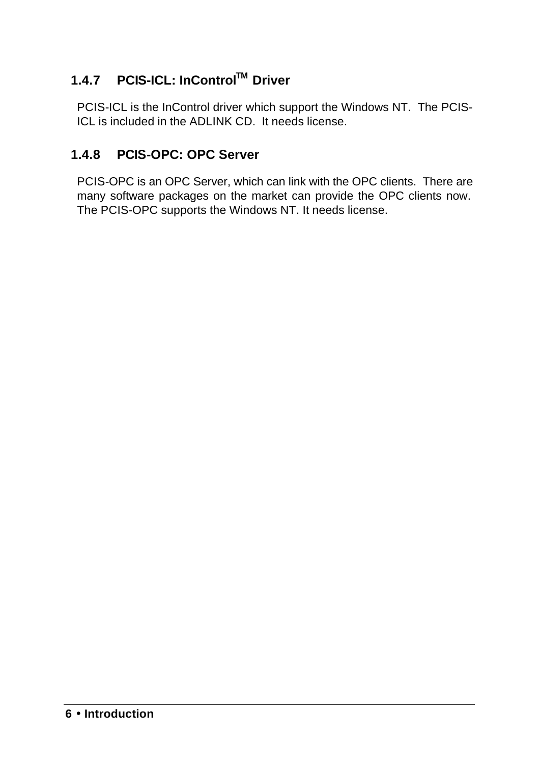### 1.4.7 PCIS-ICL: InControl$^{TM}$ Driver

PCIS-ICL is the InControl driver which support the Windows NT. The PCIS-ICL is included in the ADLINK CD. It needs license.

### 1.4.8 PCIS-OPC: OPC Server

PCIS-OPC is an OPC Server, which can link with the OPC clients. There are many software packages on the market can provide the OPC clients now. The PCIS-OPC supports the Windows NT. It needs license.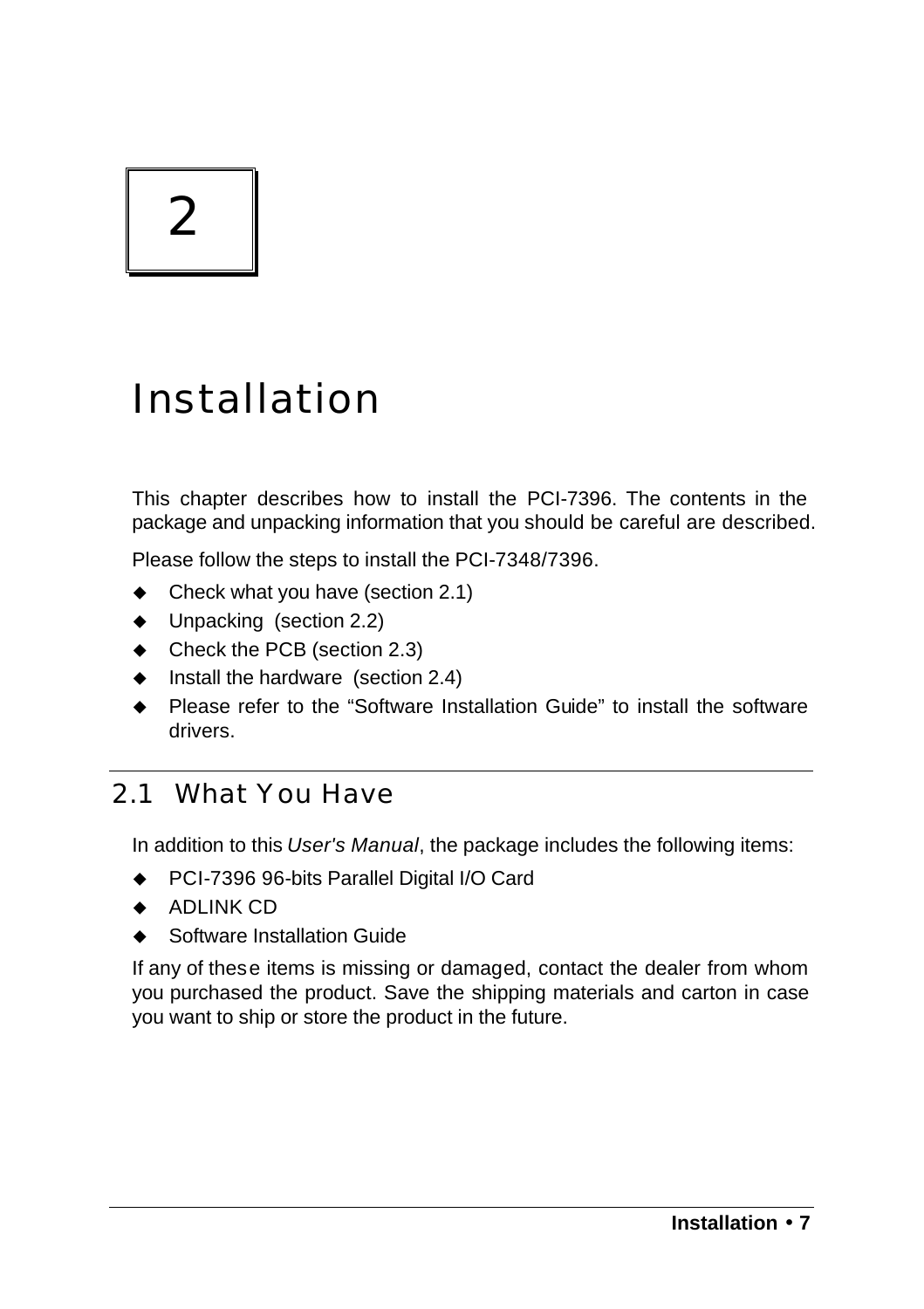# 2

# Installation

This chapter describes how to install the PCI-7396. The contents in the package and unpacking information that you should be careful are described.

Please follow the steps to install the PCI-7348/7396.

- Check what you have (section 2.1)
- Unpacking (section 2.2)
- Check the PCB (section 2.3)
- Install the hardware (section 2.4)
- Please refer to the "Software Installation Guide" to install the software drivers.

## 2.1 What You Have

In addition to this *User's Manual*, the package includes the following items:

- PCI-7396 96-bits Parallel Digital I/O Card
- ADLINK CD
- Software Installation Guide

If any of these items is missing or damaged, contact the dealer from whom you purchased the product. Save the shipping materials and carton in case you want to ship or store the product in the future.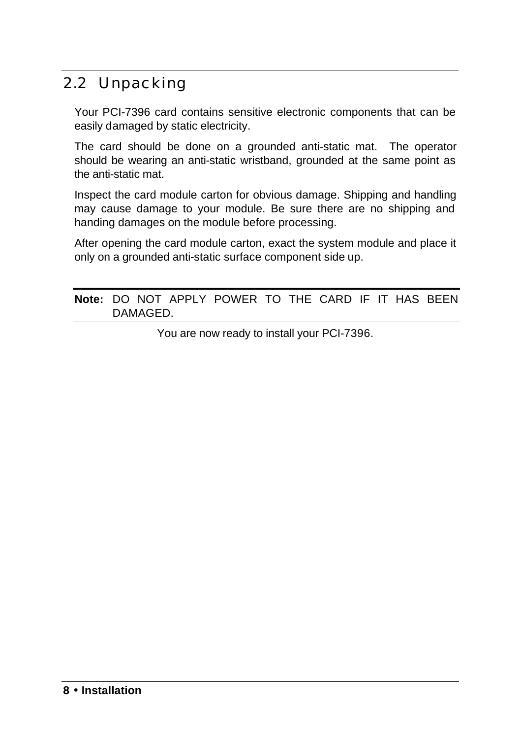## 2.2 Unpacking

Your PCI-7396 card contains sensitive electronic components that can be easily damaged by static electricity.

The card should be done on a grounded anti-static mat. The operator should be wearing an anti-static wristband, grounded at the same point as the anti-static mat.

Inspect the card module carton for obvious damage. Shipping and handling may cause damage to your module. Be sure there are no shipping and handing damages on the module before processing.

After opening the card module carton, exact the system module and place it only on a grounded anti-static surface component side up.

---

**Note:** DO NOT APPLY POWER TO THE CARD IF IT HAS BEEN DAMAGED.

---

You are now ready to install your PCI-7396.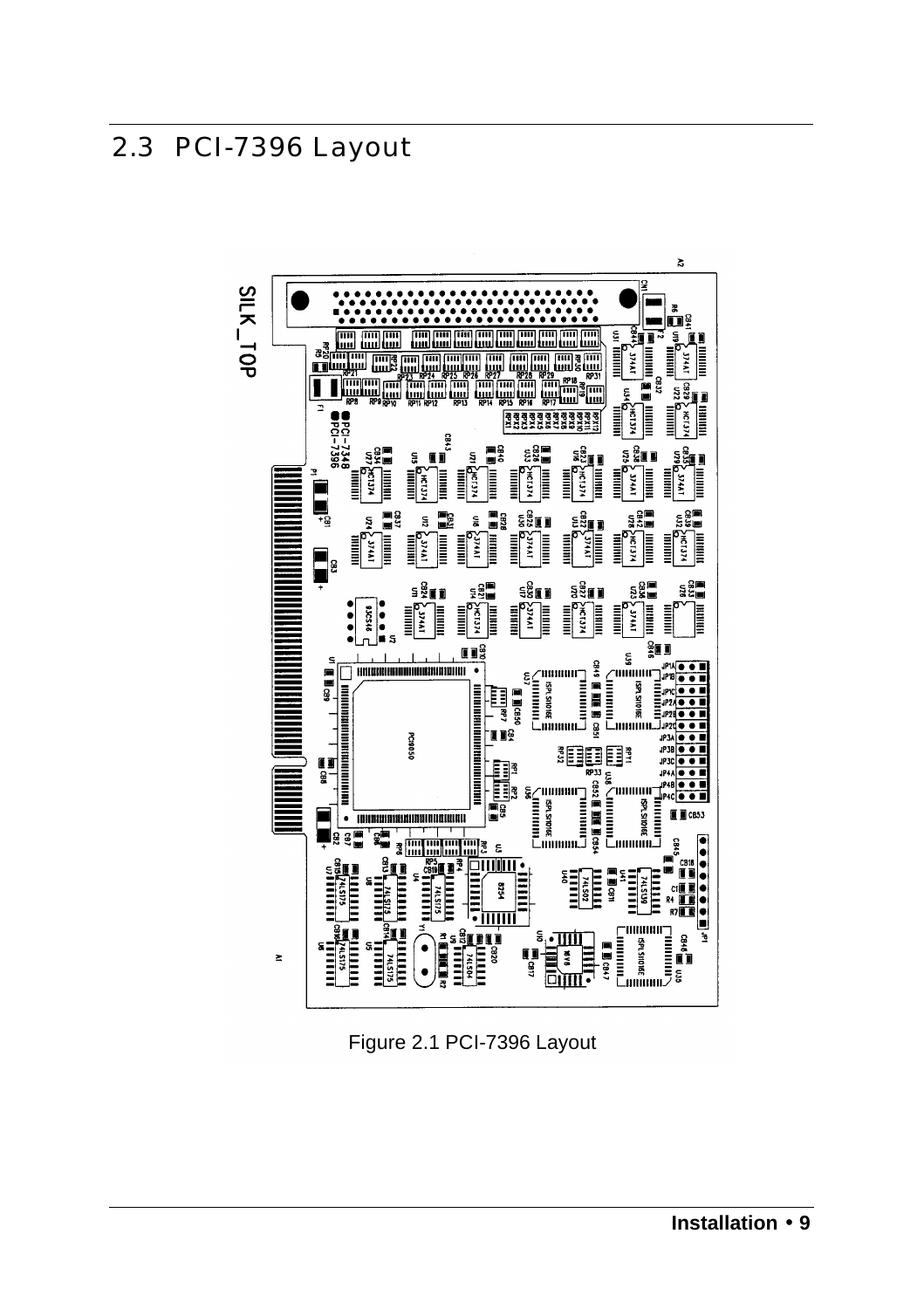## 2.3 PCI-7396 Layout

Figure 2.1 PCI-7396 Layout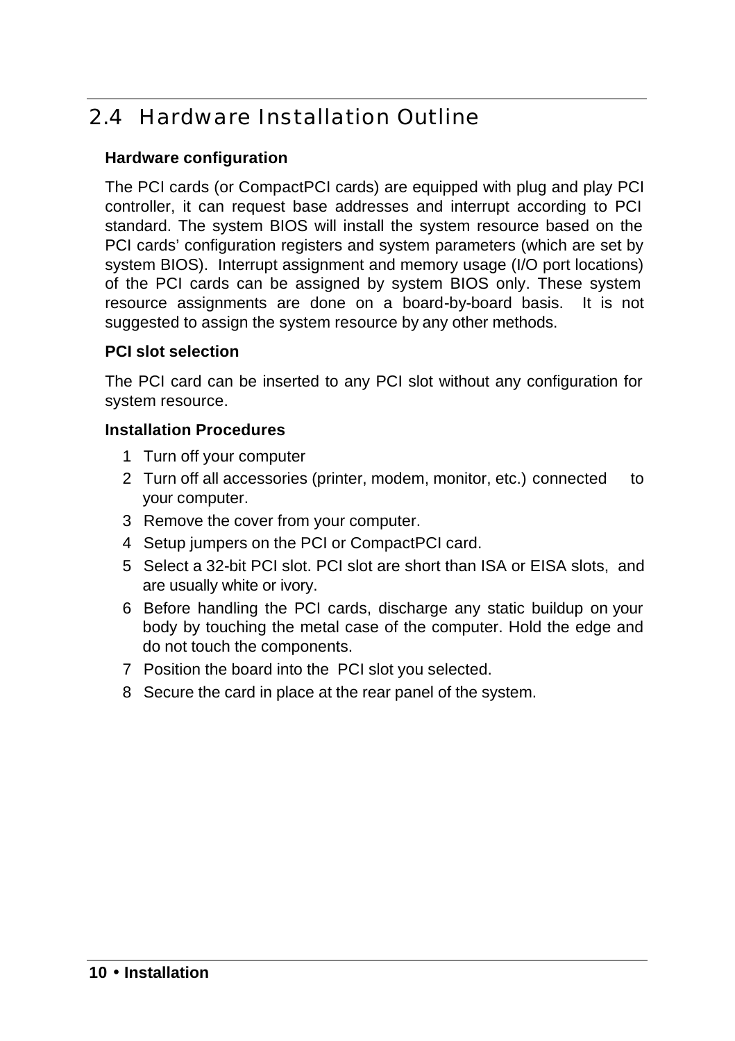## 2.4 Hardware Installation Outline

**Hardware configuration**

The PCI cards (or CompactPCI cards) are equipped with plug and play PCI controller, it can request base addresses and interrupt according to PCI standard. The system BIOS will install the system resource based on the PCI cards' configuration registers and system parameters (which are set by system BIOS). Interrupt assignment and memory usage (I/O port locations) of the PCI cards can be assigned by system BIOS only. These system resource assignments are done on a board-by-board basis. It is not suggested to assign the system resource by any other methods.

**PCI slot selection**

The PCI card can be inserted to any PCI slot without any configuration for system resource.

**Installation Procedures**

1. Turn off your computer
2. Turn off all accessories (printer, modem, monitor, etc.) connected to your computer.
3. Remove the cover from your computer.
4. Setup jumpers on the PCI or CompactPCI card.
5. Select a 32-bit PCI slot. PCI slot are short than ISA or EISA slots, and are usually white or ivory.
6. Before handling the PCI cards, discharge any static buildup on your body by touching the metal case of the computer. Hold the edge and do not touch the components.
7. Position the board into the PCI slot you selected.
8. Secure the card in place at the rear panel of the system.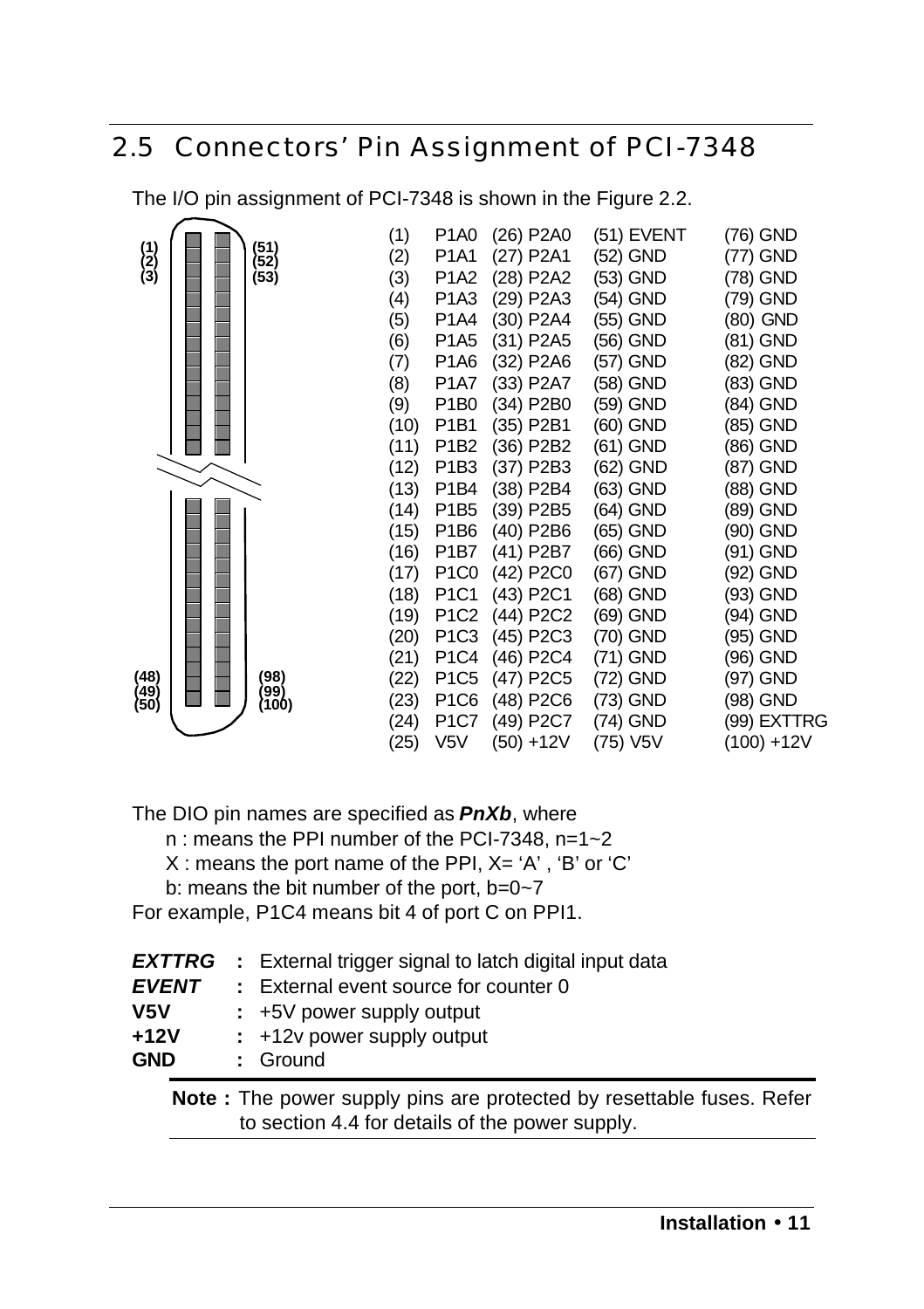## 2.5 Connectors' Pin Assignment of PCI-7348

The I/O pin assignment of PCI-7348 is shown in the Figure 2.2.

(1)
(2)
(3)
(51)
(52)
(53)
(48)
(49)
(50)
(98)
(99)
(100)

| | | | | |
|---|---|---|---|---|
| (1) | P1A0 | (26) P2A0 | (51) EVENT | (76) GND |
| (2) | P1A1 | (27) P2A1 | (52) GND | (77) GND |
| (3) | P1A2 | (28) P2A2 | (53) GND | (78) GND |
| (4) | P1A3 | (29) P2A3 | (54) GND | (79) GND |
| (5) | P1A4 | (30) P2A4 | (55) GND | (80) GND |
| (6) | P1A5 | (31) P2A5 | (56) GND | (81) GND |
| (7) | P1A6 | (32) P2A6 | (57) GND | (82) GND |
| (8) | P1A7 | (33) P2A7 | (58) GND | (83) GND |
| (9) | P1B0 | (34) P2B0 | (59) GND | (84) GND |
| (10) | P1B1 | (35) P2B1 | (60) GND | (85) GND |
| (11) | P1B2 | (36) P2B2 | (61) GND | (86) GND |
| (12) | P1B3 | (37) P2B3 | (62) GND | (87) GND |
| (13) | P1B4 | (38) P2B4 | (63) GND | (88) GND |
| (14) | P1B5 | (39) P2B5 | (64) GND | (89) GND |
| (15) | P1B6 | (40) P2B6 | (65) GND | (90) GND |
| (16) | P1B7 | (41) P2B7 | (66) GND | (91) GND |
| (17) | P1C0 | (42) P2C0 | (67) GND | (92) GND |
| (18) | P1C1 | (43) P2C1 | (68) GND | (93) GND |
| (19) | P1C2 | (44) P2C2 | (69) GND | (94) GND |
| (20) | P1C3 | (45) P2C3 | (70) GND | (95) GND |
| (21) | P1C4 | (46) P2C4 | (71) GND | (96) GND |
| (22) | P1C5 | (47) P2C5 | (72) GND | (97) GND |
| (23) | P1C6 | (48) P2C6 | (73) GND | (98) GND |
| (24) | P1C7 | (49) P2C7 | (74) GND | (99) EXTTRG |
| (25) | V5V | (50) +12V | (75) V5V | (100) +12V |

The DIO pin names are specified as ***PnXb***, where

n : means the PPI number of the PCI-7348, n=1~2

X : means the port name of the PPI, X= 'A' , 'B' or 'C'

b: means the bit number of the port, b=0~7

For example, P1C4 means bit 4 of port C on PPI1.

***EXTTRG*** **:** External trigger signal to latch digital input data
***EVENT*** **:** External event source for counter 0
**V5V** **:** +5V power supply output
**+12V** **:** +12v power supply output
**GND** **:** Ground

**Note :** The power supply pins are protected by resettable fuses. Refer to section 4.4 for details of the power supply.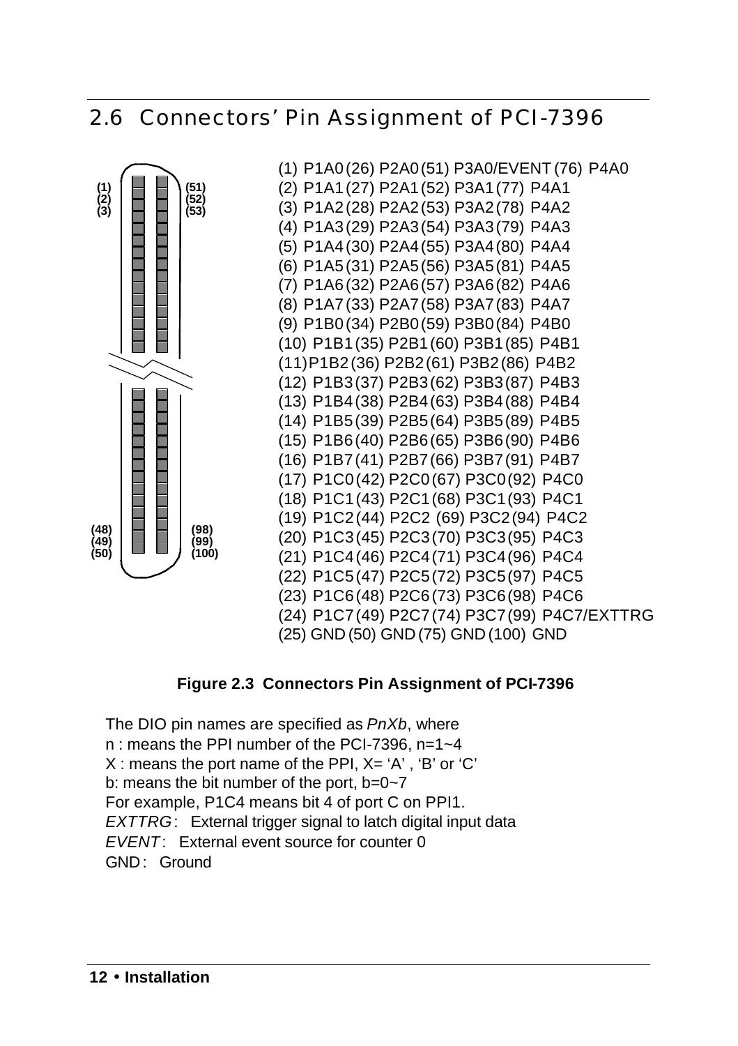## 2.6 Connectors' Pin Assignment of PCI-7396

(1)
(2)
(3)
(48)
(49)
(50)
(51)
(52)
(53)
(98)
(99)
(100)

| | | | |
|---|---|---|---|
| (1) P1A0 | (26) P2A0 | (51) P3A0/EVENT | (76) P4A0 |
| (2) P1A1 | (27) P2A1 | (52) P3A1 | (77) P4A1 |
| (3) P1A2 | (28) P2A2 | (53) P3A2 | (78) P4A2 |
| (4) P1A3 | (29) P2A3 | (54) P3A3 | (79) P4A3 |
| (5) P1A4 | (30) P2A4 | (55) P3A4 | (80) P4A4 |
| (6) P1A5 | (31) P2A5 | (56) P3A5 | (81) P4A5 |
| (7) P1A6 | (32) P2A6 | (57) P3A6 | (82) P4A6 |
| (8) P1A7 | (33) P2A7 | (58) P3A7 | (83) P4A7 |
| (9) P1B0 | (34) P2B0 | (59) P3B0 | (84) P4B0 |
| (10) P1B1 | (35) P2B1 | (60) P3B1 | (85) P4B1 |
| (11) P1B2 | (36) P2B2 | (61) P3B2 | (86) P4B2 |
| (12) P1B3 | (37) P2B3 | (62) P3B3 | (87) P4B3 |
| (13) P1B4 | (38) P2B4 | (63) P3B4 | (88) P4B4 |
| (14) P1B5 | (39) P2B5 | (64) P3B5 | (89) P4B5 |
| (15) P1B6 | (40) P2B6 | (65) P3B6 | (90) P4B6 |
| (16) P1B7 | (41) P2B7 | (66) P3B7 | (91) P4B7 |
| (17) P1C0 | (42) P2C0 | (67) P3C0 | (92) P4C0 |
| (18) P1C1 | (43) P2C1 | (68) P3C1 | (93) P4C1 |
| (19) P1C2 | (44) P2C2 | (69) P3C2 | (94) P4C2 |
| (20) P1C3 | (45) P2C3 | (70) P3C3 | (95) P4C3 |
| (21) P1C4 | (46) P2C4 | (71) P3C4 | (96) P4C4 |
| (22) P1C5 | (47) P2C5 | (72) P3C5 | (97) P4C5 |
| (23) P1C6 | (48) P2C6 | (73) P3C6 | (98) P4C6 |
| (24) P1C7 | (49) P2C7 | (74) P3C7 | (99) P4C7/EXTTRG |
| (25) GND | (50) GND | (75) GND | (100) GND |

**Figure 2.3 Connectors Pin Assignment of PCI-7396**

The DIO pin names are specified as *PnXb*, where
n : means the PPI number of the PCI-7396, n=1~4
X : means the port name of the PPI, X= 'A' , 'B' or 'C'
b: means the bit number of the port, b=0~7
For example, P1C4 means bit 4 of port C on PPI1.
*EXTTRG*: External trigger signal to latch digital input data
*EVENT*: External event source for counter 0
GND: Ground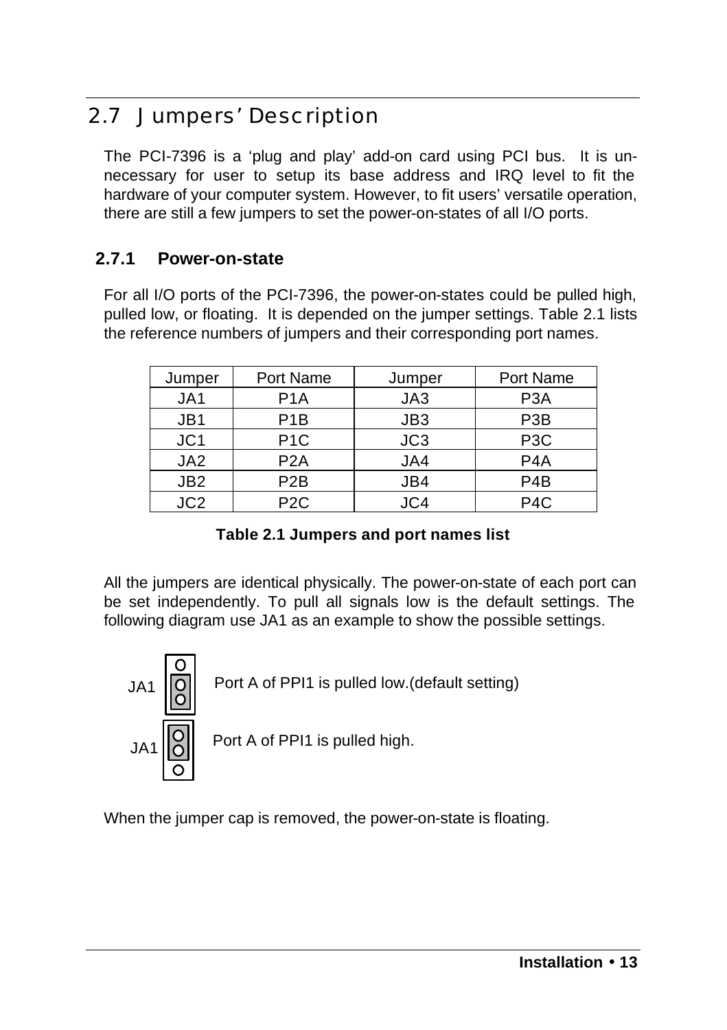## 2.7 Jumpers' Description

The PCI-7396 is a 'plug and play' add-on card using PCI bus. It is un-necessary for user to setup its base address and IRQ level to fit the hardware of your computer system. However, to fit users' versatile operation, there are still a few jumpers to set the power-on-states of all I/O ports.

### 2.7.1 Power-on-state

For all I/O ports of the PCI-7396, the power-on-states could be pulled high, pulled low, or floating. It is depended on the jumper settings. Table 2.1 lists the reference numbers of jumpers and their corresponding port names.

| Jumper | Port Name | Jumper | Port Name |
|---|---|---|---|
| JA1 | P1A | JA3 | P3A |
| JB1 | P1B | JB3 | P3B |
| JC1 | P1C | JC3 | P3C |
| JA2 | P2A | JA4 | P4A |
| JB2 | P2B | JB4 | P4B |
| JC2 | P2C | JC4 | P4C |

**Table 2.1 Jumpers and port names list**

All the jumpers are identical physically. The power-on-state of each port can be set independently. To pull all signals low is the default settings. The following diagram use JA1 as an example to show the possible settings.

JA1 Port A of PPI1 is pulled low.(default setting)

JA1 Port A of PPI1 is pulled high.

When the jumper cap is removed, the power-on-state is floating.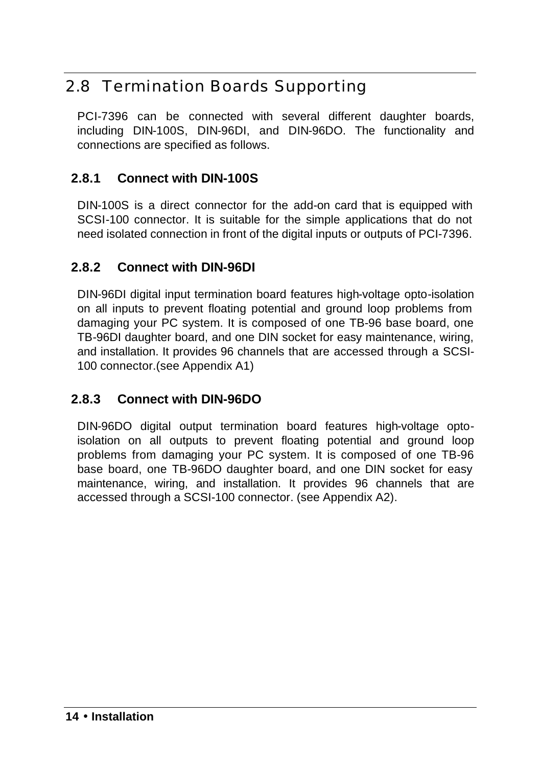## 2.8 Termination Boards Supporting

PCI-7396 can be connected with several different daughter boards, including DIN-100S, DIN-96DI, and DIN-96DO. The functionality and connections are specified as follows.

### 2.8.1 Connect with DIN-100S

DIN-100S is a direct connector for the add-on card that is equipped with SCSI-100 connector. It is suitable for the simple applications that do not need isolated connection in front of the digital inputs or outputs of PCI-7396.

### 2.8.2 Connect with DIN-96DI

DIN-96DI digital input termination board features high-voltage opto-isolation on all inputs to prevent floating potential and ground loop problems from damaging your PC system. It is composed of one TB-96 base board, one TB-96DI daughter board, and one DIN socket for easy maintenance, wiring, and installation. It provides 96 channels that are accessed through a SCSI-100 connector.(see Appendix A1)

### 2.8.3 Connect with DIN-96DO

DIN-96DO digital output termination board features high-voltage opto-isolation on all outputs to prevent floating potential and ground loop problems from damaging your PC system. It is composed of one TB-96 base board, one TB-96DO daughter board, and one DIN socket for easy maintenance, wiring, and installation. It provides 96 channels that are accessed through a SCSI-100 connector. (see Appendix A2).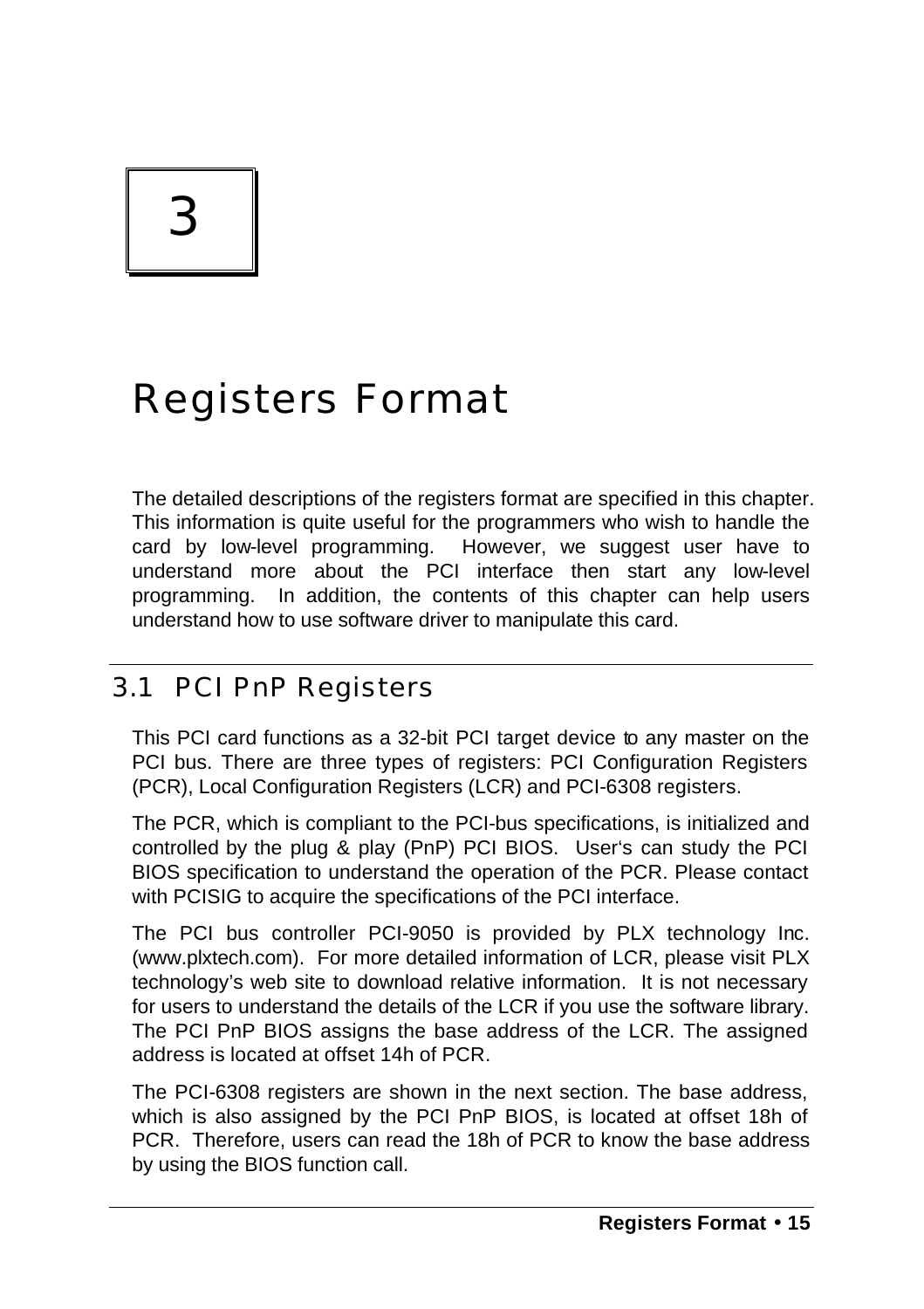# 3

# Registers Format

The detailed descriptions of the registers format are specified in this chapter. This information is quite useful for the programmers who wish to handle the card by low-level programming. However, we suggest user have to understand more about the PCI interface then start any low-level programming. In addition, the contents of this chapter can help users understand how to use software driver to manipulate this card.

## 3.1 PCI PnP Registers

This PCI card functions as a 32-bit PCI target device to any master on the PCI bus. There are three types of registers: PCI Configuration Registers (PCR), Local Configuration Registers (LCR) and PCI-6308 registers.

The PCR, which is compliant to the PCI-bus specifications, is initialized and controlled by the plug & play (PnP) PCI BIOS. User's can study the PCI BIOS specification to understand the operation of the PCR. Please contact with PCISIG to acquire the specifications of the PCI interface.

The PCI bus controller PCI-9050 is provided by PLX technology Inc. (www.plxtech.com). For more detailed information of LCR, please visit PLX technology's web site to download relative information. It is not necessary for users to understand the details of the LCR if you use the software library. The PCI PnP BIOS assigns the base address of the LCR. The assigned address is located at offset 14h of PCR.

The PCI-6308 registers are shown in the next section. The base address, which is also assigned by the PCI PnP BIOS, is located at offset 18h of PCR. Therefore, users can read the 18h of PCR to know the base address by using the BIOS function call.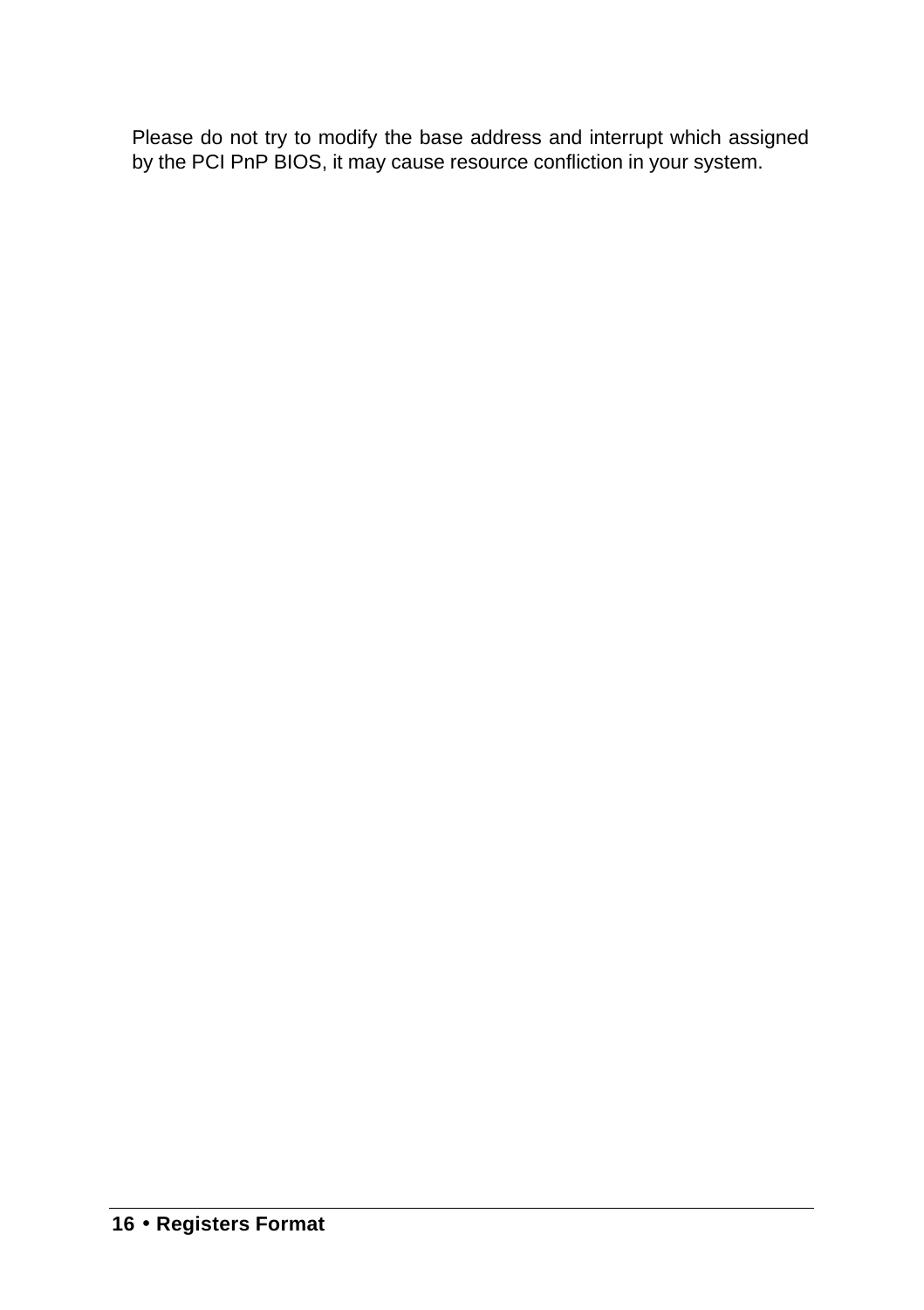Please do not try to modify the base address and interrupt which assigned by the PCI PnP BIOS, it may cause resource confliction in your system.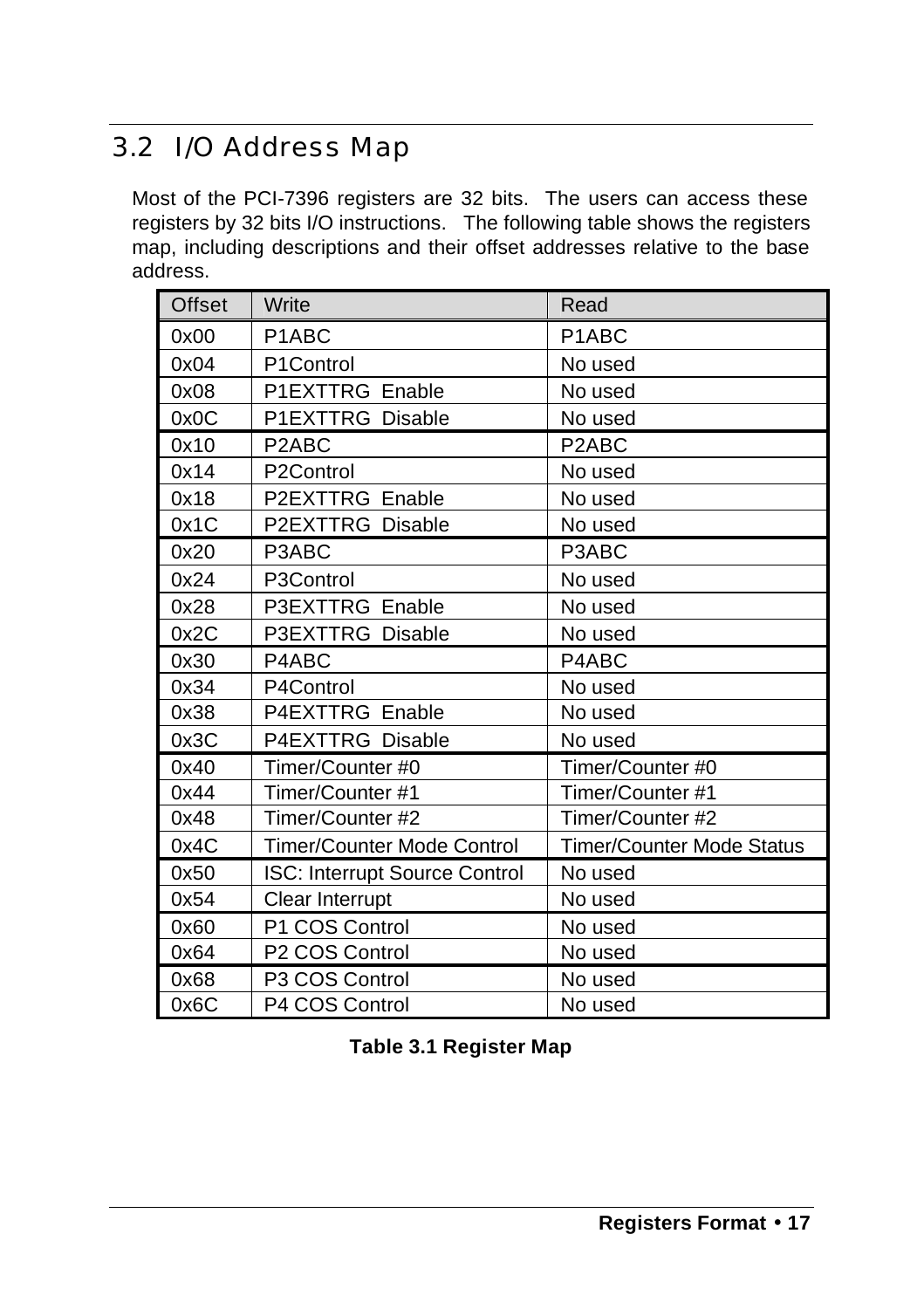## 3.2 I/O Address Map

Most of the PCI-7396 registers are 32 bits. The users can access these registers by 32 bits I/O instructions. The following table shows the registers map, including descriptions and their offset addresses relative to the base address.

| Offset | Write | Read |
|---|---|---|
| 0x00 | P1ABC | P1ABC |
| 0x04 | P1Control | No used |
| 0x08 | P1EXTTRG Enable | No used |
| 0x0C | P1EXTTRG Disable | No used |
| 0x10 | P2ABC | P2ABC |
| 0x14 | P2Control | No used |
| 0x18 | P2EXTTRG Enable | No used |
| 0x1C | P2EXTTRG Disable | No used |
| 0x20 | P3ABC | P3ABC |
| 0x24 | P3Control | No used |
| 0x28 | P3EXTTRG Enable | No used |
| 0x2C | P3EXTTRG Disable | No used |
| 0x30 | P4ABC | P4ABC |
| 0x34 | P4Control | No used |
| 0x38 | P4EXTTRG Enable | No used |
| 0x3C | P4EXTTRG Disable | No used |
| 0x40 | Timer/Counter #0 | Timer/Counter #0 |
| 0x44 | Timer/Counter #1 | Timer/Counter #1 |
| 0x48 | Timer/Counter #2 | Timer/Counter #2 |
| 0x4C | Timer/Counter Mode Control | Timer/Counter Mode Status |
| 0x50 | ISC: Interrupt Source Control | No used |
| 0x54 | Clear Interrupt | No used |
| 0x60 | P1 COS Control | No used |
| 0x64 | P2 COS Control | No used |
| 0x68 | P3 COS Control | No used |
| 0x6C | P4 COS Control | No used |

**Table 3.1 Register Map**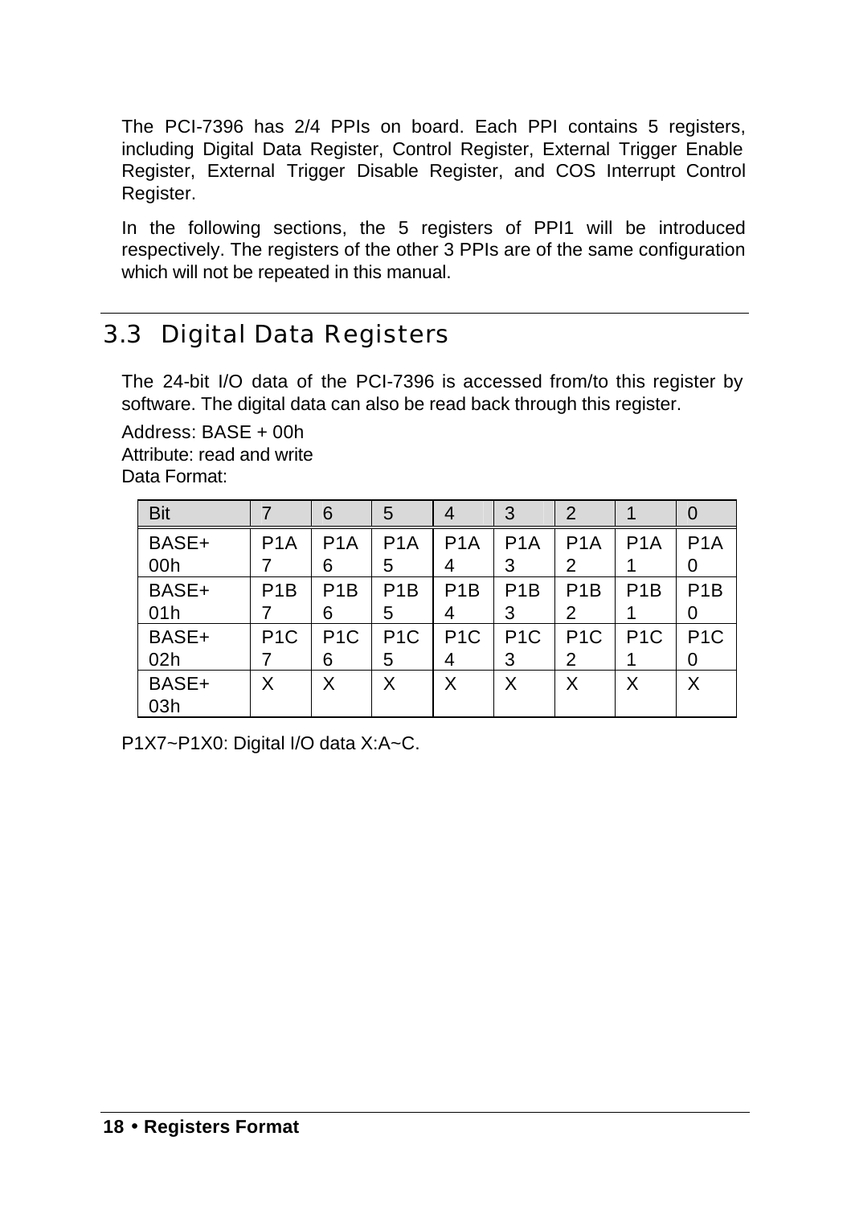The PCI-7396 has 2/4 PPIs on board. Each PPI contains 5 registers, including Digital Data Register, Control Register, External Trigger Enable Register, External Trigger Disable Register, and COS Interrupt Control Register.

In the following sections, the 5 registers of PPI1 will be introduced respectively. The registers of the other 3 PPIs are of the same configuration which will not be repeated in this manual.

## 3.3 Digital Data Registers

The 24-bit I/O data of the PCI-7396 is accessed from/to this register by software. The digital data can also be read back through this register.

Address: BASE + 00h
Attribute: read and write
Data Format:

| Bit | 7 | 6 | 5 | 4 | 3 | 2 | 1 | 0 |
|---|---|---|---|---|---|---|---|---|
| BASE+ 00h | P1A7 | P1A6 | P1A5 | P1A4 | P1A3 | P1A2 | P1A1 | P1A0 |
| BASE+ 01h | P1B7 | P1B6 | P1B5 | P1B4 | P1B3 | P1B2 | P1B1 | P1B0 |
| BASE+ 02h | P1C7 | P1C6 | P1C5 | P1C4 | P1C3 | P1C2 | P1C1 | P1C0 |
| BASE+ 03h | X | X | X | X | X | X | X | X |

P1X7~P1X0: Digital I/O data X:A~C.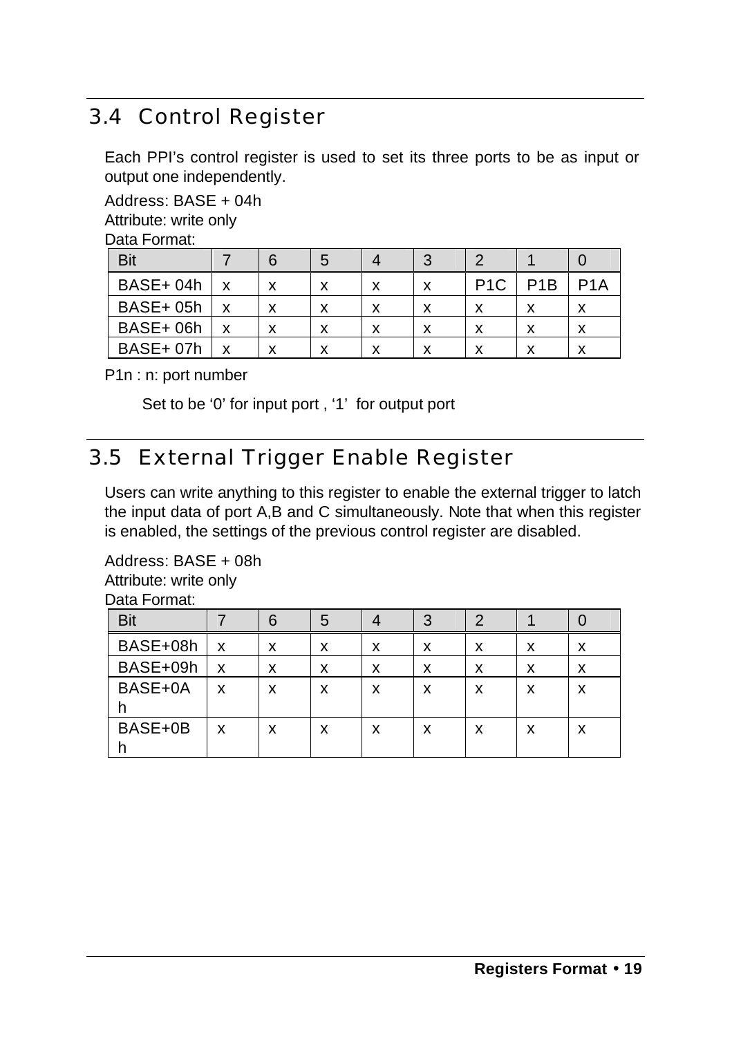## 3.4 Control Register

Each PPI's control register is used to set its three ports to be as input or output one independently.

Address: BASE + 04h
Attribute: write only
Data Format:

| Bit | 7 | 6 | 5 | 4 | 3 | 2 | 1 | 0 |
|---|---|---|---|---|---|---|---|---|
| BASE+ 04h | x | x | x | x | x | P1C | P1B | P1A |
| BASE+ 05h | x | x | x | x | x | x | x | x |
| BASE+ 06h | x | x | x | x | x | x | x | x |
| BASE+ 07h | x | x | x | x | x | x | x | x |

P1n : n: port number

Set to be '0' for input port , '1' for output port

## 3.5 External Trigger Enable Register

Users can write anything to this register to enable the external trigger to latch the input data of port A,B and C simultaneously. Note that when this register is enabled, the settings of the previous control register are disabled.

Address: BASE + 08h
Attribute: write only
Data Format:

| Bit | 7 | 6 | 5 | 4 | 3 | 2 | 1 | 0 |
|---|---|---|---|---|---|---|---|---|
| BASE+08h | x | x | x | x | x | x | x | x |
| BASE+09h | x | x | x | x | x | x | x | x |
| BASE+0Ah | x | x | x | x | x | x | x | x |
| BASE+0Bh | x | x | x | x | x | x | x | x |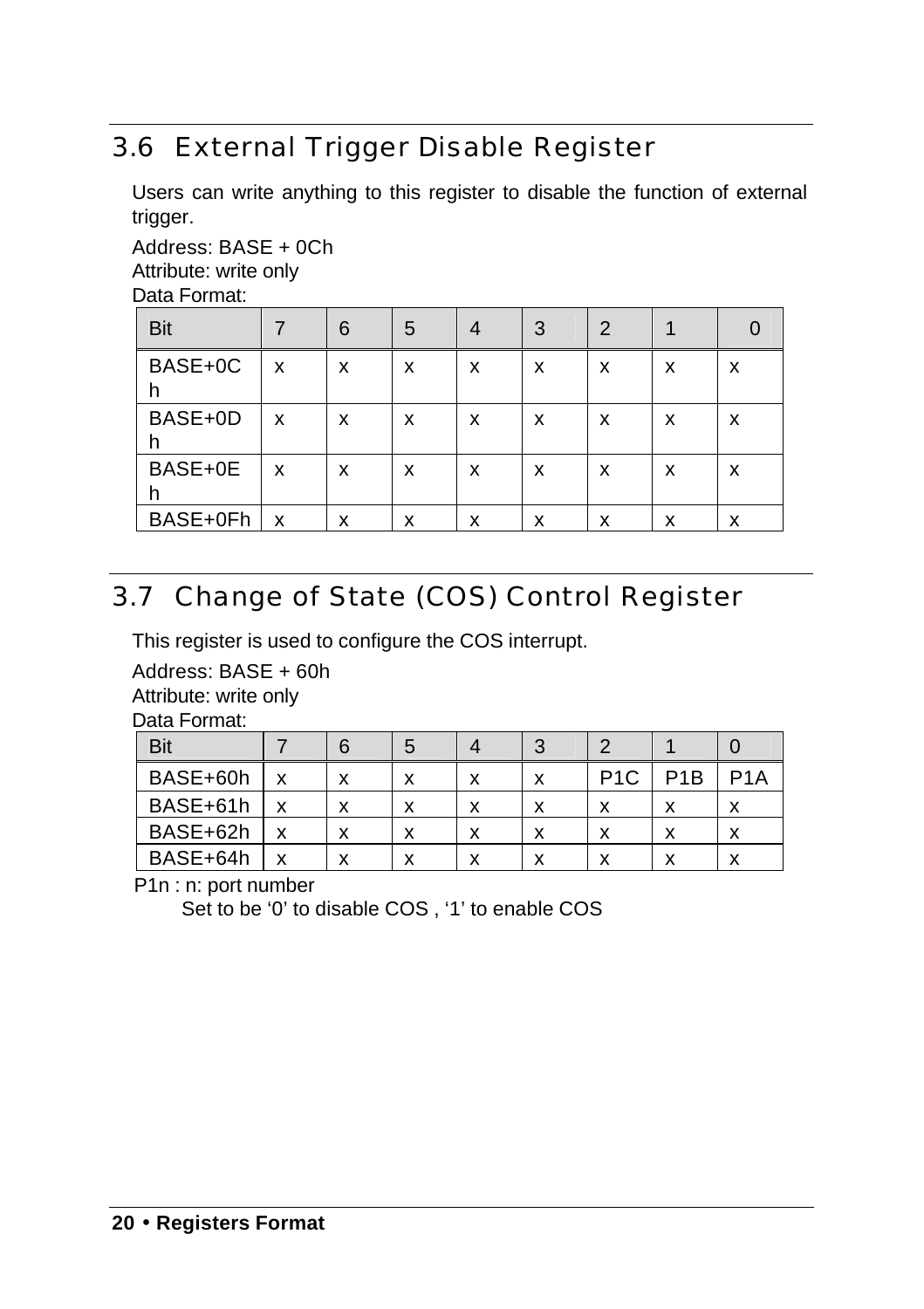## 3.6 External Trigger Disable Register

Users can write anything to this register to disable the function of external trigger.

Address: BASE + 0Ch
Attribute: write only
Data Format:

| Bit | 7 | 6 | 5 | 4 | 3 | 2 | 1 | 0 |
|---|---|---|---|---|---|---|---|---|
| BASE+0Ch | x | x | x | x | x | x | x | x |
| BASE+0Dh | x | x | x | x | x | x | x | x |
| BASE+0Eh | x | x | x | x | x | x | x | x |
| BASE+0Fh | x | x | x | x | x | x | x | x |

## 3.7 Change of State (COS) Control Register

This register is used to configure the COS interrupt.

Address: BASE + 60h
Attribute: write only
Data Format:

| Bit | 7 | 6 | 5 | 4 | 3 | 2 | 1 | 0 |
|---|---|---|---|---|---|---|---|---|
| BASE+60h | x | x | x | x | x | P1C | P1B | P1A |
| BASE+61h | x | x | x | x | x | x | x | x |
| BASE+62h | x | x | x | x | x | x | x | x |
| BASE+64h | x | x | x | x | x | x | x | x |

P1n : n: port number
Set to be '0' to disable COS , '1' to enable COS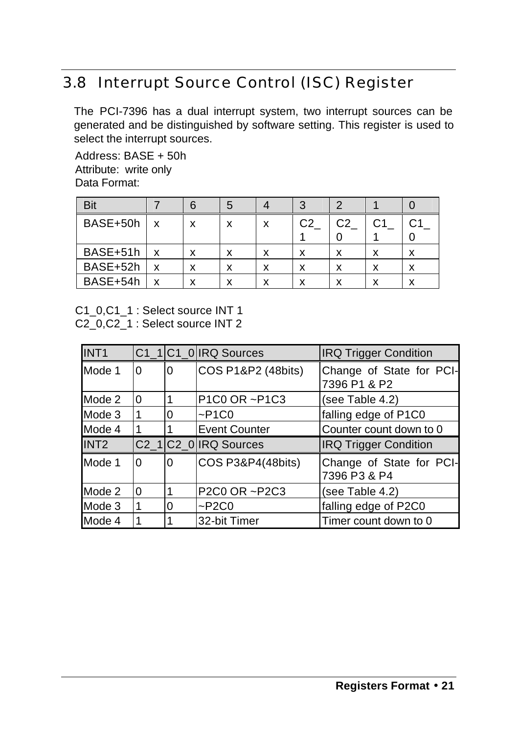## 3.8 Interrupt Source Control (ISC) Register

The PCI-7396 has a dual interrupt system, two interrupt sources can be generated and be distinguished by software setting. This register is used to select the interrupt sources.

Address: BASE + 50h
Attribute: write only
Data Format:

| Bit | 7 | 6 | 5 | 4 | 3 | 2 | 1 | 0 |
|---|---|---|---|---|---|---|---|---|
| BASE+50h | x | x | x | x | C2_1 | C2_0 | C1_1 | C1_0 |
| BASE+51h | x | x | x | x | x | x | x | x |
| BASE+52h | x | x | x | x | x | x | x | x |
| BASE+54h | x | x | x | x | x | x | x | x |

C1_0,C1_1 : Select source INT 1
C2_0,C2_1 : Select source INT 2

| INT1 | C1_1 | C1_0 | IRQ Sources | IRQ Trigger Condition |
|---|---|---|---|---|
| Mode 1 | 0 | 0 | COS P1&P2 (48bits) | Change of State for PCI-7396 P1 & P2 |
| Mode 2 | 0 | 1 | P1C0 OR ~P1C3 | (see Table 4.2) |
| Mode 3 | 1 | 0 | ~P1C0 | falling edge of P1C0 |
| Mode 4 | 1 | 1 | Event Counter | Counter count down to 0 |
| **INT2** | **C2_1** | **C2_0** | **IRQ Sources** | **IRQ Trigger Condition** |
| Mode 1 | 0 | 0 | COS P3&P4(48bits) | Change of State for PCI-7396 P3 & P4 |
| Mode 2 | 0 | 1 | P2C0 OR ~P2C3 | (see Table 4.2) |
| Mode 3 | 1 | 0 | ~P2C0 | falling edge of P2C0 |
| Mode 4 | 1 | 1 | 32-bit Timer | Timer count down to 0 |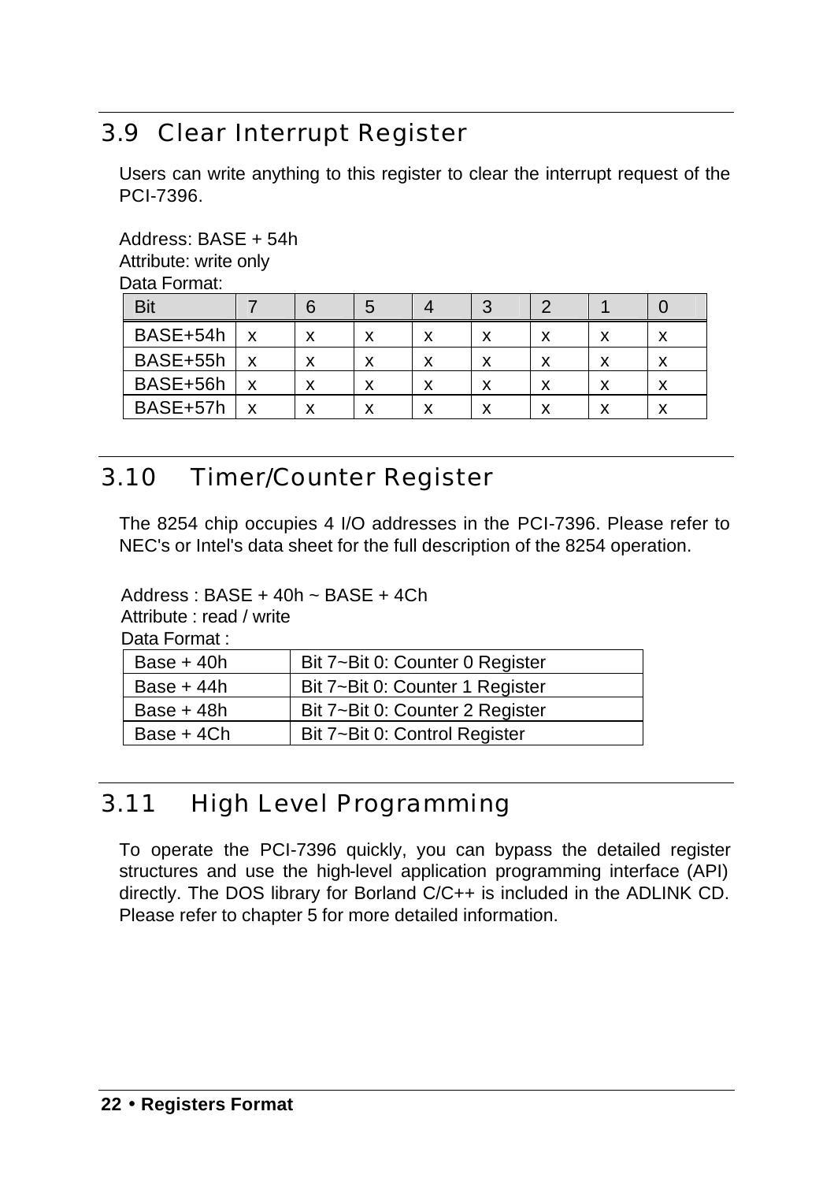## 3.9 Clear Interrupt Register

Users can write anything to this register to clear the interrupt request of the PCI-7396.

Address: BASE + 54h
Attribute: write only
Data Format:

| Bit | 7 | 6 | 5 | 4 | 3 | 2 | 1 | 0 |
|---|---|---|---|---|---|---|---|---|
| BASE+54h | x | x | x | x | x | x | x | x |
| BASE+55h | x | x | x | x | x | x | x | x |
| BASE+56h | x | x | x | x | x | x | x | x |
| BASE+57h | x | x | x | x | x | x | x | x |

## 3.10 Timer/Counter Register

The 8254 chip occupies 4 I/O addresses in the PCI-7396. Please refer to NEC's or Intel's data sheet for the full description of the 8254 operation.

Address : BASE + 40h ~ BASE + 4Ch
Attribute : read / write
Data Format :

| | |
|---|---|
| Base + 40h | Bit 7~Bit 0: Counter 0 Register |
| Base + 44h | Bit 7~Bit 0: Counter 1 Register |
| Base + 48h | Bit 7~Bit 0: Counter 2 Register |
| Base + 4Ch | Bit 7~Bit 0: Control Register |

## 3.11 High Level Programming

To operate the PCI-7396 quickly, you can bypass the detailed register structures and use the high-level application programming interface (API) directly. The DOS library for Borland C/C++ is included in the ADLINK CD. Please refer to chapter 5 for more detailed information.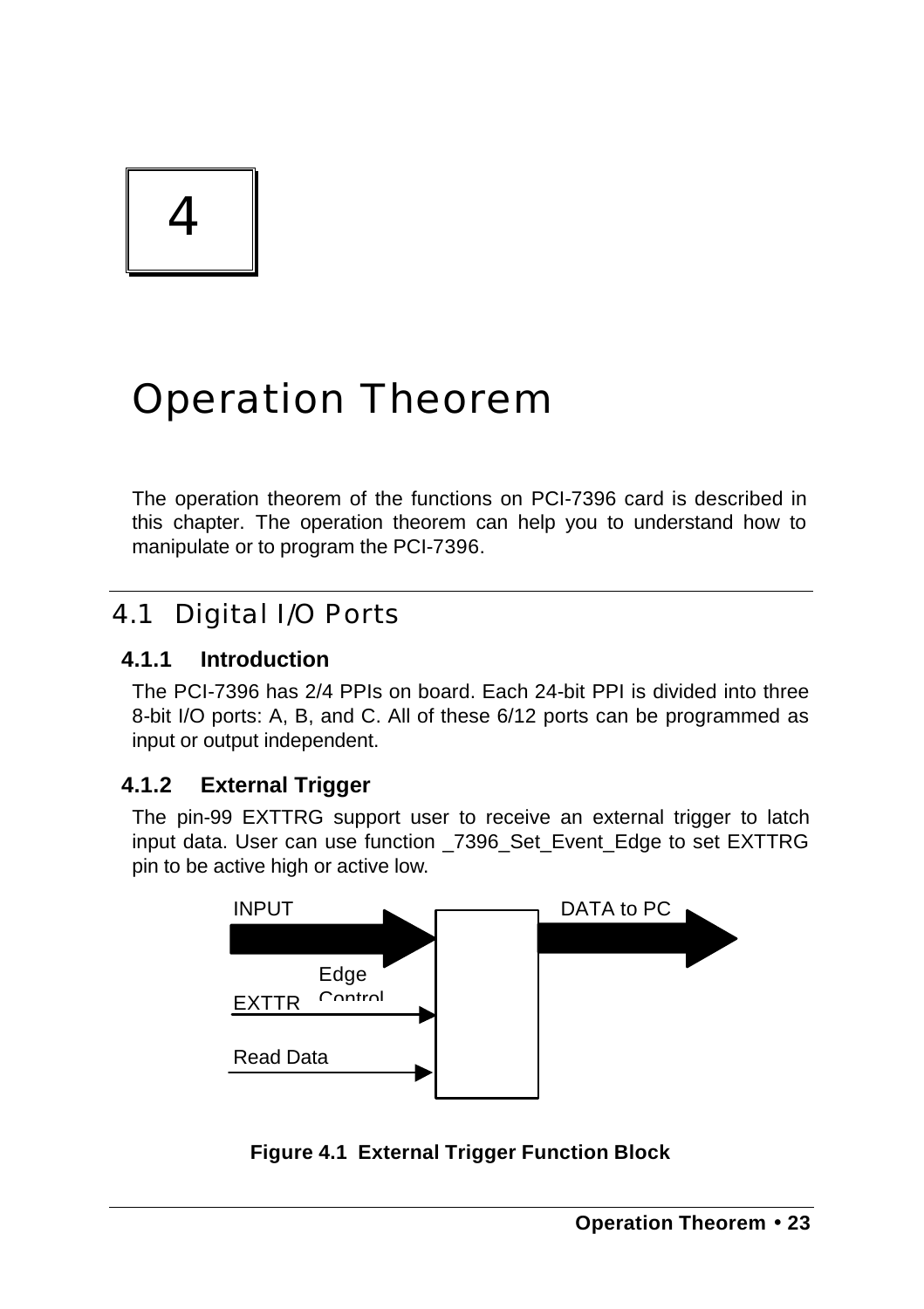# 4

# Operation Theorem

The operation theorem of the functions on PCI-7396 card is described in this chapter. The operation theorem can help you to understand how to manipulate or to program the PCI-7396.

## 4.1 Digital I/O Ports

### 4.1.1 Introduction

The PCI-7396 has 2/4 PPIs on board. Each 24-bit PPI is divided into three 8-bit I/O ports: A, B, and C. All of these 6/12 ports can be programmed as input or output independent.

### 4.1.2 External Trigger

The pin-99 EXTTRG support user to receive an external trigger to latch input data. User can use function _7396_Set_Event_Edge to set EXTTRG pin to be active high or active low.

INPUT

DATA to PC

Edge Control

EXTTR

Read Data

**Figure 4.1 External Trigger Function Block**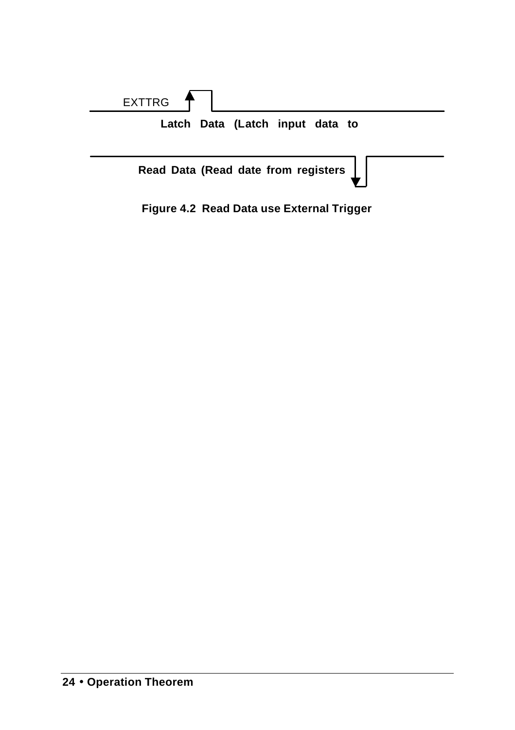EXTTRG

**Latch Data (Latch input data to**

**Read Data (Read date from registers**

**Figure 4.2 Read Data use External Trigger**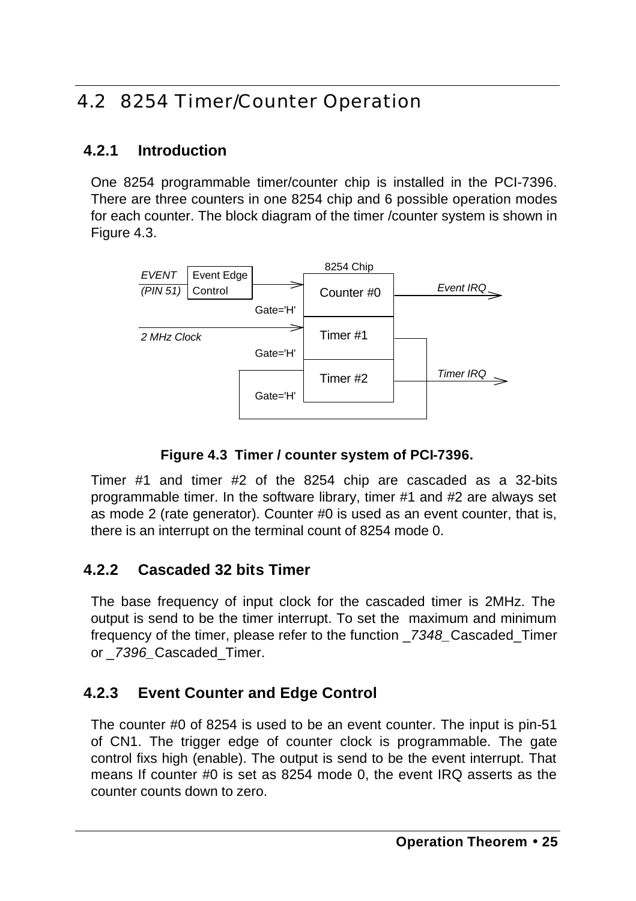## 4.2 8254 Timer/Counter Operation

### 4.2.1 Introduction

One 8254 programmable timer/counter chip is installed in the PCI-7396. There are three counters in one 8254 chip and 6 possible operation modes for each counter. The block diagram of the timer /counter system is shown in Figure 4.3.

8254 Chip

*EVENT*

*(PIN 51)*

Event Edge Control

Counter #0

*Event IRQ*

Gate='H'

*2 MHz Clock*

Timer #1

Gate='H'

Timer #2

*Timer IRQ*

Gate='H'

**Figure 4.3 Timer / counter system of PCI-7396.**

Timer #1 and timer #2 of the 8254 chip are cascaded as a 32-bits programmable timer. In the software library, timer #1 and #2 are always set as mode 2 (rate generator). Counter #0 is used as an event counter, that is, there is an interrupt on the terminal count of 8254 mode 0.

### 4.2.2 Cascaded 32 bits Timer

The base frequency of input clock for the cascaded timer is 2MHz. The output is send to be the timer interrupt. To set the maximum and minimum frequency of the timer, please refer to the function _*7348*_Cascaded_Timer or _*7396*_Cascaded_Timer.

### 4.2.3 Event Counter and Edge Control

The counter #0 of 8254 is used to be an event counter. The input is pin-51 of CN1. The trigger edge of counter clock is programmable. The gate control fixs high (enable). The output is send to be the event interrupt. That means If counter #0 is set as 8254 mode 0, the event IRQ asserts as the counter counts down to zero.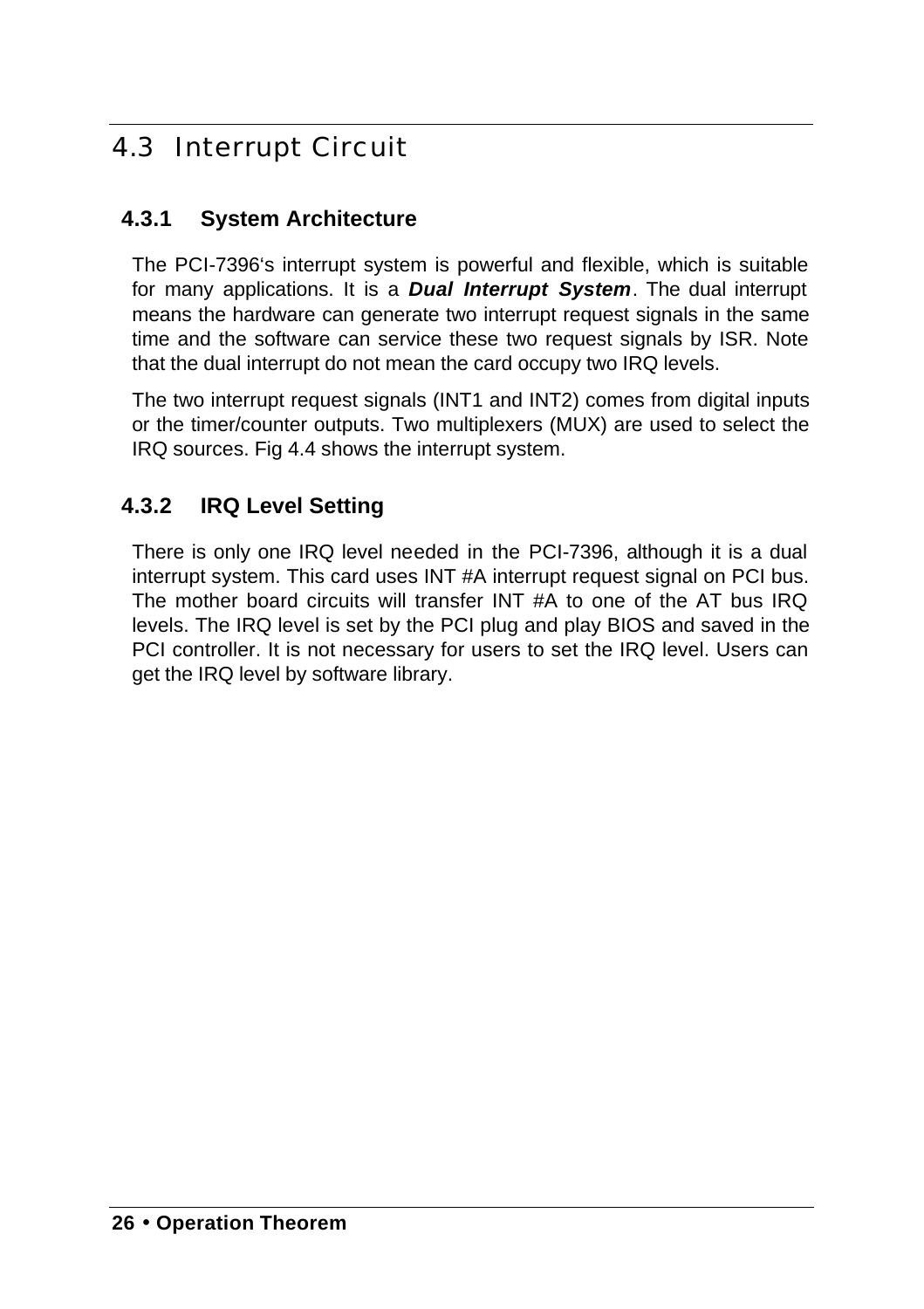## 4.3 Interrupt Circuit

### 4.3.1 System Architecture

The PCI-7396's interrupt system is powerful and flexible, which is suitable for many applications. It is a ***Dual Interrupt System***. The dual interrupt means the hardware can generate two interrupt request signals in the same time and the software can service these two request signals by ISR. Note that the dual interrupt do not mean the card occupy two IRQ levels.

The two interrupt request signals (INT1 and INT2) comes from digital inputs or the timer/counter outputs. Two multiplexers (MUX) are used to select the IRQ sources. Fig 4.4 shows the interrupt system.

### 4.3.2 IRQ Level Setting

There is only one IRQ level needed in the PCI-7396, although it is a dual interrupt system. This card uses INT #A interrupt request signal on PCI bus. The mother board circuits will transfer INT #A to one of the AT bus IRQ levels. The IRQ level is set by the PCI plug and play BIOS and saved in the PCI controller. It is not necessary for users to set the IRQ level. Users can get the IRQ level by software library.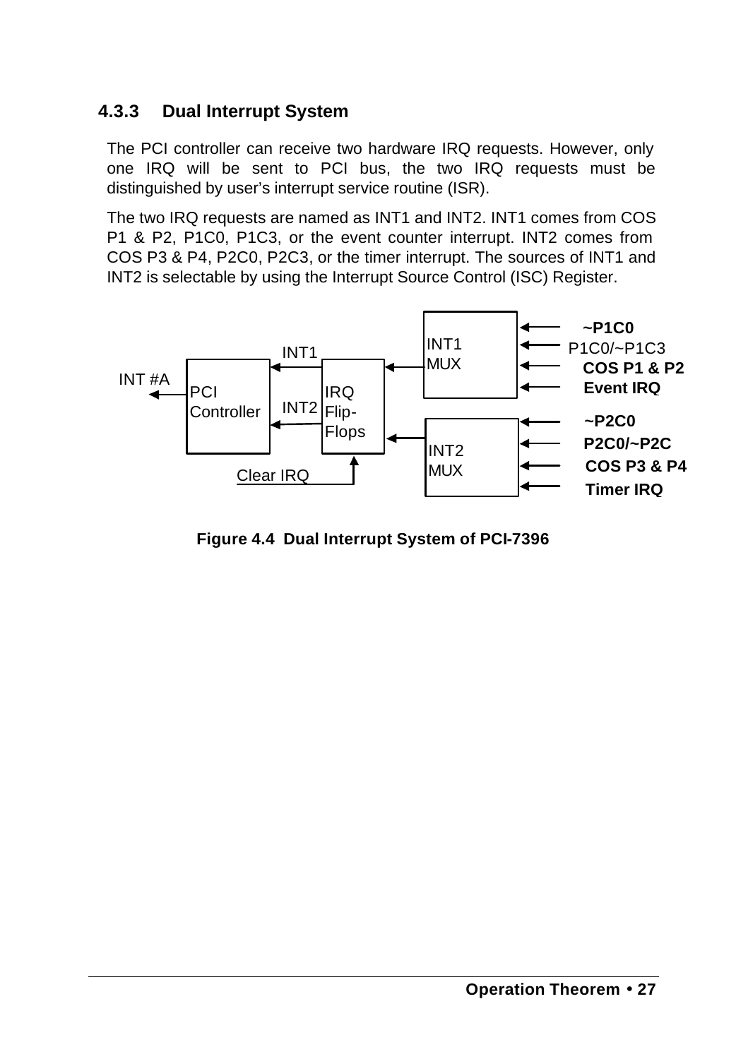### 4.3.3 Dual Interrupt System

The PCI controller can receive two hardware IRQ requests. However, only one IRQ will be sent to PCI bus, the two IRQ requests must be distinguished by user's interrupt service routine (ISR).

The two IRQ requests are named as INT1 and INT2. INT1 comes from COS P1 & P2, P1C0, P1C3, or the event counter interrupt. INT2 comes from COS P3 & P4, P2C0, P2C3, or the timer interrupt. The sources of INT1 and INT2 is selectable by using the Interrupt Source Control (ISC) Register.

INT #A
PCI Controller
INT1
INT2
IRQ Flip-Flops
Clear IRQ
INT1 MUX
INT2 MUX
~P1C0
P1C0/~P1C3
COS P1 & P2
Event IRQ
~P2C0
P2C0/~P2C
COS P3 & P4
Timer IRQ

**Figure 4.4 Dual Interrupt System of PCI-7396**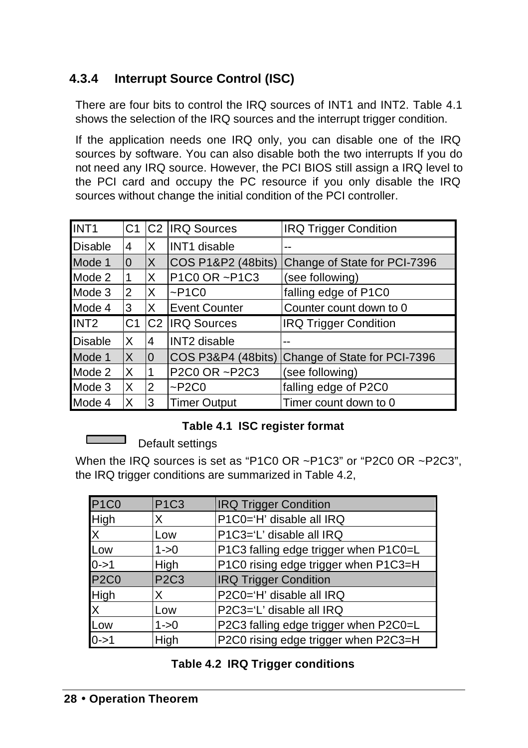### 4.3.4 Interrupt Source Control (ISC)

There are four bits to control the IRQ sources of INT1 and INT2. Table 4.1 shows the selection of the IRQ sources and the interrupt trigger condition.

If the application needs one IRQ only, you can disable one of the IRQ sources by software. You can also disable both the two interrupts If you do not need any IRQ source. However, the PCI BIOS still assign a IRQ level to the PCI card and occupy the PC resource if you only disable the IRQ sources without change the initial condition of the PCI controller.

| INT1 | C1 | C2 | IRQ Sources | IRQ Trigger Condition |
|---|---|---|---|---|
| Disable | 4 | X | INT1 disable | -- |
| Mode 1 | 0 | X | COS P1&P2 (48bits) | Change of State for PCI-7396 |
| Mode 2 | 1 | X | P1C0 OR ~P1C3 | (see following) |
| Mode 3 | 2 | X | ~P1C0 | falling edge of P1C0 |
| Mode 4 | 3 | X | Event Counter | Counter count down to 0 |
| INT2 | C1 | C2 | IRQ Sources | IRQ Trigger Condition |
| Disable | X | 4 | INT2 disable | -- |
| Mode 1 | X | 0 | COS P3&P4 (48bits) | Change of State for PCI-7396 |
| Mode 2 | X | 1 | P2C0 OR ~P2C3 | (see following) |
| Mode 3 | X | 2 | ~P2C0 | falling edge of P2C0 |
| Mode 4 | X | 3 | Timer Output | Timer count down to 0 |

**Table 4.1 ISC register format**

Default settings

When the IRQ sources is set as "P1C0 OR ~P1C3" or "P2C0 OR ~P2C3", the IRQ trigger conditions are summarized in Table 4.2,

| P1C0 | P1C3 | IRQ Trigger Condition |
|---|---|---|
| High | X | P1C0='H' disable all IRQ |
| X | Low | P1C3='L' disable all IRQ |
| Low | 1->0 | P1C3 falling edge trigger when P1C0=L |
| 0->1 | High | P1C0 rising edge trigger when P1C3=H |
| P2C0 | P2C3 | IRQ Trigger Condition |
| High | X | P2C0='H' disable all IRQ |
| X | Low | P2C3='L' disable all IRQ |
| Low | 1->0 | P2C3 falling edge trigger when P2C0=L |
| 0->1 | High | P2C0 rising edge trigger when P2C3=H |

**Table 4.2 IRQ Trigger conditions**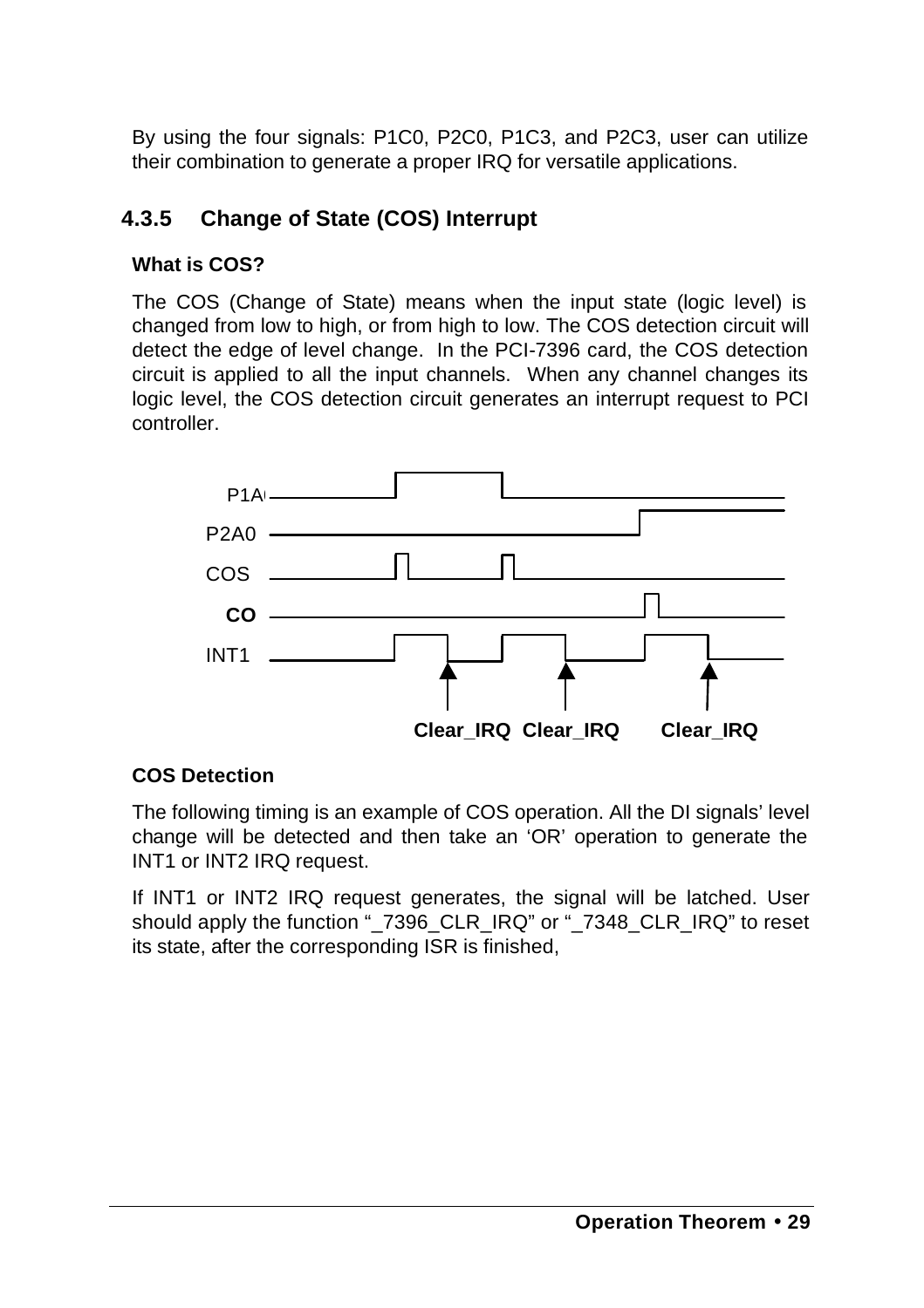By using the four signals: P1C0, P2C0, P1C3, and P2C3, user can utilize their combination to generate a proper IRQ for versatile applications.

### 4.3.5 Change of State (COS) Interrupt

**What is COS?**

The COS (Change of State) means when the input state (logic level) is changed from low to high, or from high to low. The COS detection circuit will detect the edge of level change. In the PCI-7396 card, the COS detection circuit is applied to all the input channels. When any channel changes its logic level, the COS detection circuit generates an interrupt request to PCI controller.

P1A0
P2A0
COS
CO
INT1
Clear_IRQ Clear_IRQ Clear_IRQ

**COS Detection**

The following timing is an example of COS operation. All the DI signals' level change will be detected and then take an 'OR' operation to generate the INT1 or INT2 IRQ request.

If INT1 or INT2 IRQ request generates, the signal will be latched. User should apply the function "_7396_CLR_IRQ" or "_7348_CLR_IRQ" to reset its state, after the corresponding ISR is finished,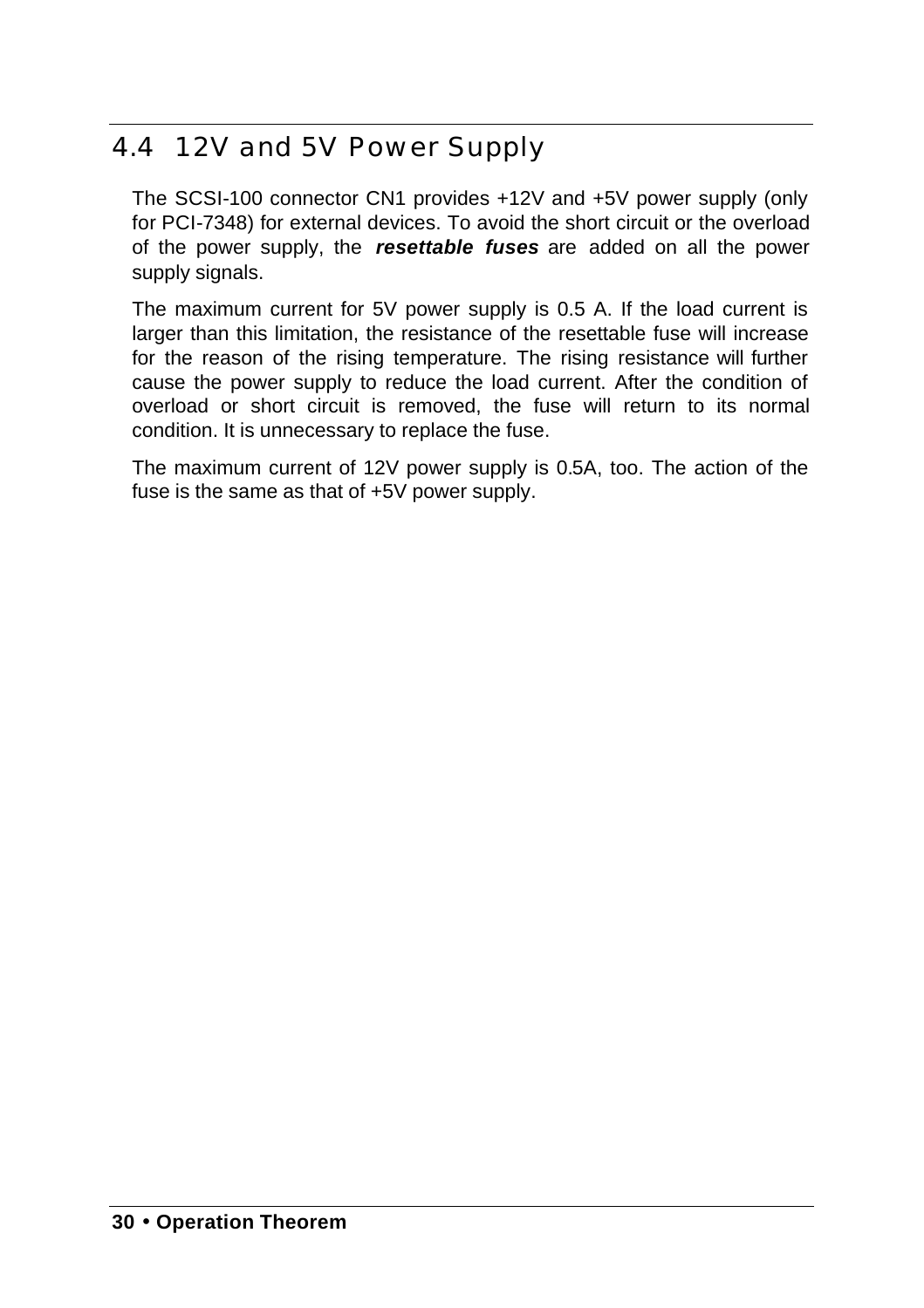## 4.4 12V and 5V Power Supply

The SCSI-100 connector CN1 provides +12V and +5V power supply (only for PCI-7348) for external devices. To avoid the short circuit or the overload of the power supply, the ***resettable fuses*** are added on all the power supply signals.

The maximum current for 5V power supply is 0.5 A. If the load current is larger than this limitation, the resistance of the resettable fuse will increase for the reason of the rising temperature. The rising resistance will further cause the power supply to reduce the load current. After the condition of overload or short circuit is removed, the fuse will return to its normal condition. It is unnecessary to replace the fuse.

The maximum current of 12V power supply is 0.5A, too. The action of the fuse is the same as that of +5V power supply.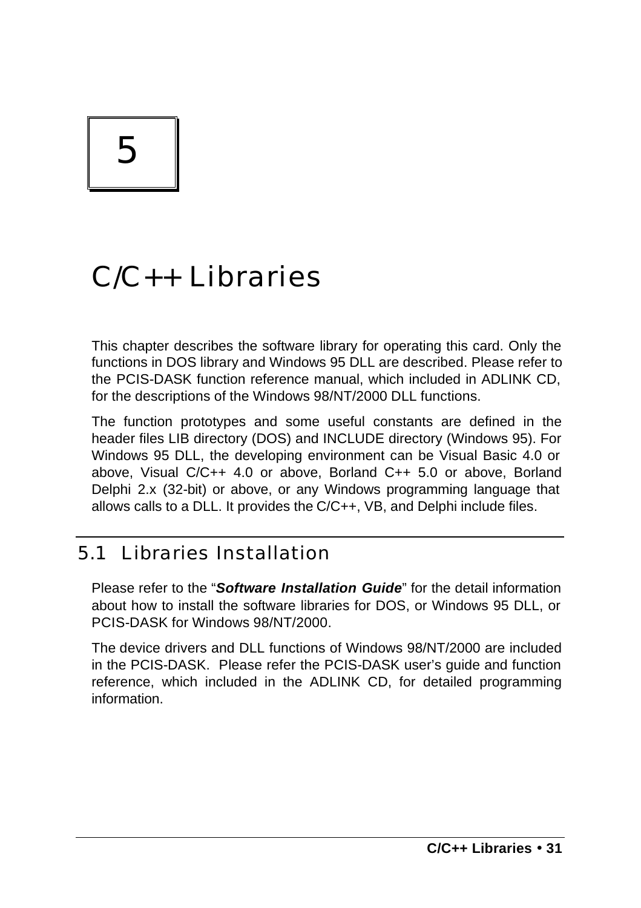# 5

# C/C++ Libraries

This chapter describes the software library for operating this card. Only the functions in DOS library and Windows 95 DLL are described. Please refer to the PCIS-DASK function reference manual, which included in ADLINK CD, for the descriptions of the Windows 98/NT/2000 DLL functions.

The function prototypes and some useful constants are defined in the header files LIB directory (DOS) and INCLUDE directory (Windows 95). For Windows 95 DLL, the developing environment can be Visual Basic 4.0 or above, Visual C/C++ 4.0 or above, Borland C++ 5.0 or above, Borland Delphi 2.x (32-bit) or above, or any Windows programming language that allows calls to a DLL. It provides the C/C++, VB, and Delphi include files.

## 5.1 Libraries Installation

Please refer to the "***Software Installation Guide***" for the detail information about how to install the software libraries for DOS, or Windows 95 DLL, or PCIS-DASK for Windows 98/NT/2000.

The device drivers and DLL functions of Windows 98/NT/2000 are included in the PCIS-DASK. Please refer the PCIS-DASK user's guide and function reference, which included in the ADLINK CD, for detailed programming information.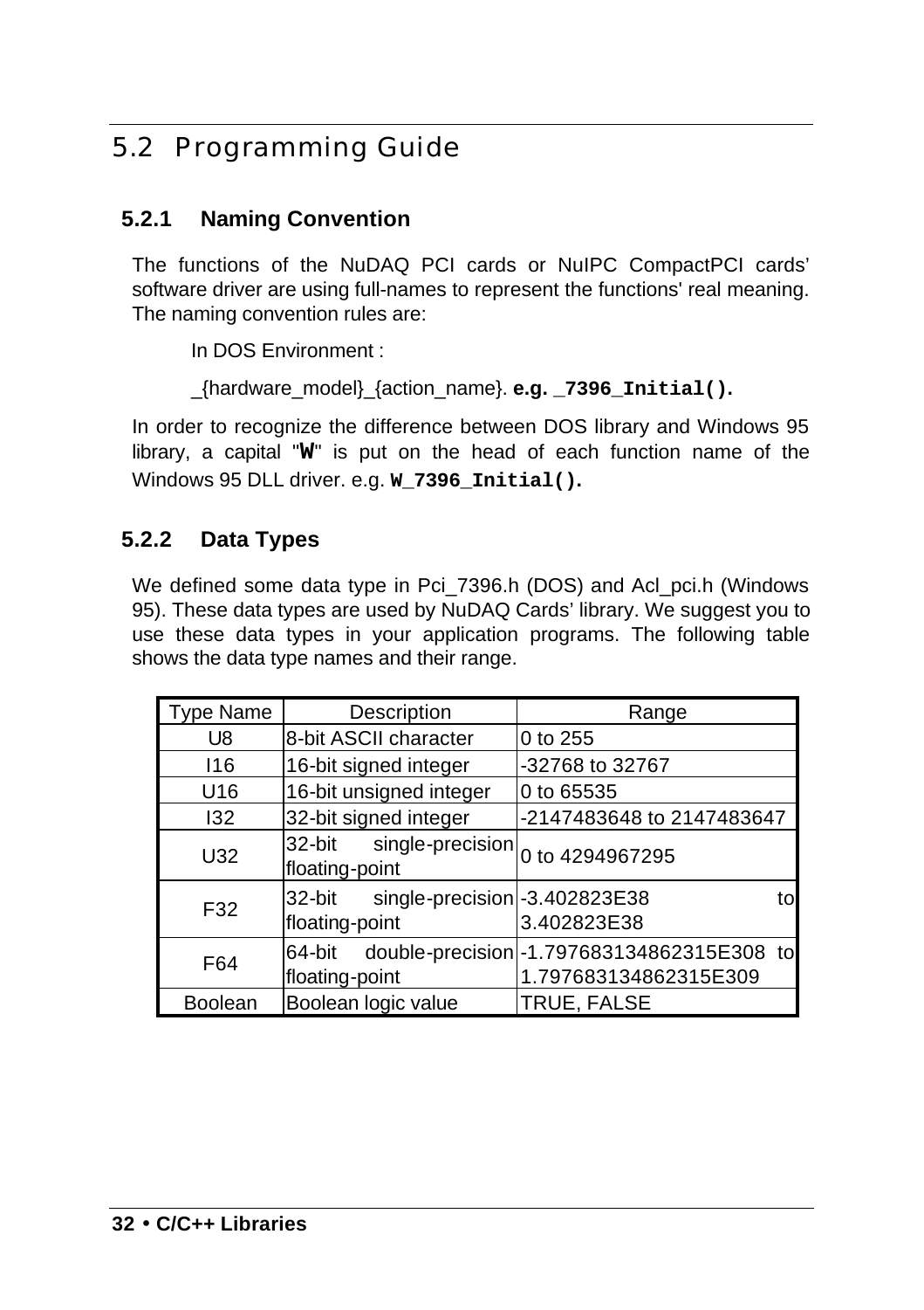## 5.2 Programming Guide

### 5.2.1 Naming Convention

The functions of the NuDAQ PCI cards or NuIPC CompactPCI cards' software driver are using full-names to represent the functions' real meaning. The naming convention rules are:

In DOS Environment :

_{hardware_model}_{action_name}. **e.g. `_7396_Initial()`.**

In order to recognize the difference between DOS library and Windows 95 library, a capital "**W**" is put on the head of each function name of the Windows 95 DLL driver. e.g. **`W_7396_Initial()`.**

### 5.2.2 Data Types

We defined some data type in Pci_7396.h (DOS) and Acl_pci.h (Windows 95). These data types are used by NuDAQ Cards' library. We suggest you to use these data types in your application programs. The following table shows the data type names and their range.

| Type Name | Description | Range |
|---|---|---|
| U8 | 8-bit ASCII character | 0 to 255 |
| I16 | 16-bit signed integer | -32768 to 32767 |
| U16 | 16-bit unsigned integer | 0 to 65535 |
| I32 | 32-bit signed integer | -2147483648 to 2147483647 |
| U32 | 32-bit single-precision floating-point | 0 to 4294967295 |
| F32 | 32-bit single-precision floating-point | -3.402823E38 to 3.402823E38 |
| F64 | 64-bit double-precision floating-point | -1.797683134862315E308 to 1.797683134862315E309 |
| Boolean | Boolean logic value | TRUE, FALSE |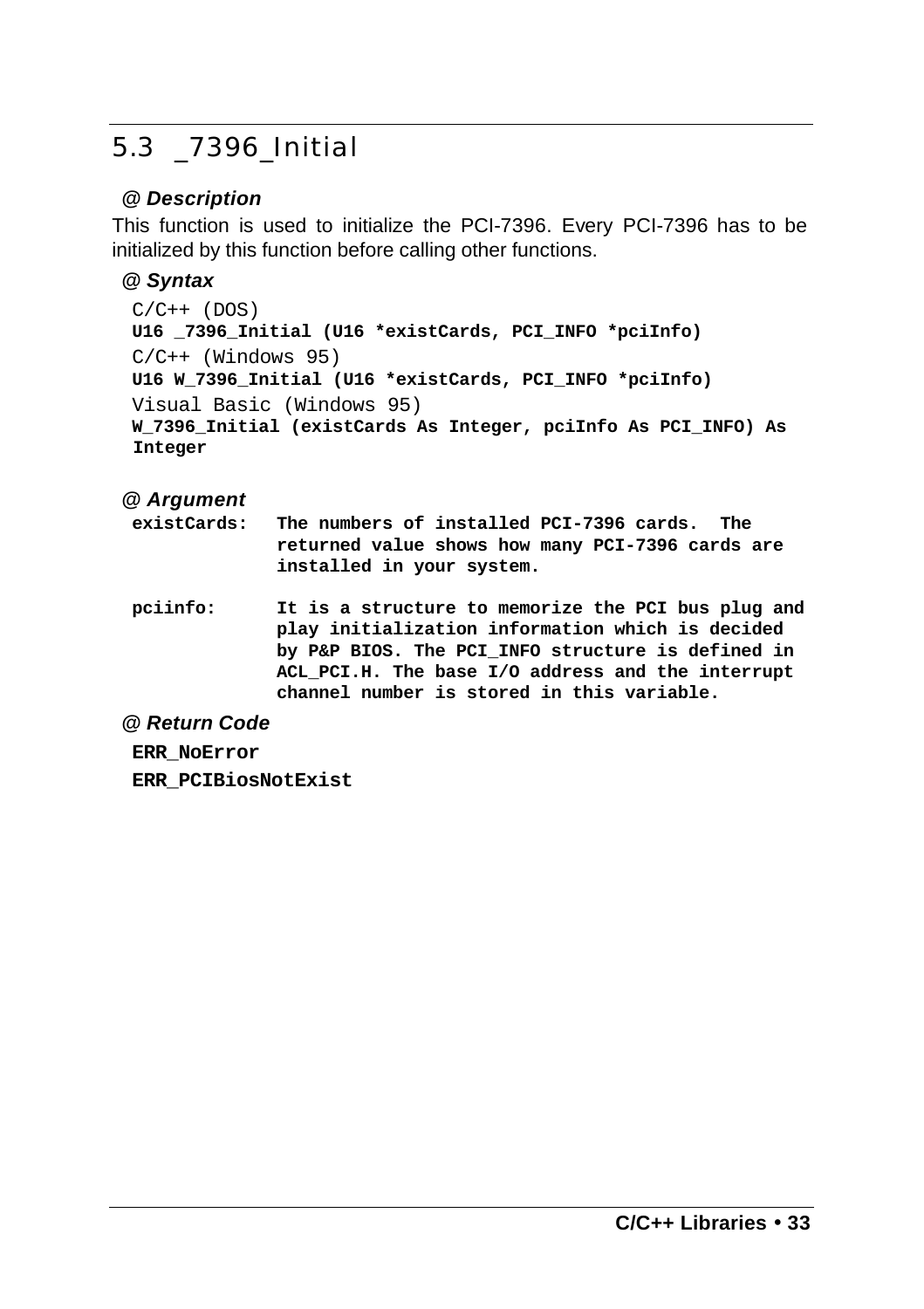## 5.3 _7396_Initial

**@ *Description***

This function is used to initialize the PCI-7396. Every PCI-7396 has to be initialized by this function before calling other functions.

**@ *Syntax***

C/C++ (DOS)

```
U16 _7396_Initial (U16 *existCards, PCI_INFO *pciInfo)
```

C/C++ (Windows 95)

```
U16 W_7396_Initial (U16 *existCards, PCI_INFO *pciInfo)
```

Visual Basic (Windows 95)

```
W_7396_Initial (existCards As Integer, pciInfo As PCI_INFO) As
Integer
```

**@ *Argument***

**existCards:** The numbers of installed PCI-7396 cards. The returned value shows how many PCI-7396 cards are installed in your system.

**pciinfo:** It is a structure to memorize the PCI bus plug and play initialization information which is decided by P&P BIOS. The PCI_INFO structure is defined in ACL_PCI.H. The base I/O address and the interrupt channel number is stored in this variable.

**@ *Return Code***

**ERR_NoError**

**ERR_PCIBiosNotExist**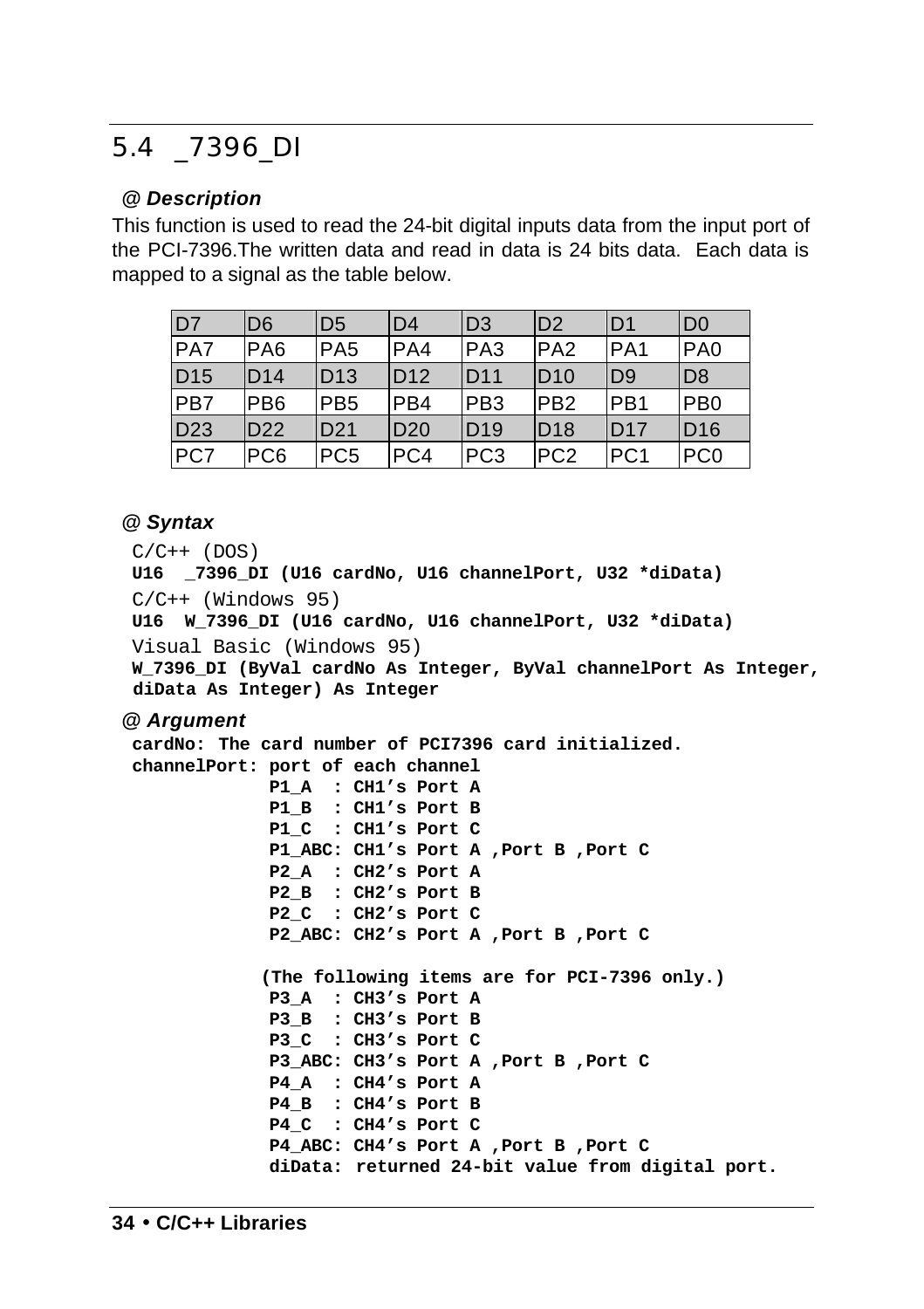## 5.4 _7396_DI

**@ *Description***

This function is used to read the 24-bit digital inputs data from the input port of the PCI-7396.The written data and read in data is 24 bits data. Each data is mapped to a signal as the table below.

| | | | | | | | |
|---|---|---|---|---|---|---|---|
| D7 | D6 | D5 | D4 | D3 | D2 | D1 | D0 |
| PA7 | PA6 | PA5 | PA4 | PA3 | PA2 | PA1 | PA0 |
| D15 | D14 | D13 | D12 | D11 | D10 | D9 | D8 |
| PB7 | PB6 | PB5 | PB4 | PB3 | PB2 | PB1 | PB0 |
| D23 | D22 | D21 | D20 | D19 | D18 | D17 | D16 |
| PC7 | PC6 | PC5 | PC4 | PC3 | PC2 | PC1 | PC0 |

**@ *Syntax***

```
C/C++ (DOS)
U16  _7396_DI (U16 cardNo, U16 channelPort, U32 *diData)
C/C++ (Windows 95)
U16  W_7396_DI (U16 cardNo, U16 channelPort, U32 *diData)
Visual Basic (Windows 95)
W_7396_DI (ByVal cardNo As Integer, ByVal channelPort As Integer,
diData As Integer) As Integer
```

**@ *Argument***

```
cardNo: The card number of PCI7396 card initialized.
channelPort: port of each channel
             P1_A  : CH1's Port A
             P1_B  : CH1's Port B
             P1_C  : CH1's Port C
             P1_ABC: CH1's Port A ,Port B ,Port C
             P2_A  : CH2's Port A
             P2_B  : CH2's Port B
             P2_C  : CH2's Port C
             P2_ABC: CH2's Port A ,Port B ,Port C

            (The following items are for PCI-7396 only.)
             P3_A  : CH3's Port A
             P3_B  : CH3's Port B
             P3_C  : CH3's Port C
             P3_ABC: CH3's Port A ,Port B ,Port C
             P4_A  : CH4's Port A
             P4_B  : CH4's Port B
             P4_C  : CH4's Port C
             P4_ABC: CH4's Port A ,Port B ,Port C
             diData: returned 24-bit value from digital port.
```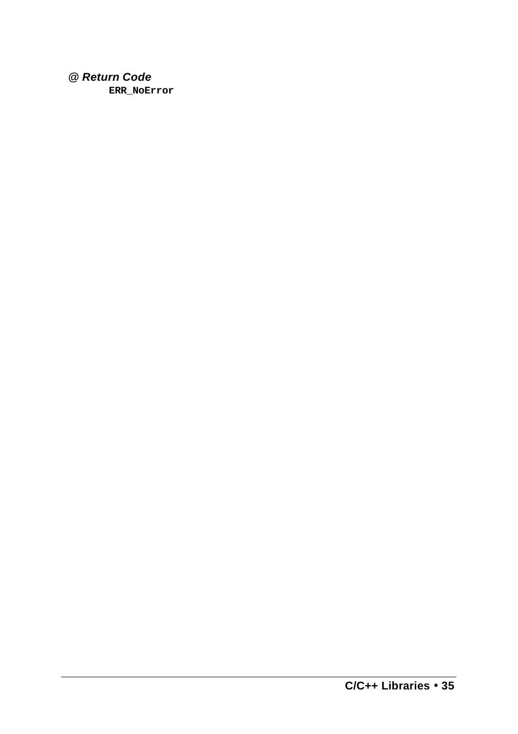@ ***Return Code***

```
ERR_NoError
```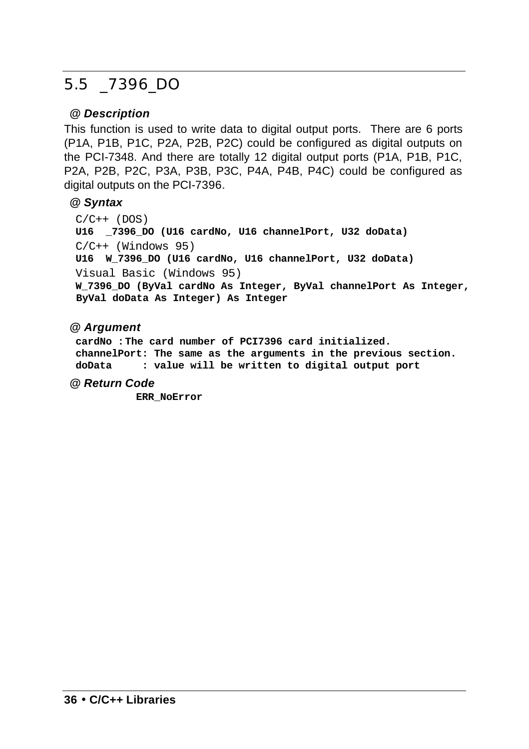## 5.5 _7396_DO

**@ *Description***

This function is used to write data to digital output ports. There are 6 ports (P1A, P1B, P1C, P2A, P2B, P2C) could be configured as digital outputs on the PCI-7348. And there are totally 12 digital output ports (P1A, P1B, P1C, P2A, P2B, P2C, P3A, P3B, P3C, P4A, P4B, P4C) could be configured as digital outputs on the PCI-7396.

**@ *Syntax***

```
C/C++ (DOS)
U16  _7396_DO (U16 cardNo, U16 channelPort, U32 doData)
C/C++ (Windows 95)
U16  W_7396_DO (U16 cardNo, U16 channelPort, U32 doData)
Visual Basic (Windows 95)
W_7396_DO (ByVal cardNo As Integer, ByVal channelPort As Integer,
ByVal doData As Integer) As Integer
```

**@ *Argument***

```
cardNo : The card number of PCI7396 card initialized.
channelPort: The same as the arguments in the previous section.
doData     : value will be written to digital output port
```

**@ *Return Code***

```
ERR_NoError
```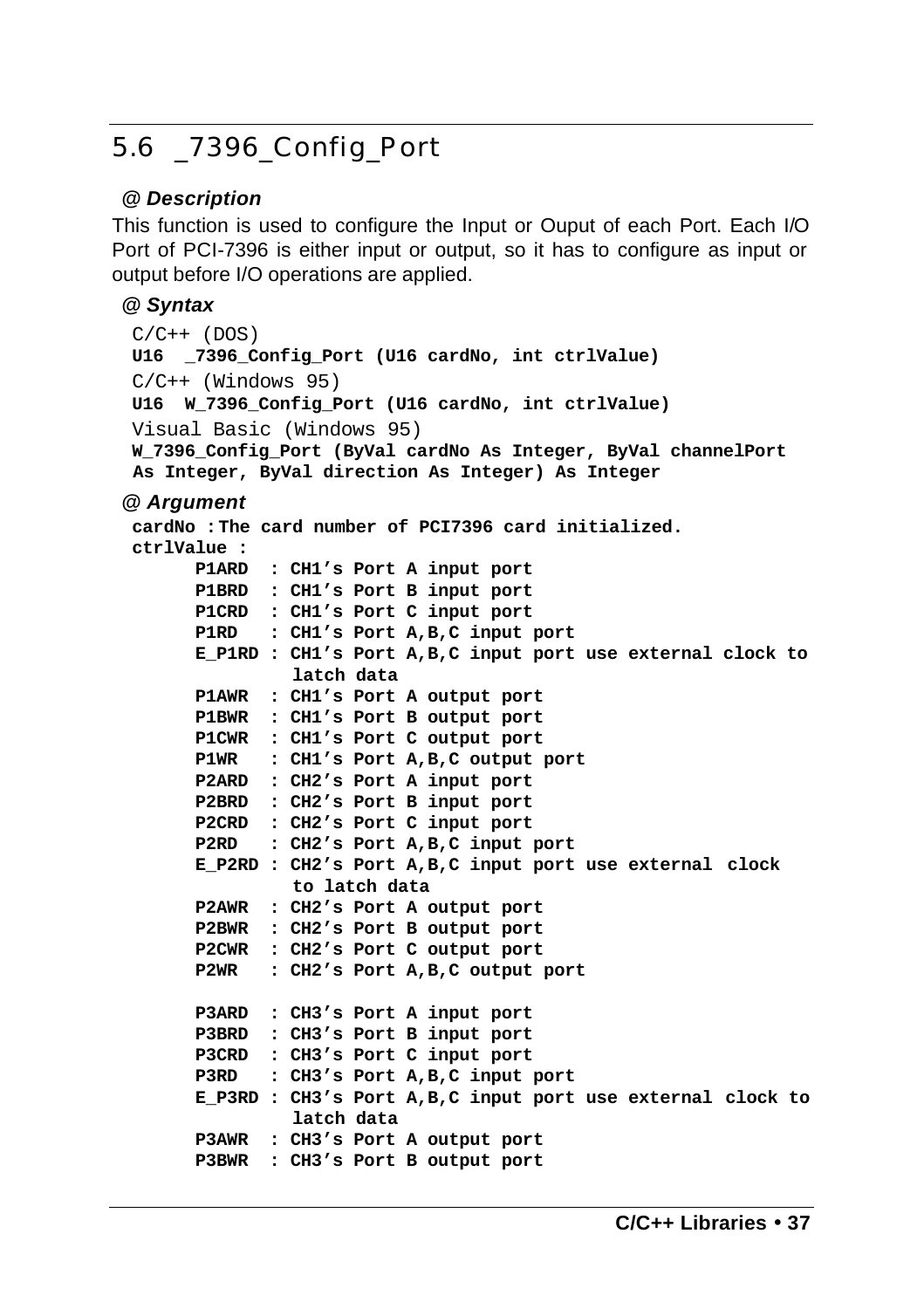## 5.6 _7396_Config_Port

**@ *Description***

This function is used to configure the Input or Ouput of each Port. Each I/O Port of PCI-7396 is either input or output, so it has to configure as input or output before I/O operations are applied.

**@ *Syntax***

```
C/C++ (DOS)
U16  _7396_Config_Port (U16 cardNo, int ctrlValue)
C/C++ (Windows 95)
U16  W_7396_Config_Port (U16 cardNo, int ctrlValue)
Visual Basic (Windows 95)
W_7396_Config_Port (ByVal cardNo As Integer, ByVal channelPort
As Integer, ByVal direction As Integer) As Integer
```

**@ *Argument***

```
cardNo : The card number of PCI7396 card initialized.
ctrlValue :
      P1ARD  : CH1's Port A input port
      P1BRD  : CH1's Port B input port
      P1CRD  : CH1's Port C input port
      P1RD   : CH1's Port A,B,C input port
      E_P1RD : CH1's Port A,B,C input port use external clock to
               latch data
      P1AWR  : CH1's Port A output port
      P1BWR  : CH1's Port B output port
      P1CWR  : CH1's Port C output port
      P1WR   : CH1's Port A,B,C output port
      P2ARD  : CH2's Port A input port
      P2BRD  : CH2's Port B input port
      P2CRD  : CH2's Port C input port
      P2RD   : CH2's Port A,B,C input port
      E_P2RD : CH2's Port A,B,C input port use external clock
               to latch data
      P2AWR  : CH2's Port A output port
      P2BWR  : CH2's Port B output port
      P2CWR  : CH2's Port C output port
      P2WR   : CH2's Port A,B,C output port

      P3ARD  : CH3's Port A input port
      P3BRD  : CH3's Port B input port
      P3CRD  : CH3's Port C input port
      P3RD   : CH3's Port A,B,C input port
      E_P3RD : CH3's Port A,B,C input port use external clock to
               latch data
      P3AWR  : CH3's Port A output port
      P3BWR  : CH3's Port B output port
```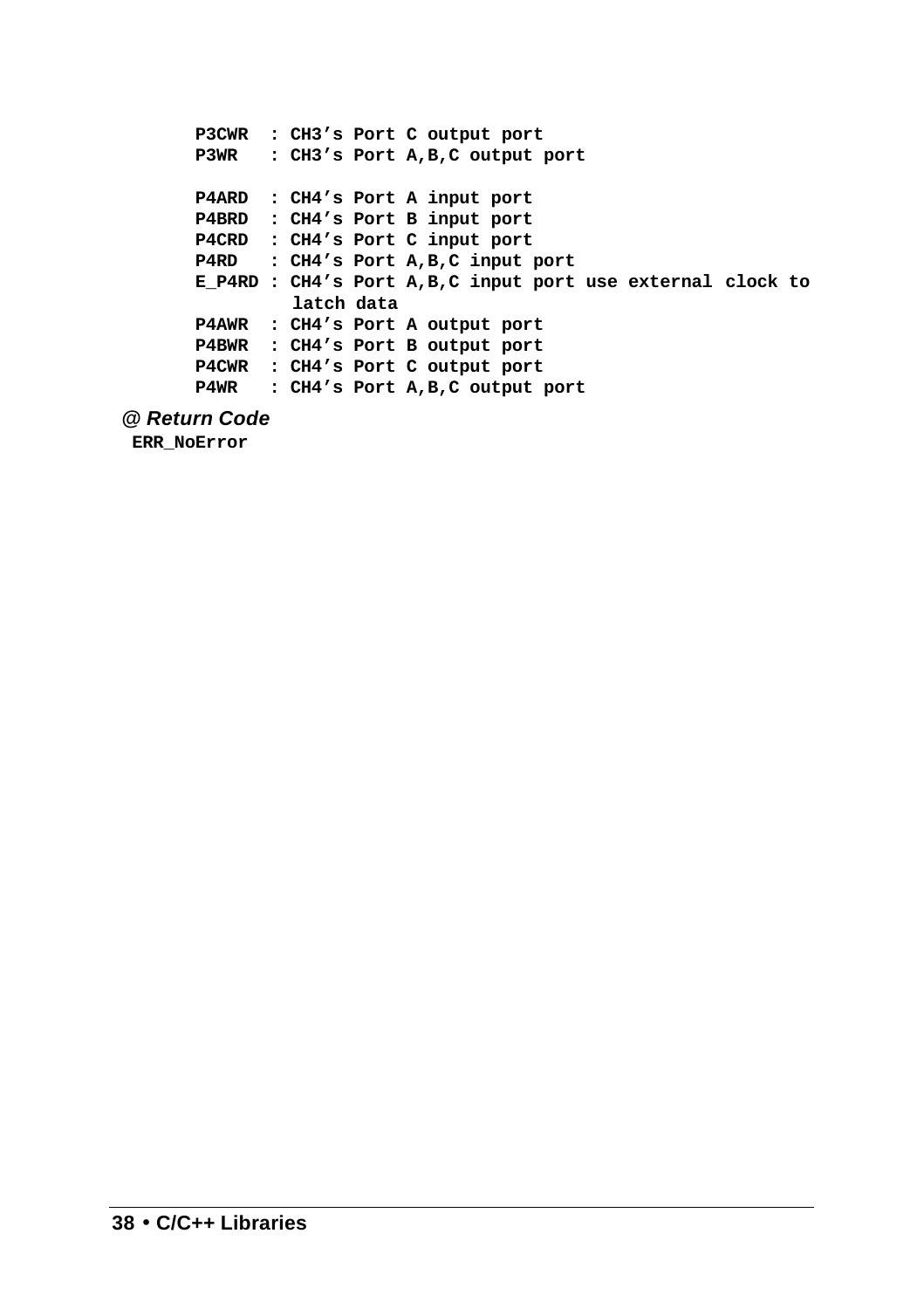```
P3CWR  : CH3's Port C output port
P3WR   : CH3's Port A,B,C output port

P4ARD  : CH4's Port A input port
P4BRD  : CH4's Port B input port
P4CRD  : CH4's Port C input port
P4RD   : CH4's Port A,B,C input port
E_P4RD : CH4's Port A,B,C input port use external clock to
         latch data
P4AWR  : CH4's Port A output port
P4BWR  : CH4's Port B output port
P4CWR  : CH4's Port C output port
P4WR   : CH4's Port A,B,C output port
```

**@ *Return Code***

**ERR_NoError**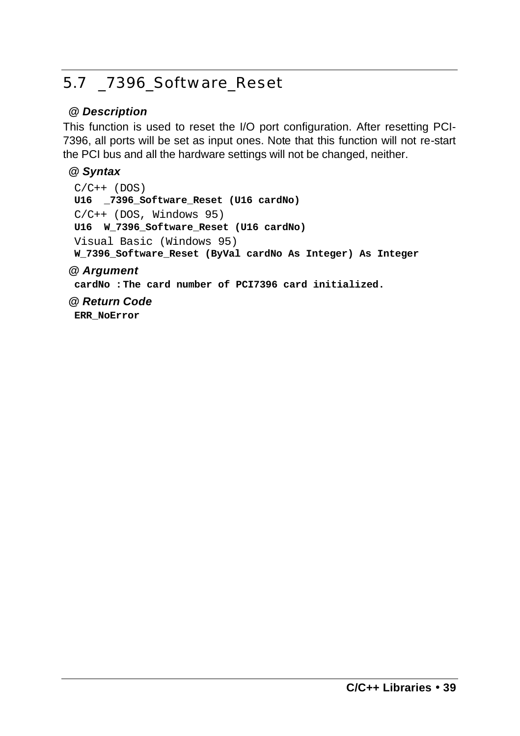## 5.7 _7396_Software_Reset

**@ *Description***

This function is used to reset the I/O port configuration. After resetting PCI-7396, all ports will be set as input ones. Note that this function will not re-start the PCI bus and all the hardware settings will not be changed, neither.

**@ *Syntax***

```
C/C++ (DOS)
U16  _7396_Software_Reset (U16 cardNo)
C/C++ (DOS, Windows 95)
U16  W_7396_Software_Reset (U16 cardNo)
Visual Basic (Windows 95)
W_7396_Software_Reset (ByVal cardNo As Integer) As Integer
```

**@ *Argument***

**cardNo : The card number of PCI7396 card initialized.**

**@ *Return Code***

**ERR_NoError**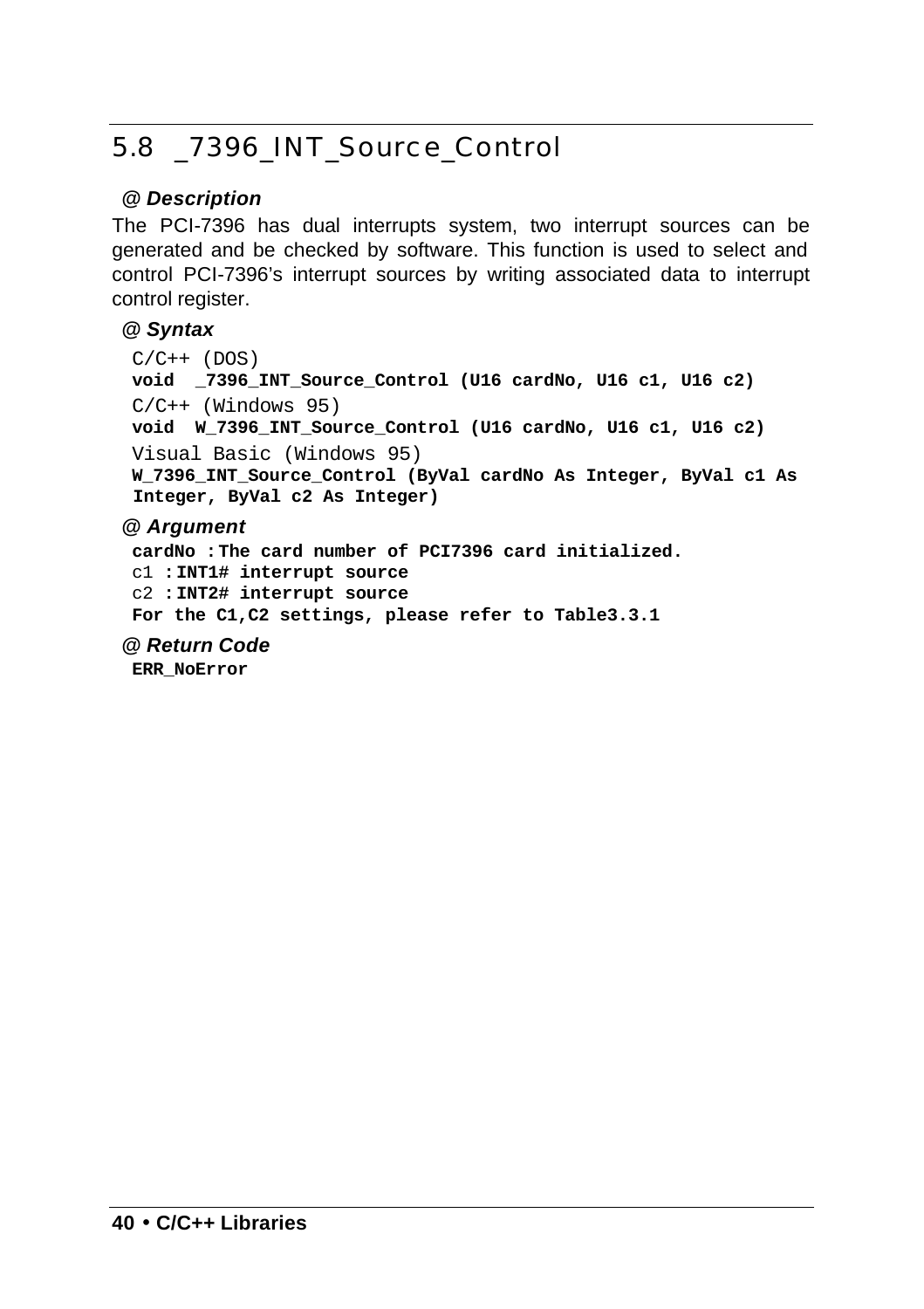## 5.8 _7396_INT_Source_Control

**@ *Description***

The PCI-7396 has dual interrupts system, two interrupt sources can be generated and be checked by software. This function is used to select and control PCI-7396's interrupt sources by writing associated data to interrupt control register.

**@ *Syntax***

```
C/C++ (DOS)
void  _7396_INT_Source_Control (U16 cardNo, U16 c1, U16 c2)
C/C++ (Windows 95)
void  W_7396_INT_Source_Control (U16 cardNo, U16 c1, U16 c2)
Visual Basic (Windows 95)
W_7396_INT_Source_Control (ByVal cardNo As Integer, ByVal c1 As
Integer, ByVal c2 As Integer)
```

**@ *Argument***

**cardNo : The card number of PCI7396 card initialized.**
c1 **: INT1# interrupt source**
c2 **: INT2# interrupt source**
**For the C1,C2 settings, please refer to Table3.3.1**

**@ *Return Code***

**ERR_NoError**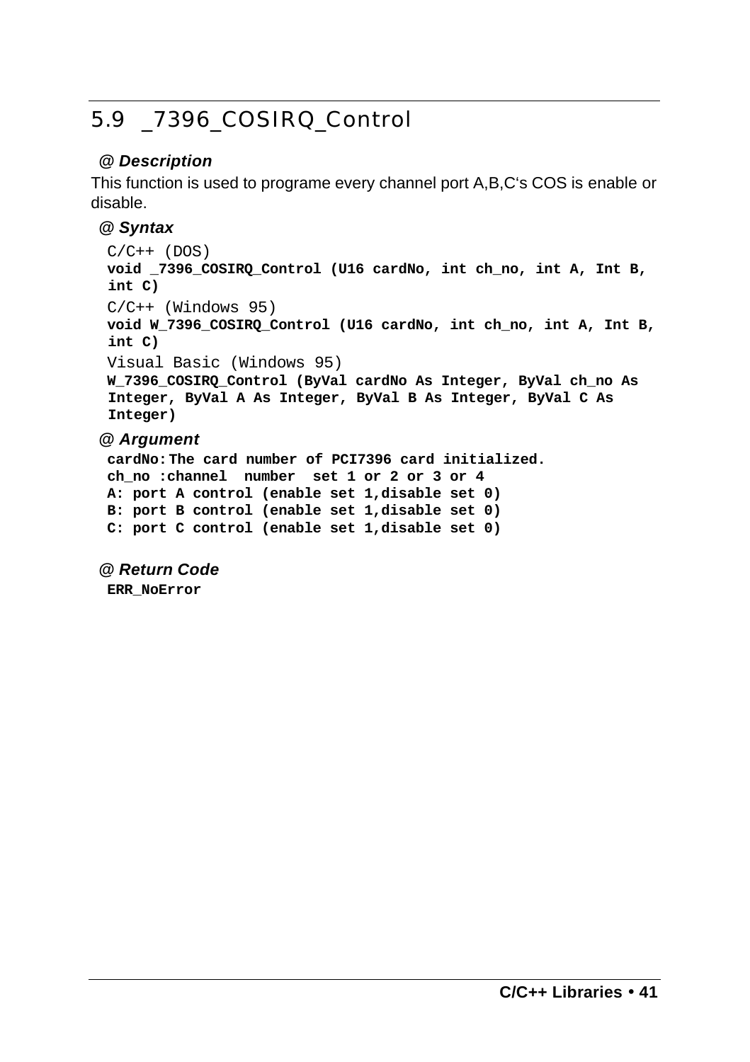## 5.9 _7396_COSIRQ_Control

**@ *Description***

This function is used to programe every channel port A,B,C's COS is enable or disable.

**@ *Syntax***

C/C++ (DOS)

```
void _7396_COSIRQ_Control (U16 cardNo, int ch_no, int A, Int B,
int C)
```

C/C++ (Windows 95)

```
void W_7396_COSIRQ_Control (U16 cardNo, int ch_no, int A, Int B,
int C)
```

Visual Basic (Windows 95)

```
W_7396_COSIRQ_Control (ByVal cardNo As Integer, ByVal ch_no As
Integer, ByVal A As Integer, ByVal B As Integer, ByVal C As
Integer)
```

**@ *Argument***

**cardNo:** **The card number of PCI7396 card initialized.**
**ch_no :channel number set 1 or 2 or 3 or 4**
**A: port A control (enable set 1,disable set 0)**
**B: port B control (enable set 1,disable set 0)**
**C: port C control (enable set 1,disable set 0)**

**@ *Return Code***

**ERR_NoError**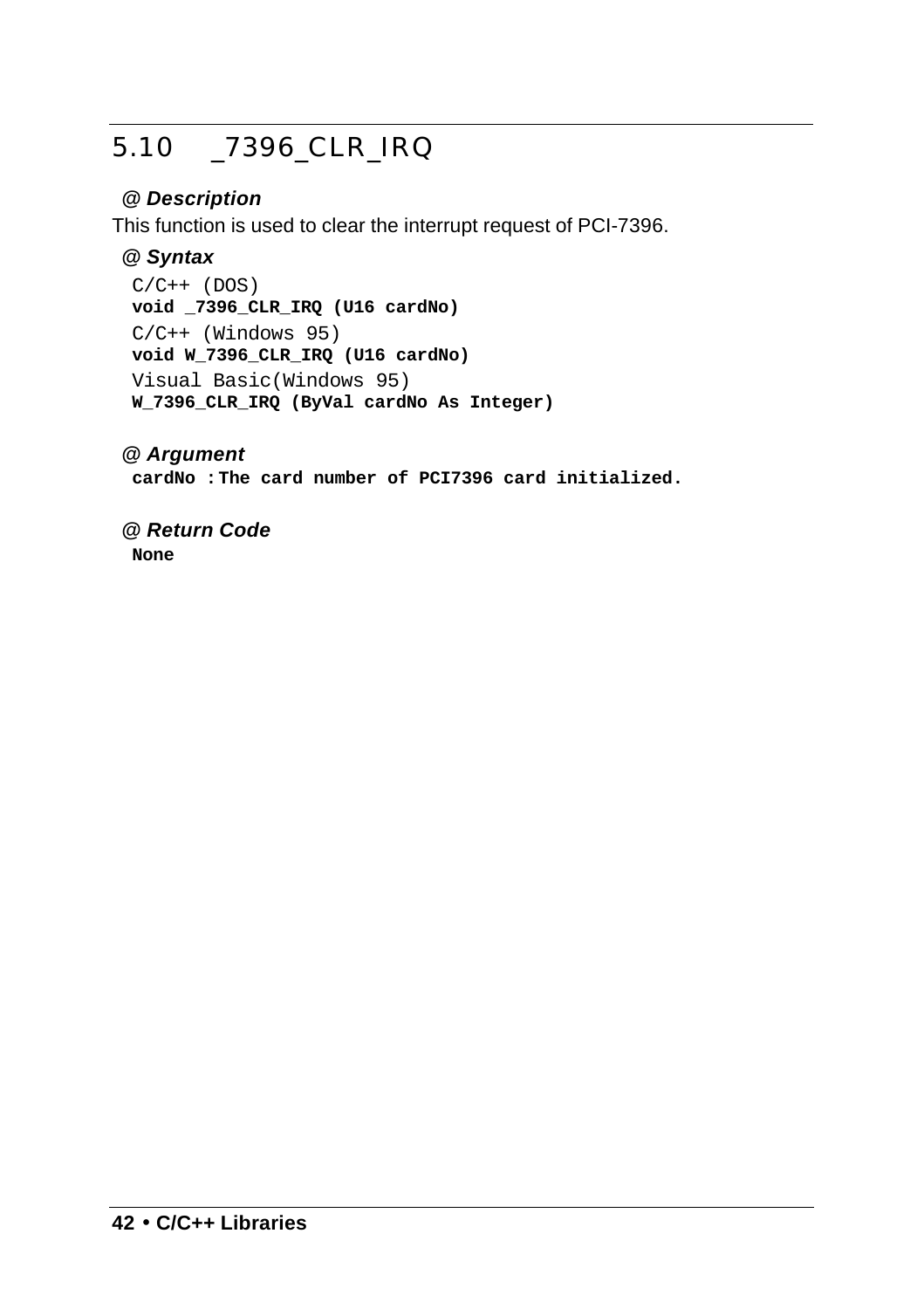## 5.10 _7396_CLR_IRQ

**@ *Description***

This function is used to clear the interrupt request of PCI-7396.

**@ *Syntax***

C/C++ (DOS)
```
void _7396_CLR_IRQ (U16 cardNo)
```

C/C++ (Windows 95)
```
void W_7396_CLR_IRQ (U16 cardNo)
```

Visual Basic(Windows 95)
```
W_7396_CLR_IRQ (ByVal cardNo As Integer)
```

**@ *Argument***

**cardNo : The card number of PCI7396 card initialized.**

**@ *Return Code***

**None**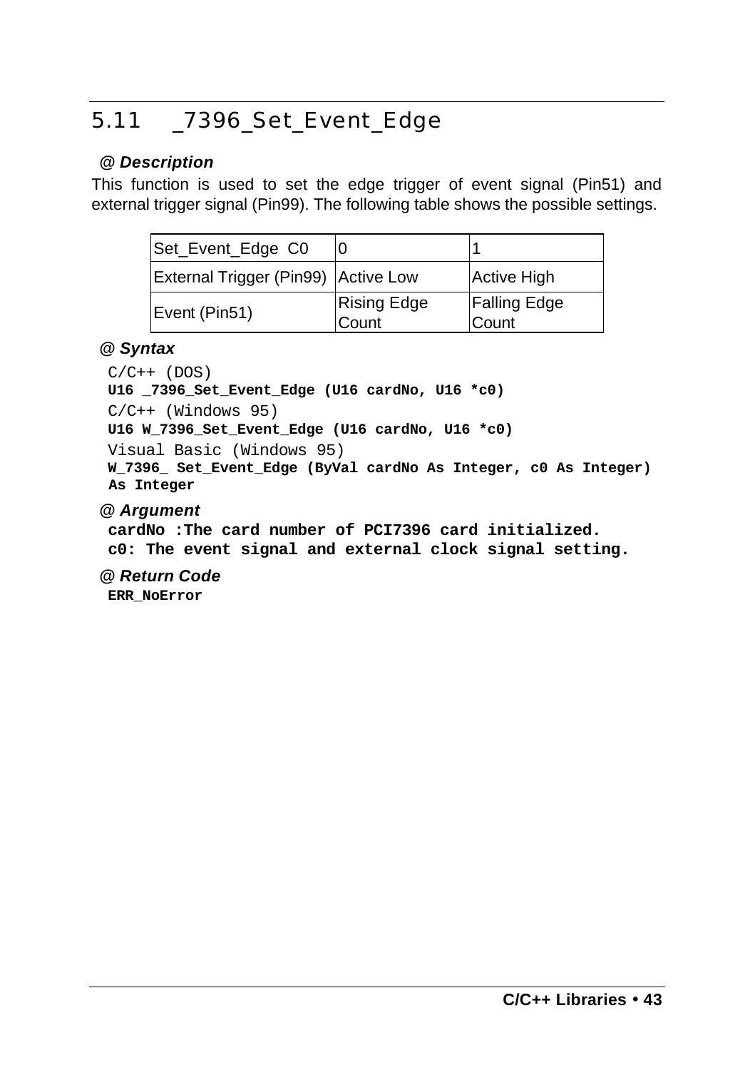## 5.11 _7396_Set_Event_Edge

**@ *Description***

This function is used to set the edge trigger of event signal (Pin51) and external trigger signal (Pin99). The following table shows the possible settings.

| Set_Event_Edge C0 | 0 | 1 |
|---|---|---|
| External Trigger (Pin99) | Active Low | Active High |
| Event (Pin51) | Rising Edge Count | Falling Edge Count |

**@ *Syntax***

```
C/C++ (DOS)
U16 _7396_Set_Event_Edge (U16 cardNo, U16 *c0)
C/C++ (Windows 95)
U16 W_7396_Set_Event_Edge (U16 cardNo, U16 *c0)
Visual Basic (Windows 95)
W_7396_ Set_Event_Edge (ByVal cardNo As Integer, c0 As Integer)
As Integer
```

**@ *Argument***

**cardNo :The card number of PCI7396 card initialized.**

**c0: The event signal and external clock signal setting.**

**@ *Return Code***

**ERR_NoError**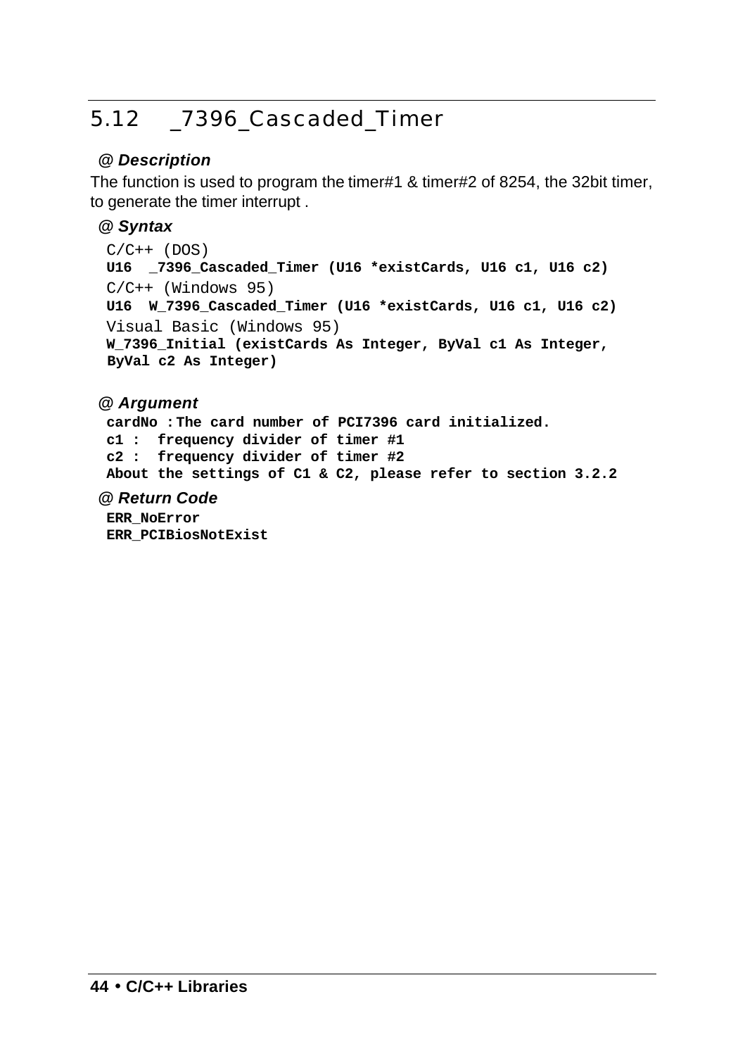## 5.12 _7396_Cascaded_Timer

**@ *Description***

The function is used to program the timer#1 & timer#2 of 8254, the 32bit timer, to generate the timer interrupt .

**@ *Syntax***

```
C/C++ (DOS)
U16  _7396_Cascaded_Timer (U16 *existCards, U16 c1, U16 c2)
C/C++ (Windows 95)
U16  W_7396_Cascaded_Timer (U16 *existCards, U16 c1, U16 c2)
Visual Basic (Windows 95)
W_7396_Initial (existCards As Integer, ByVal c1 As Integer,
ByVal c2 As Integer)
```

**@ *Argument***

**cardNo : The card number of PCI7396 card initialized.**
**c1 :  frequency divider of timer #1**
**c2 :  frequency divider of timer #2**
**About the settings of C1 & C2, please refer to section 3.2.2**

**@ *Return Code***

**ERR_NoError**
**ERR_PCIBiosNotExist**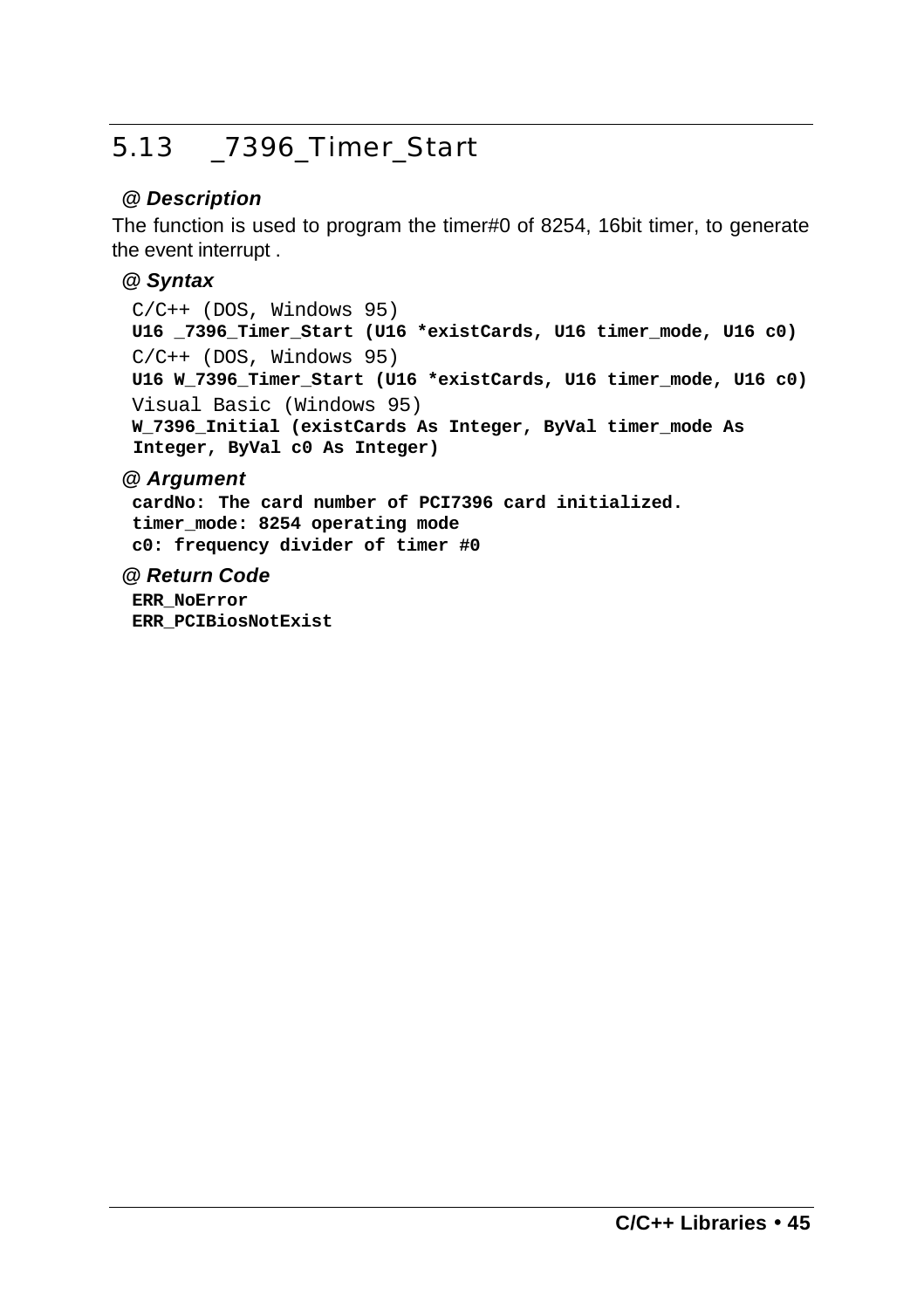## 5.13 _7396_Timer_Start

**@ *Description***

The function is used to program the timer#0 of 8254, 16bit timer, to generate the event interrupt .

**@ *Syntax***

```
C/C++ (DOS, Windows 95)
U16 _7396_Timer_Start (U16 *existCards, U16 timer_mode, U16 c0)
C/C++ (DOS, Windows 95)
U16 W_7396_Timer_Start (U16 *existCards, U16 timer_mode, U16 c0)
Visual Basic (Windows 95)
W_7396_Initial (existCards As Integer, ByVal timer_mode As
Integer, ByVal c0 As Integer)
```

**@ *Argument***

**cardNo: The card number of PCI7396 card initialized.**
**timer_mode: 8254 operating mode**
**c0: frequency divider of timer #0**

**@ *Return Code***

**ERR_NoError**
**ERR_PCIBiosNotExist**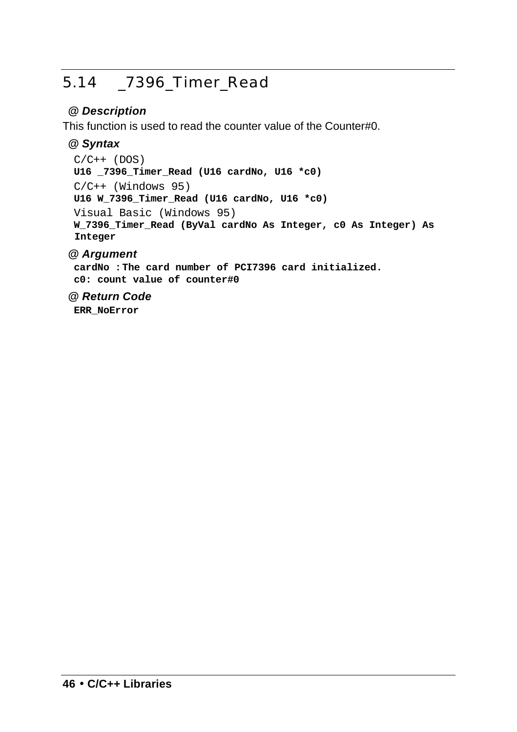## 5.14 _7396_Timer_Read

**@ *Description***

This function is used to read the counter value of the Counter#0.

**@ *Syntax***

C/C++ (DOS)

```
U16 _7396_Timer_Read (U16 cardNo, U16 *c0)
```

C/C++ (Windows 95)

```
U16 W_7396_Timer_Read (U16 cardNo, U16 *c0)
```

Visual Basic (Windows 95)

```
W_7396_Timer_Read (ByVal cardNo As Integer, c0 As Integer) As
Integer
```

**@ *Argument***

**cardNo : The card number of PCI7396 card initialized.**

**c0: count value of counter#0**

**@ *Return Code***

**ERR_NoError**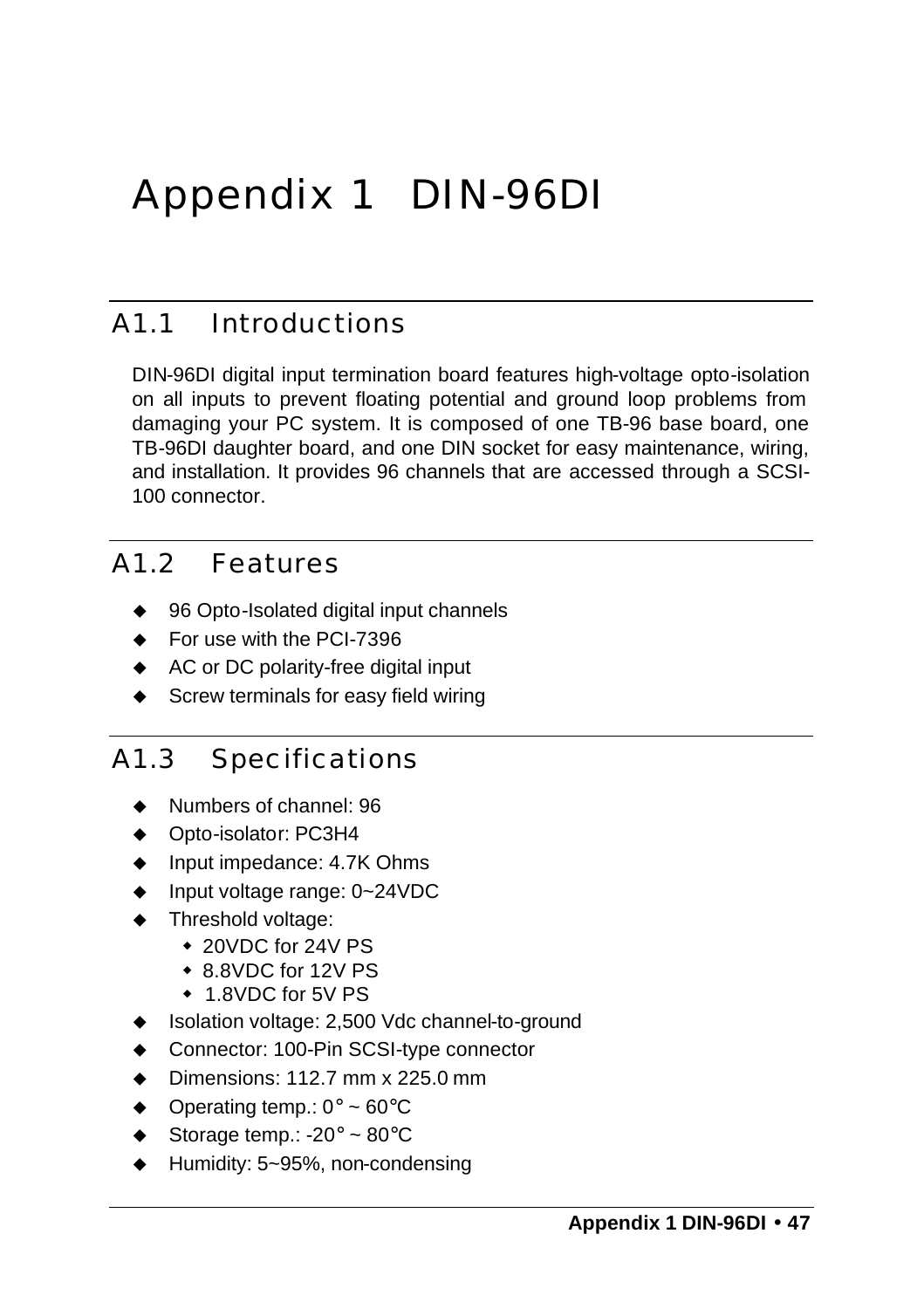# Appendix 1 DIN-96DI

## A1.1 Introductions

DIN-96DI digital input termination board features high-voltage opto-isolation on all inputs to prevent floating potential and ground loop problems from damaging your PC system. It is composed of one TB-96 base board, one TB-96DI daughter board, and one DIN socket for easy maintenance, wiring, and installation. It provides 96 channels that are accessed through a SCSI-100 connector.

## A1.2 Features

- 96 Opto-Isolated digital input channels
- For use with the PCI-7396
- AC or DC polarity-free digital input
- Screw terminals for easy field wiring

## A1.3 Specifications

- Numbers of channel: 96
- Opto-isolator: PC3H4
- Input impedance: 4.7K Ohms
- Input voltage range: 0~24VDC
- Threshold voltage:
  - 20VDC for 24V PS
  - 8.8VDC for 12V PS
  - 1.8VDC for 5V PS
- Isolation voltage: 2,500 Vdc channel-to-ground
- Connector: 100-Pin SCSI-type connector
- Dimensions: 112.7 mm x 225.0 mm
- Operating temp.: 0° ~ 60°C
- Storage temp.: -20° ~ 80°C
- Humidity: 5~95%, non-condensing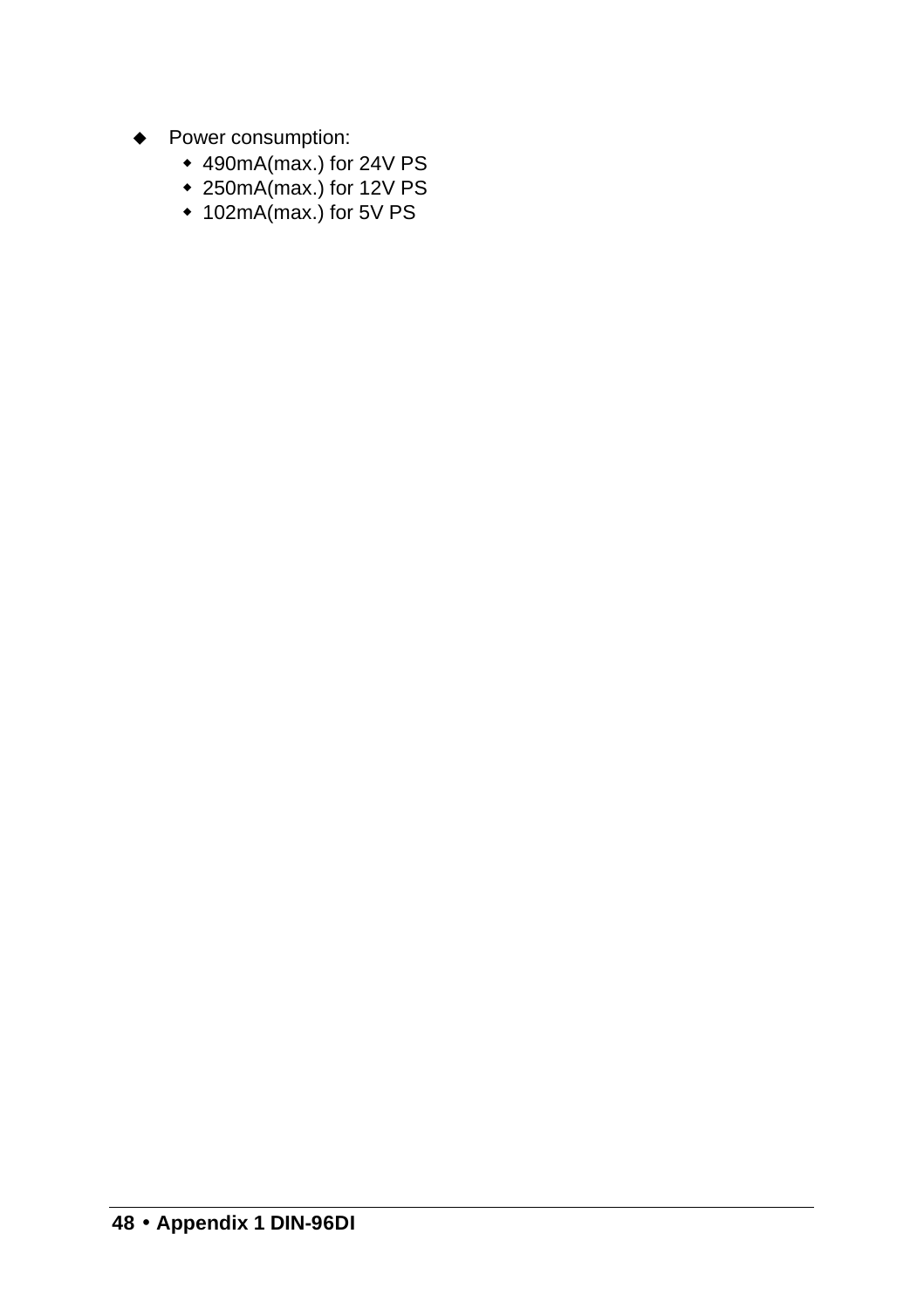- Power consumption:
  - 490mA(max.) for 24V PS
  - 250mA(max.) for 12V PS
  - 102mA(max.) for 5V PS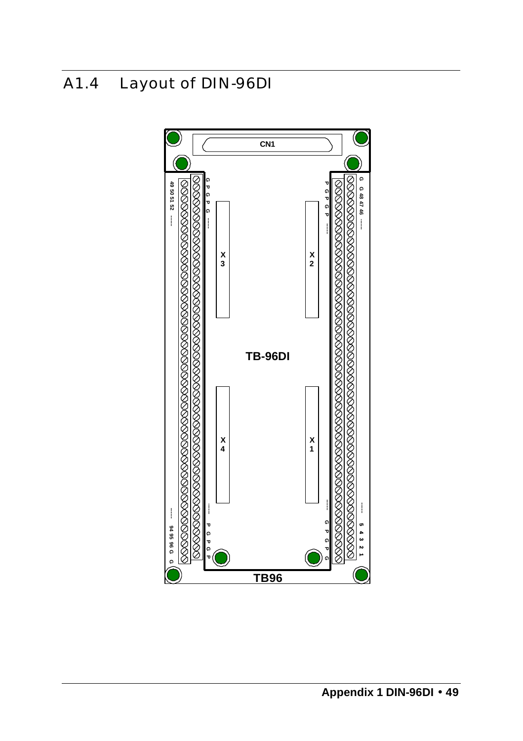## A1.4 Layout of DIN-96DI

CN1

G P G P G ......

P G P G P ......

G G 48 47 46 ......

49 50 51 52 ......

X 3

X 2

TB-96DI

X 4

X 1

...... P G P G P

...... G P G P G

...... 5 4 3 2 1

...... 94 95 96 G G

TB96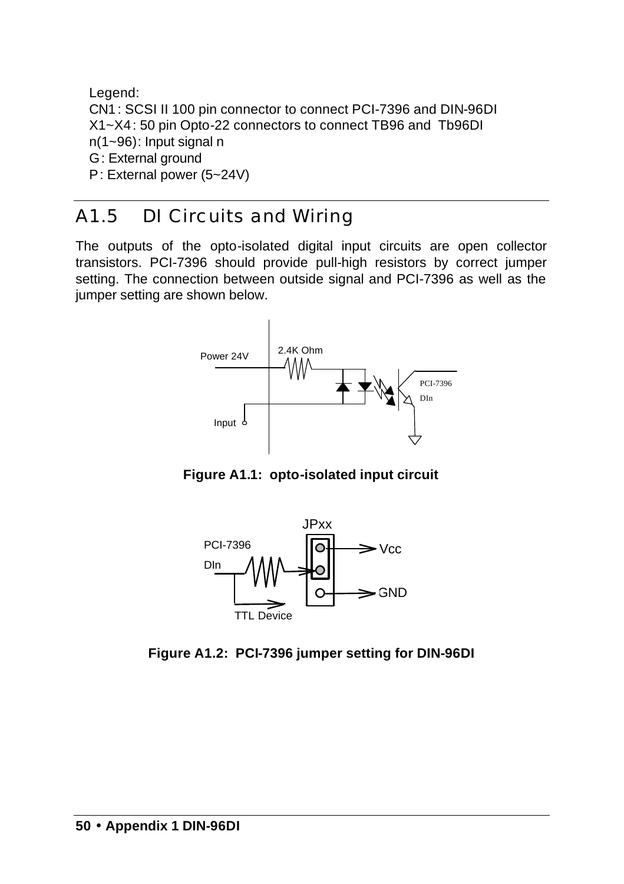Legend:

CN1 : SCSI II 100 pin connector to connect PCI-7396 and DIN-96DI

X1~X4 : 50 pin Opto-22 connectors to connect TB96 and Tb96DI

n(1~96) : Input signal n

G : External ground

P : External power (5~24V)

## A1.5 DI Circuits and Wiring

The outputs of the opto-isolated digital input circuits are open collector transistors. PCI-7396 should provide pull-high resistors by correct jumper setting. The connection between outside signal and PCI-7396 as well as the jumper setting are shown below.

Power 24V
2.4K Ohm
PCI-7396
DIn
Input

**Figure A1.1: opto-isolated input circuit**

JPxx
PCI-7396
DIn
Vcc
GND
TTL Device

**Figure A1.2: PCI-7396 jumper setting for DIN-96DI**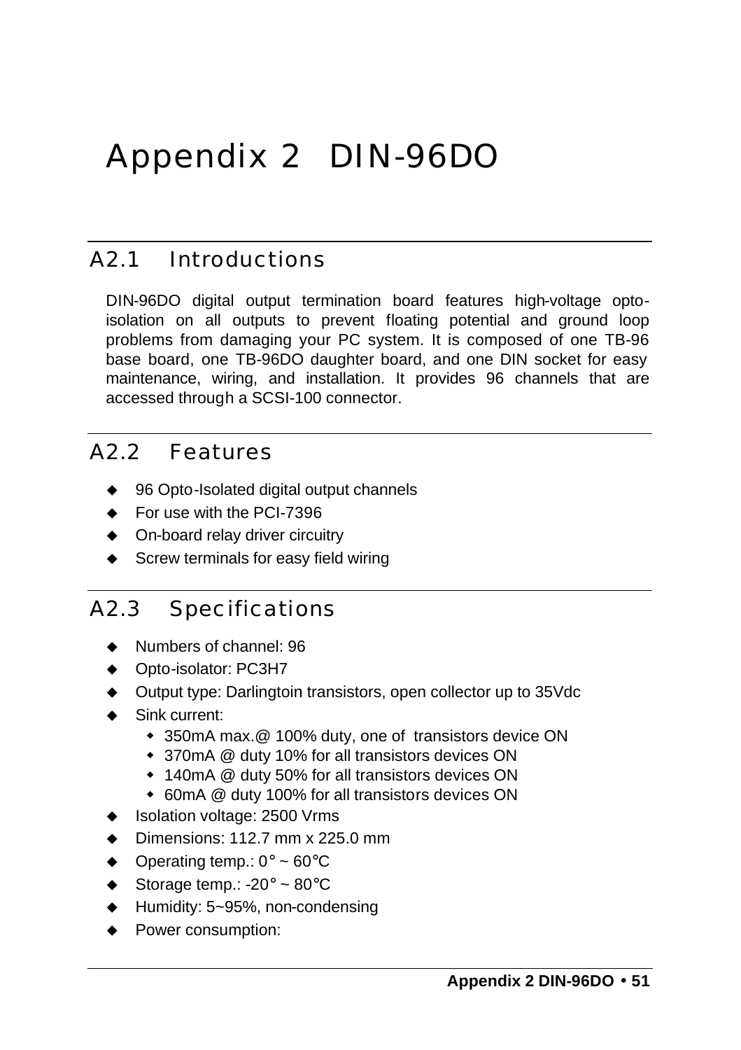# Appendix 2 DIN-96DO

## A2.1 Introductions

DIN-96DO digital output termination board features high-voltage opto-isolation on all outputs to prevent floating potential and ground loop problems from damaging your PC system. It is composed of one TB-96 base board, one TB-96DO daughter board, and one DIN socket for easy maintenance, wiring, and installation. It provides 96 channels that are accessed through a SCSI-100 connector.

## A2.2 Features

- 96 Opto-Isolated digital output channels
- For use with the PCI-7396
- On-board relay driver circuitry
- Screw terminals for easy field wiring

## A2.3 Specifications

- Numbers of channel: 96
- Opto-isolator: PC3H7
- Output type: Darlingtoin transistors, open collector up to 35Vdc
- Sink current:
  - 350mA max.@ 100% duty, one of transistors device ON
  - 370mA @ duty 10% for all transistors devices ON
  - 140mA @ duty 50% for all transistors devices ON
  - 60mA @ duty 100% for all transistors devices ON
- Isolation voltage: 2500 Vrms
- Dimensions: 112.7 mm x 225.0 mm
- Operating temp.: 0° ~ 60°C
- Storage temp.: -20° ~ 80°C
- Humidity: 5~95%, non-condensing
- Power consumption: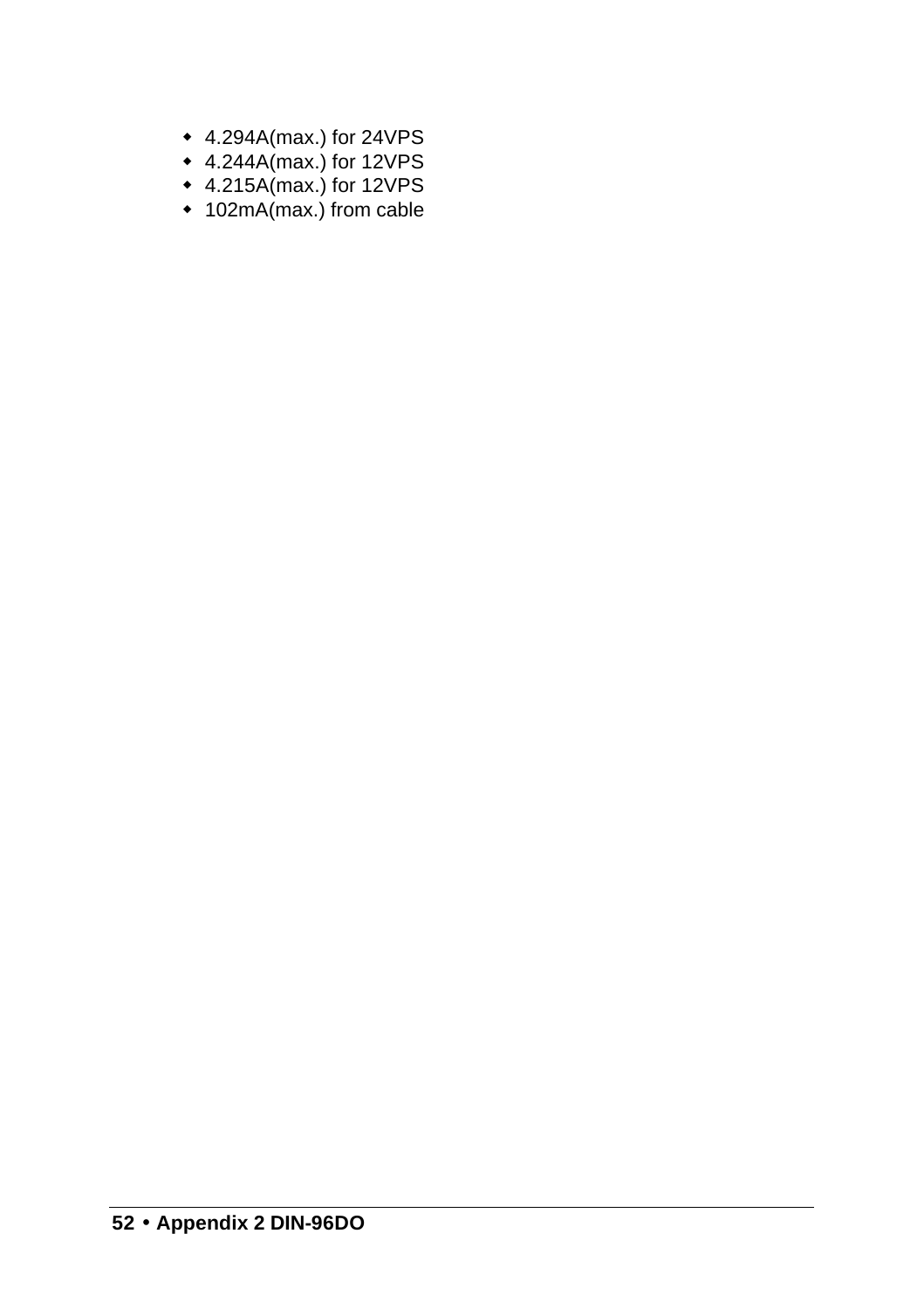- 4.294A(max.) for 24VPS
- 4.244A(max.) for 12VPS
- 4.215A(max.) for 12VPS
- 102mA(max.) from cable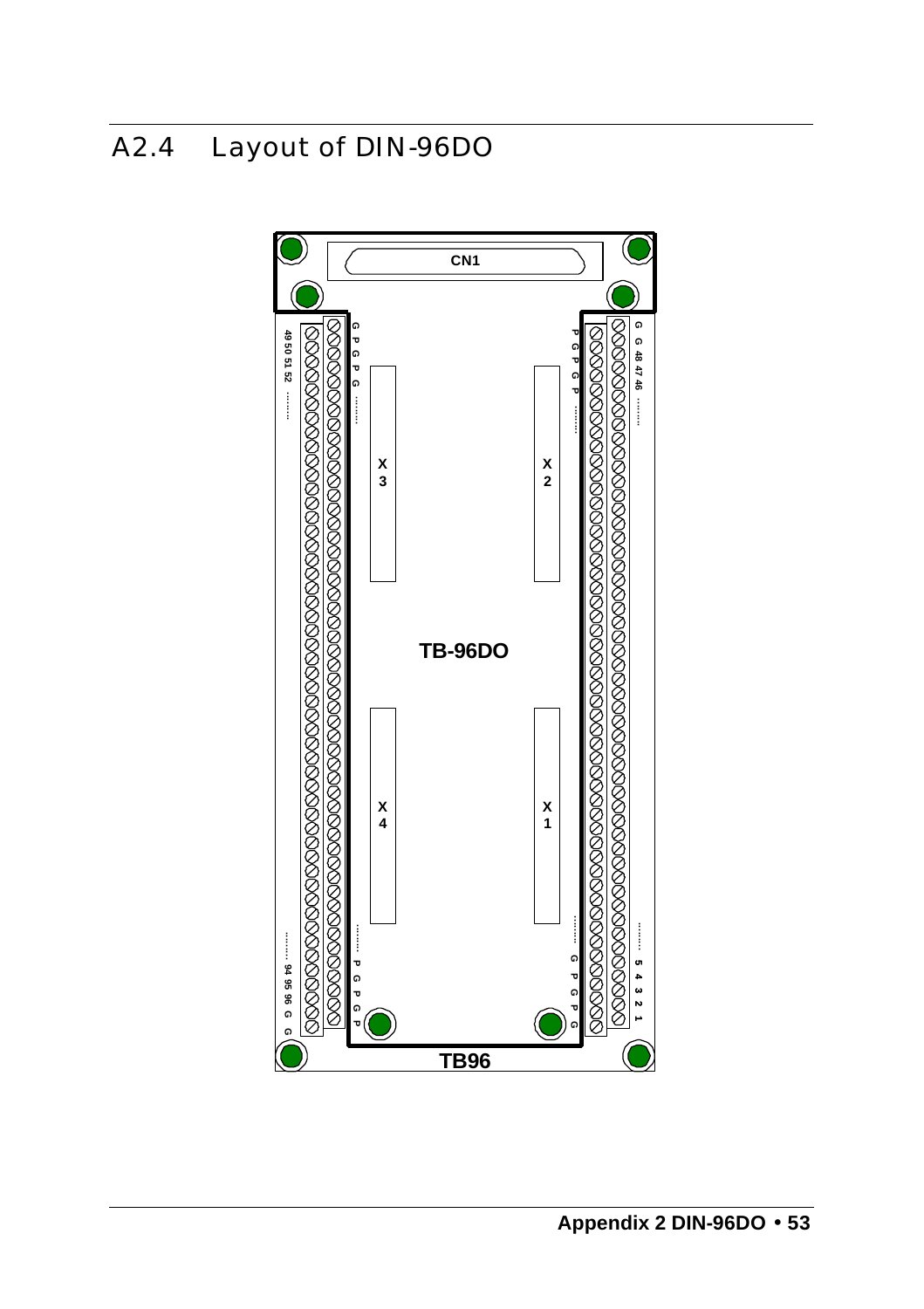## A2.4 Layout of DIN-96DO

CN1

G P G P G .........

P G P G P .........

G G 48 47 46 .........

49 50 51 52 .........

X 3

X 2

TB-96DO

X 4

X 1

......... P G P G P

......... G P G P G

......... 5 4 3 2 1

......... 94 95 96 G G

TB96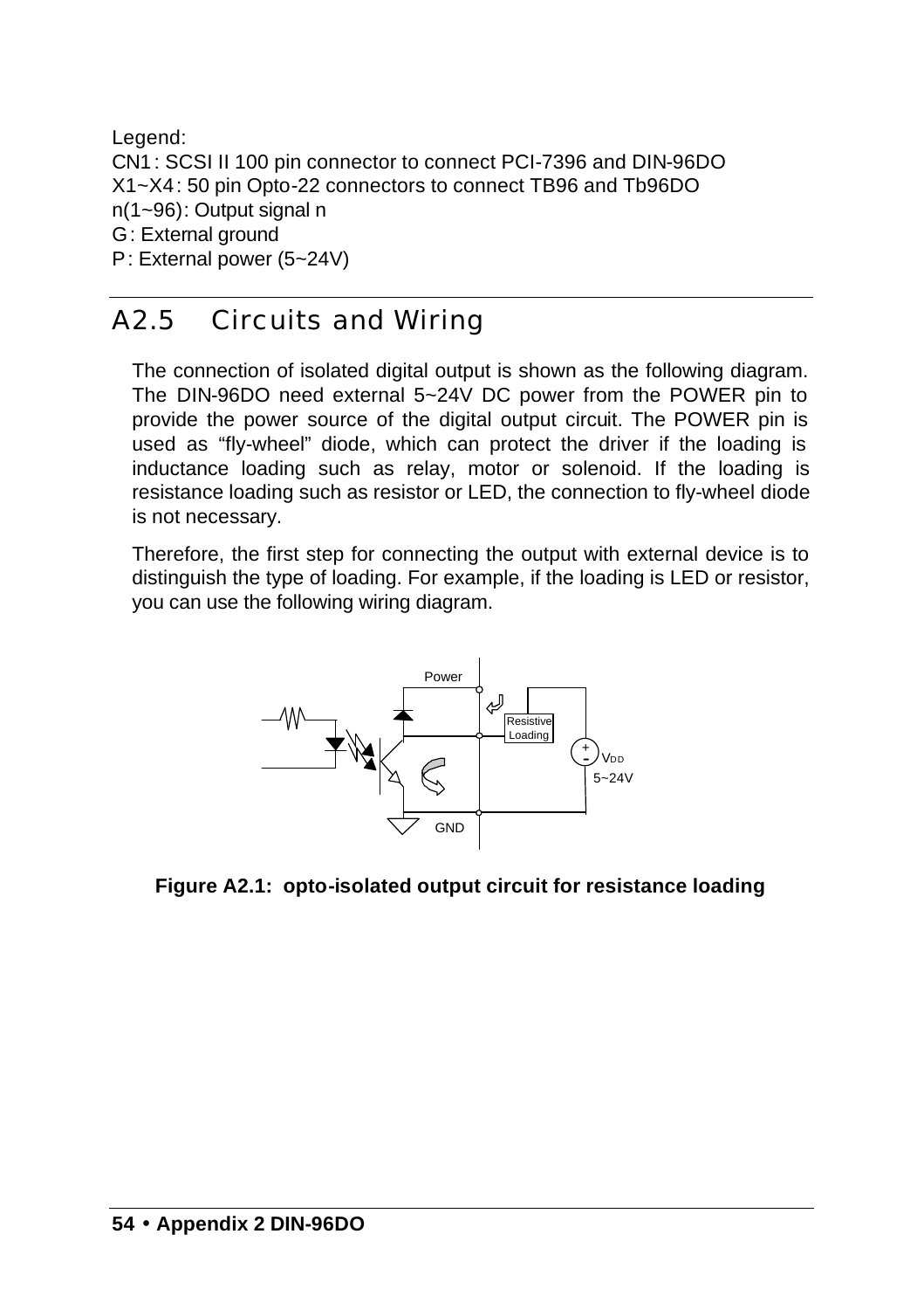Legend:

CN1: SCSI II 100 pin connector to connect PCI-7396 and DIN-96DO
X1~X4: 50 pin Opto-22 connectors to connect TB96 and Tb96DO
n(1~96): Output signal n
G: External ground
P: External power (5~24V)

## A2.5 Circuits and Wiring

The connection of isolated digital output is shown as the following diagram. The DIN-96DO need external 5~24V DC power from the POWER pin to provide the power source of the digital output circuit. The POWER pin is used as "fly-wheel" diode, which can protect the driver if the loading is inductance loading such as relay, motor or solenoid. If the loading is resistance loading such as resistor or LED, the connection to fly-wheel diode is not necessary.

Therefore, the first step for connecting the output with external device is to distinguish the type of loading. For example, if the loading is LED or resistor, you can use the following wiring diagram.

Power
Resistive Loading
+
-
$V_{DD}$
5~24V
GND

**Figure A2.1: opto-isolated output circuit for resistance loading**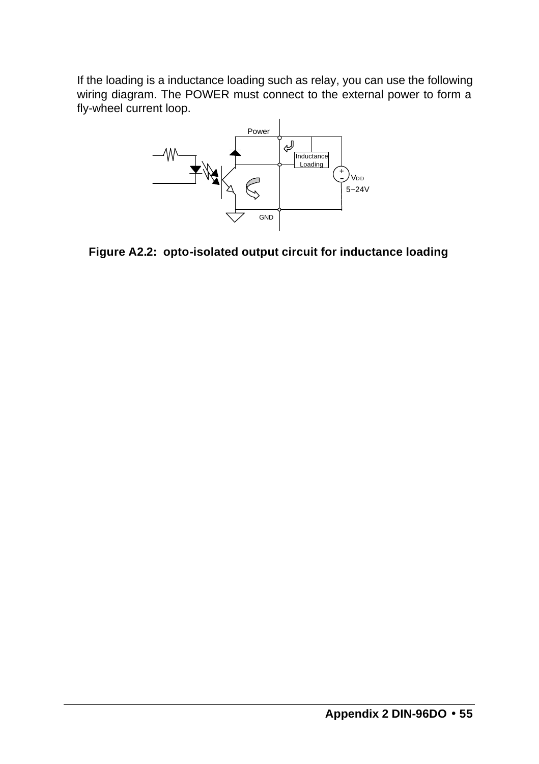If the loading is a inductance loading such as relay, you can use the following wiring diagram. The POWER must connect to the external power to form a fly-wheel current loop.

**Figure A2.2: opto-isolated output circuit for inductance loading**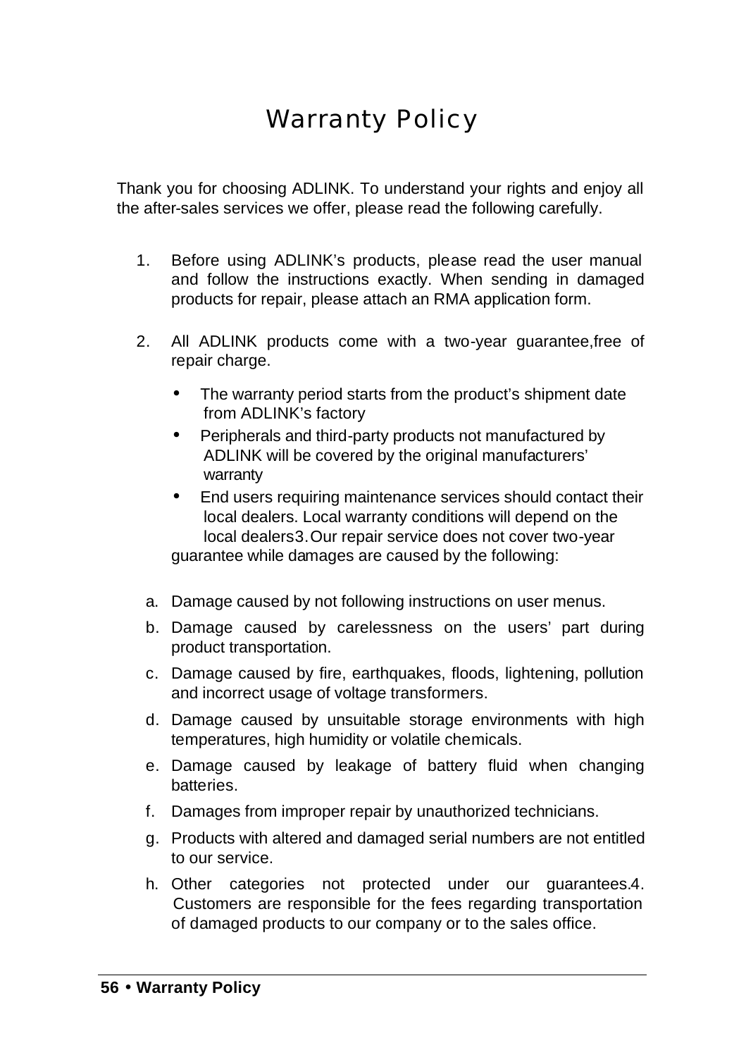# Warranty Policy

Thank you for choosing ADLINK. To understand your rights and enjoy all the after-sales services we offer, please read the following carefully.

1. Before using ADLINK's products, please read the user manual and follow the instructions exactly. When sending in damaged products for repair, please attach an RMA application form.

2. All ADLINK products come with a two-year guarantee,free of repair charge.

   - The warranty period starts from the product's shipment date from ADLINK's factory
   - Peripherals and third-party products not manufactured by ADLINK will be covered by the original manufacturers' warranty
   - End users requiring maintenance services should contact their local dealers. Local warranty conditions will depend on the local dealers3. Our repair service does not cover two-year guarantee while damages are caused by the following:

   a. Damage caused by not following instructions on user menus.

   b. Damage caused by carelessness on the users' part during product transportation.

   c. Damage caused by fire, earthquakes, floods, lightening, pollution and incorrect usage of voltage transformers.

   d. Damage caused by unsuitable storage environments with high temperatures, high humidity or volatile chemicals.

   e. Damage caused by leakage of battery fluid when changing batteries.

   f. Damages from improper repair by unauthorized technicians.

   g. Products with altered and damaged serial numbers are not entitled to our service.

   h. Other categories not protected under our guarantees.4. Customers are responsible for the fees regarding transportation of damaged products to our company or to the sales office.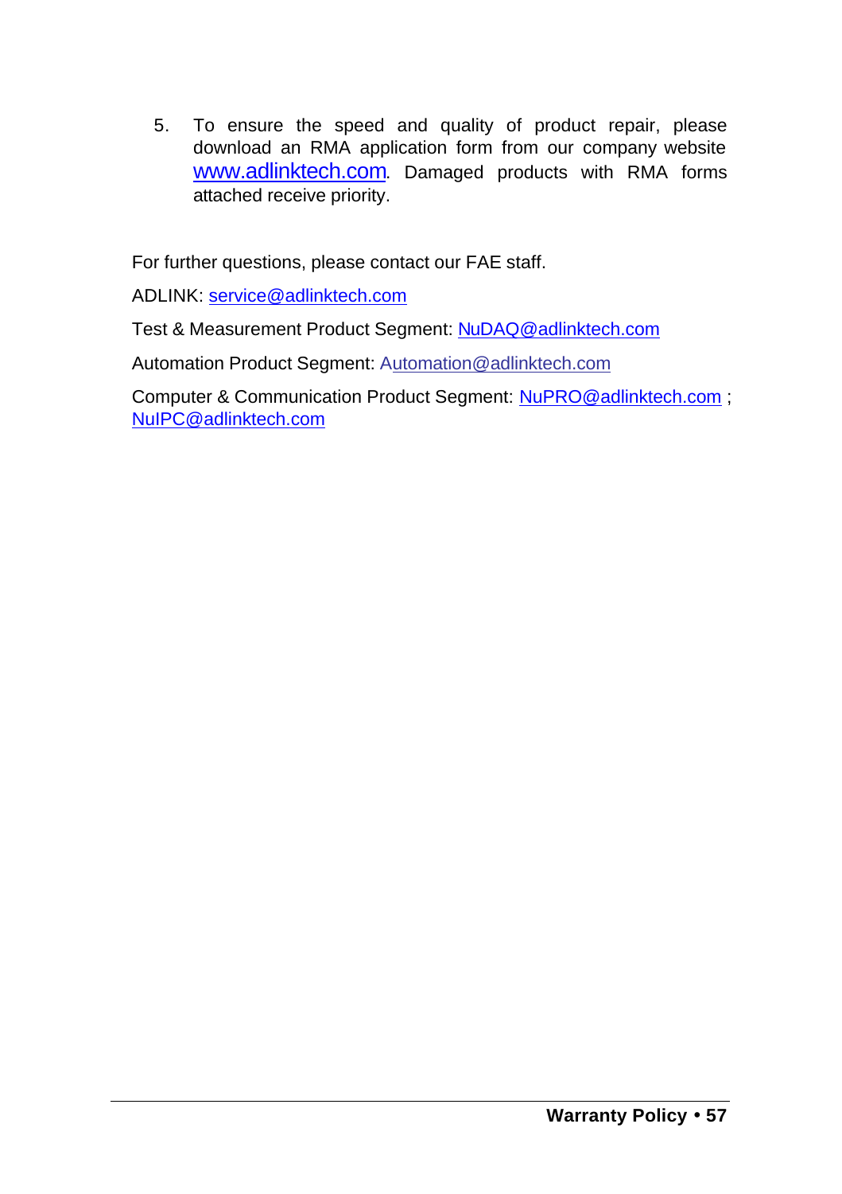5. To ensure the speed and quality of product repair, please download an RMA application form from our company website www.adlinktech.com. Damaged products with RMA forms attached receive priority.

For further questions, please contact our FAE staff.

ADLINK: service@adlinktech.com

Test & Measurement Product Segment: NuDAQ@adlinktech.com

Automation Product Segment: Automation@adlinktech.com

Computer & Communication Product Segment: NuPRO@adlinktech.com ; NuIPC@adlinktech.com